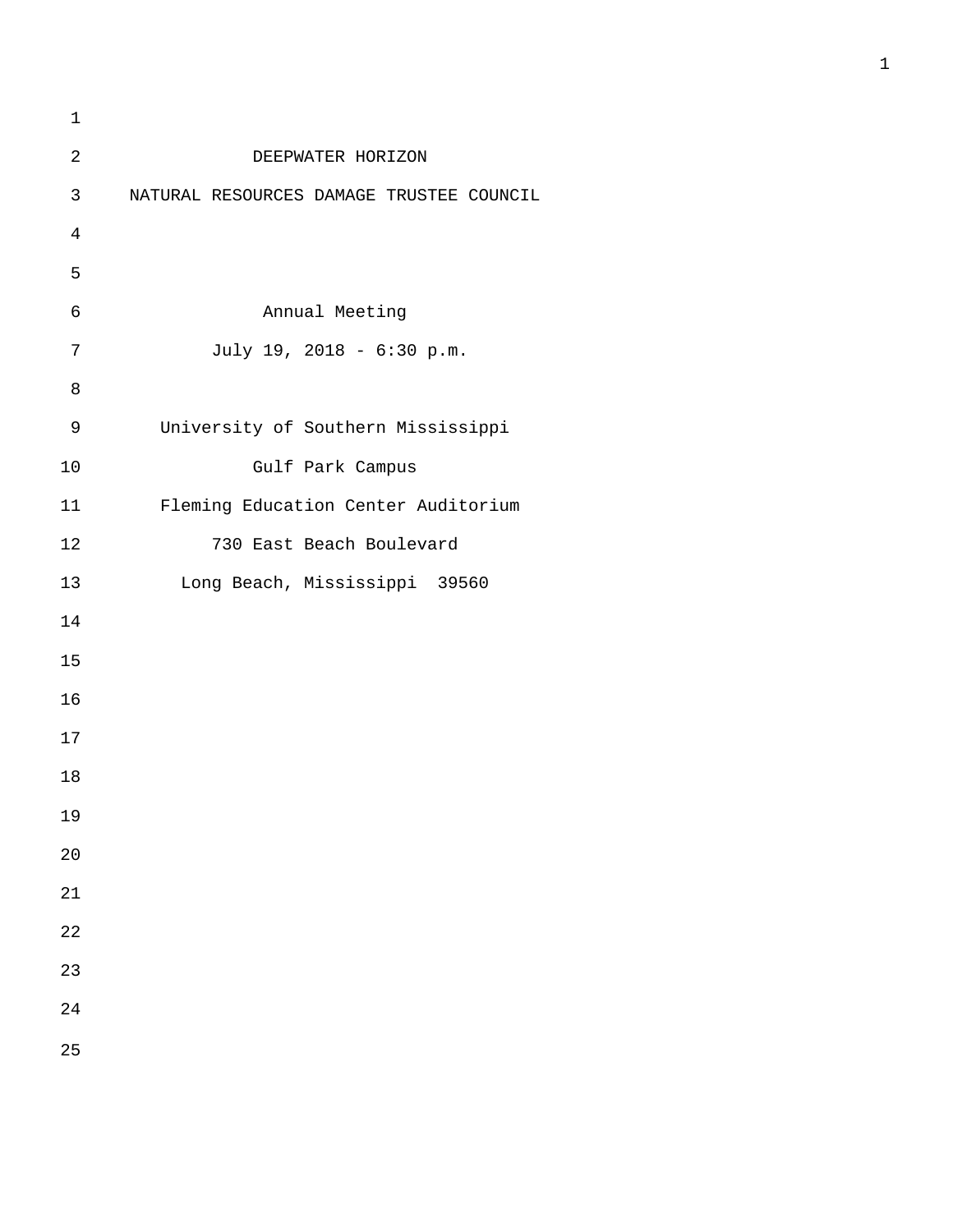# DEEPWATER HORIZON

# NATURAL RESOURCES DAMAGE TRUSTEE COUNCIL

## Annual Meeting

July 19, 2018 - 6:30 p.m.

University of Southern Mississippi

Gulf Park Campus

Fleming Education Center Auditorium

730 East Beach Boulevard

Long Beach, Mississippi 39560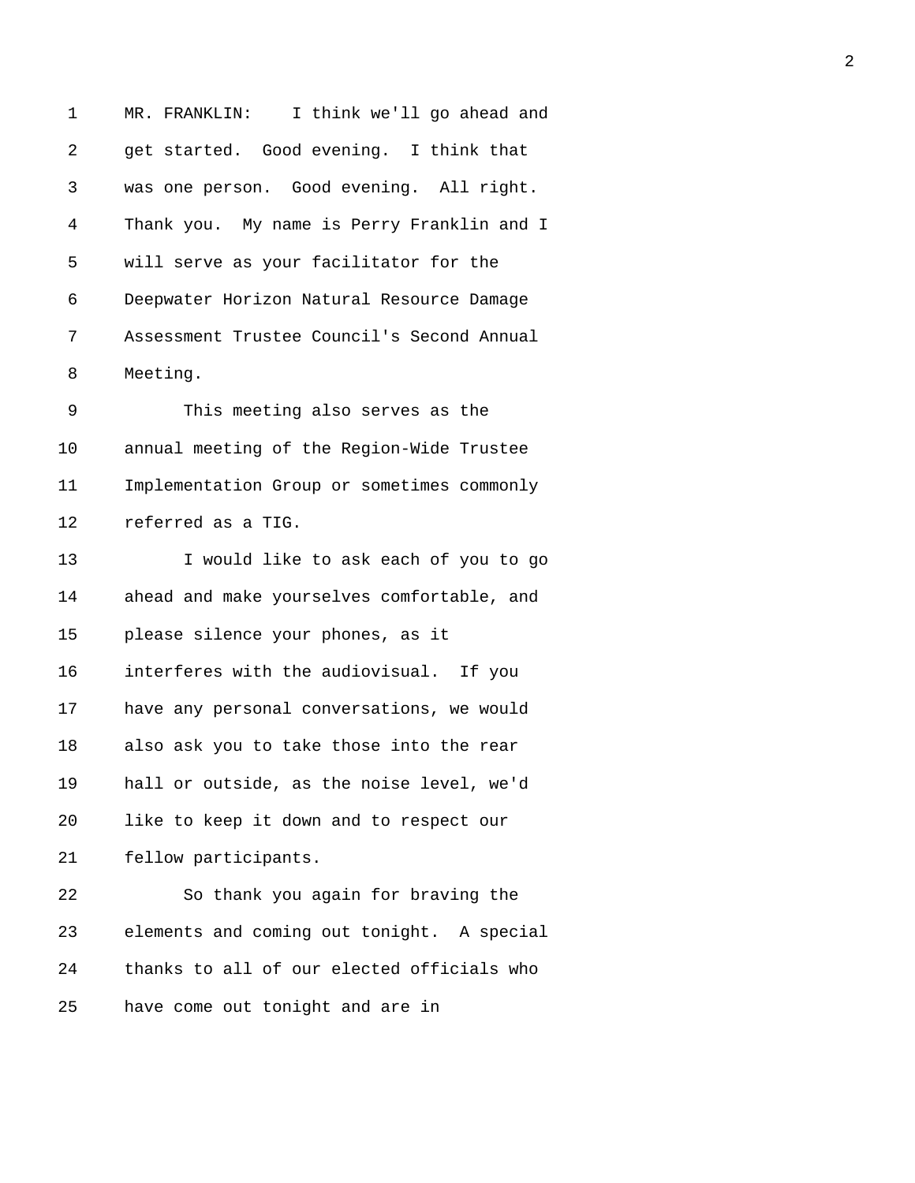MR. FRANKLIN: I think we'll go ahead and get started. Good evening. I think that was one person. Good evening. All right. Thank you. My name is Perry Franklin and I will serve as your facilitator for the Deepwater Horizon Natural Resource Damage Assessment Trustee Council's Second Annual Meeting.

This meeting also serves as the annual meeting of the Region-Wide Trustee Implementation Group or sometimes commonly referred as a TIG.

I would like to ask each of you to go ahead and make yourselves comfortable, and please silence your phones, as it interferes with the audiovisual. If you have any personal conversations, we would also ask you to take those into the rear hall or outside, as the noise level, we'd like to keep it down and to respect our fellow participants.

So thank you again for braving the elements and coming out tonight. A special thanks to all of our elected officials who have come out tonight and are in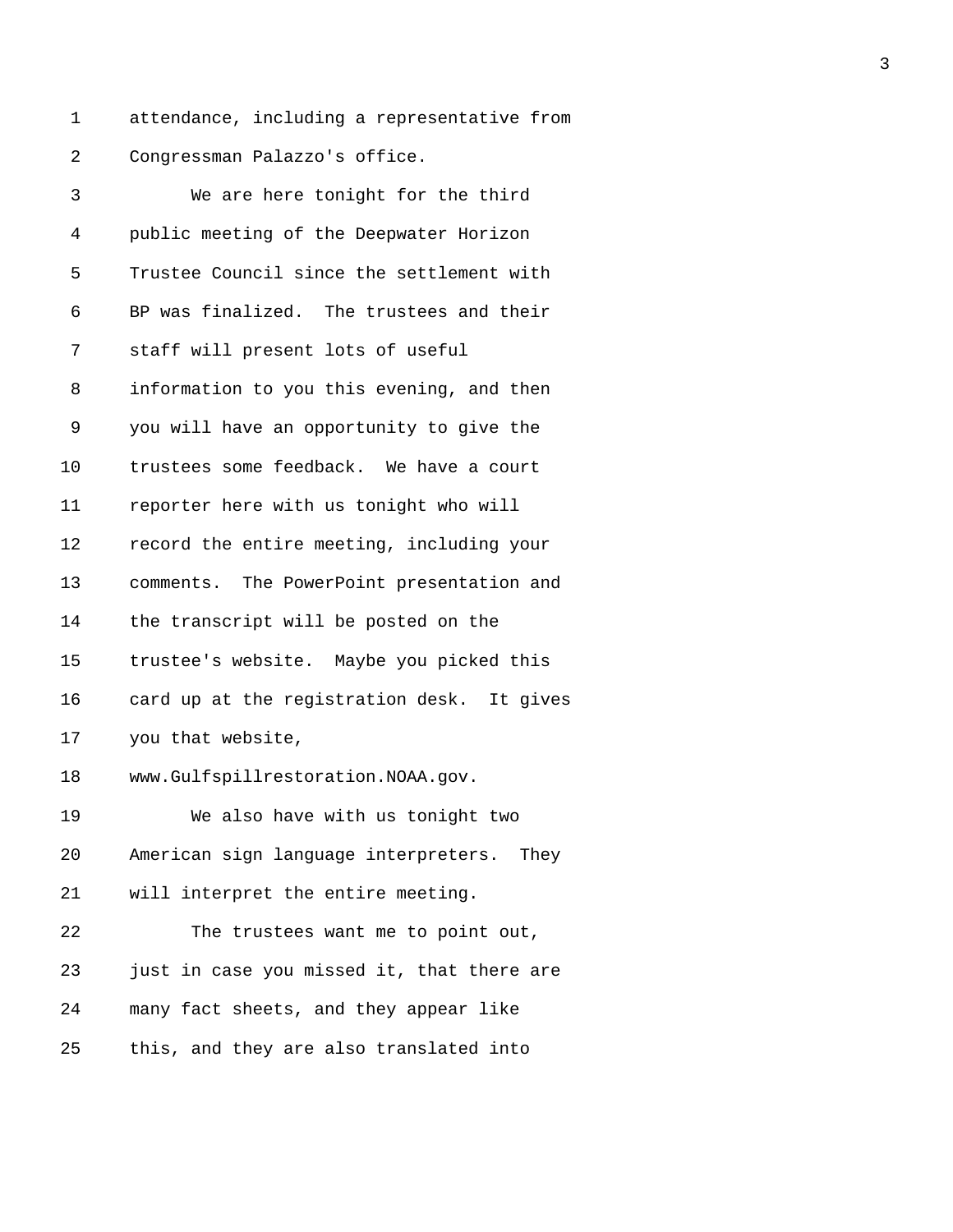attendance, including a representative from Congressman Palazzo's office.

We are here tonight for the third public meeting of the Deepwater Horizon Trustee Council since the settlement with BP was finalized. The trustees and their staff will present lots of useful information to you this evening, and then you will have an opportunity to give the trustees some feedback. We have a court reporter here with us tonight who will record the entire meeting, including your comments. The PowerPoint presentation and the transcript will be posted on the trustee's website. Maybe you picked this card up at the registration desk. It gives you that website, www.Gulfspillrestoration.NOAA.gov.

We also have with us tonight two American sign language interpreters. They will interpret the entire meeting.

The trustees want me to point out, just in case you missed it, that there are many fact sheets, and they appear like this, and they are also translated into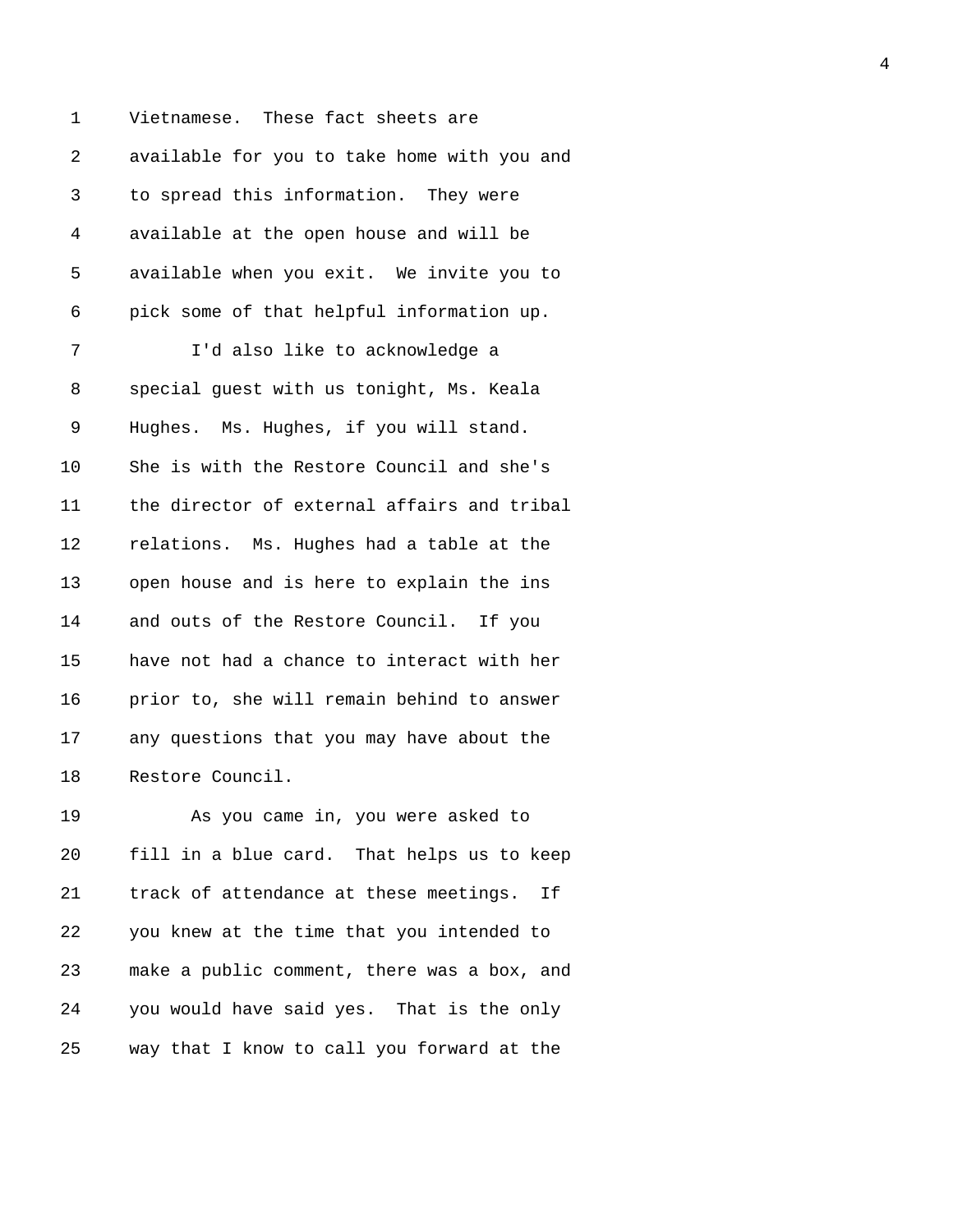Vietnamese. These fact sheets are available for you to take home with you and to spread this information. They were available at the open house and will be available when you exit. We invite you to pick some of that helpful information up.

I'd also like to acknowledge a special guest with us tonight, Ms. Keala Hughes. Ms. Hughes, if you will stand. She is with the Restore Council and she's the director of external affairs and tribal relations. Ms. Hughes had a table at the open house and is here to explain the ins and outs of the Restore Council. If you have not had a chance to interact with her prior to, she will remain behind to answer any questions that you may have about the Restore Council.

As you came in, you were asked to fill in a blue card. That helps us to keep track of attendance at these meetings. If you knew at the time that you intended to make a public comment, there was a box, and you would have said yes. That is the only way that I know to call you forward at the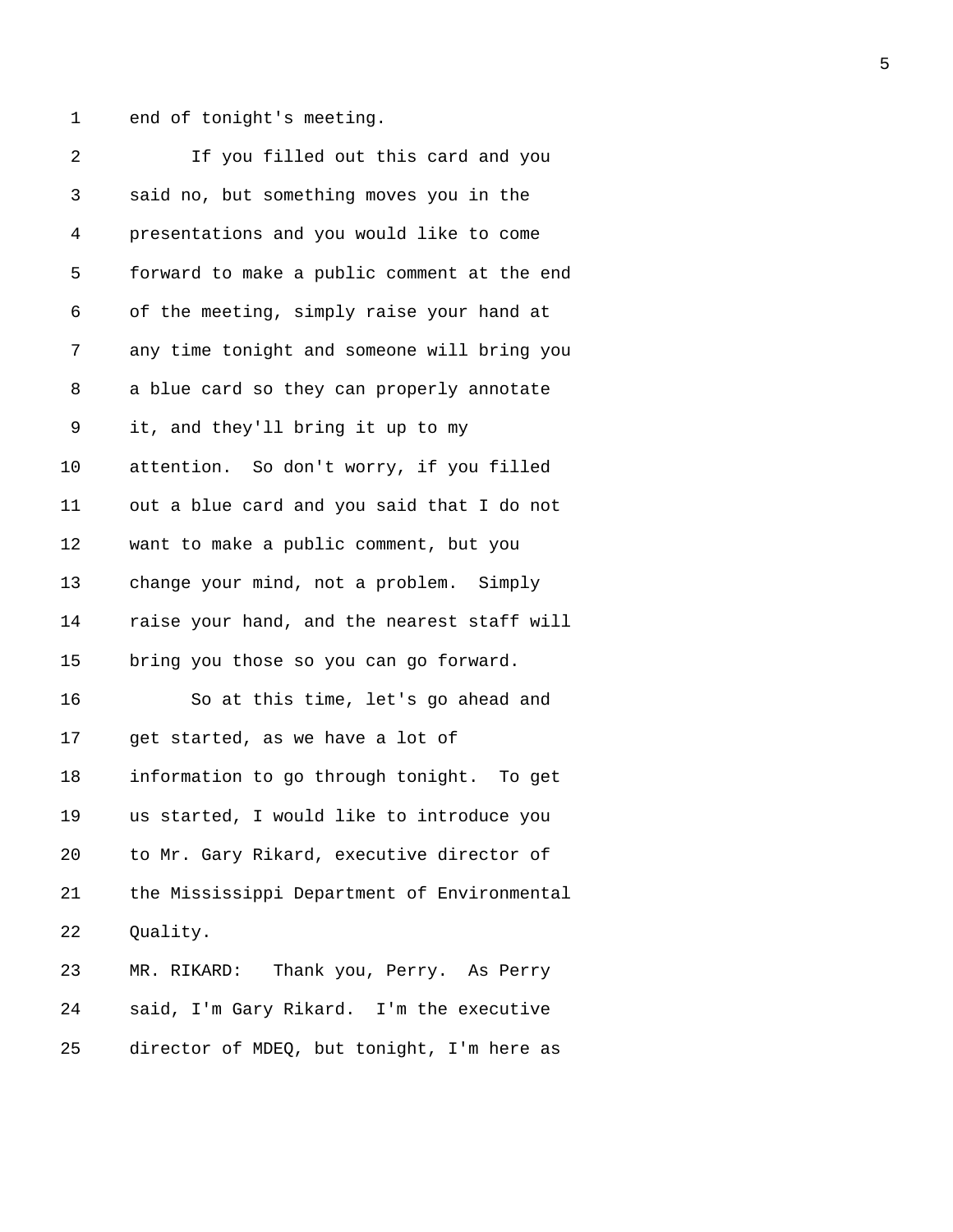end of tonight's meeting.

If you filled out this card and you said no, but something moves you in the presentations and you would like to come forward to make a public comment at the end of the meeting, simply raise your hand at any time tonight and someone will bring you a blue card so they can properly annotate it, and they'll bring it up to my attention. So don't worry, if you filled out a blue card and you said that I do not want to make a public comment, but you change your mind, not a problem. Simply raise your hand, and the nearest staff will bring you those so you can go forward.

So at this time, let's go ahead and get started, as we have a lot of information to go through tonight. To get us started, I would like to introduce you to Mr. Gary Rikard, executive director of the Mississippi Department of Environmental Quality.

MR. RIKARD: Thank you, Perry. As Perry said, I'm Gary Rikard. I'm the executive director of MDEQ, but tonight, I'm here as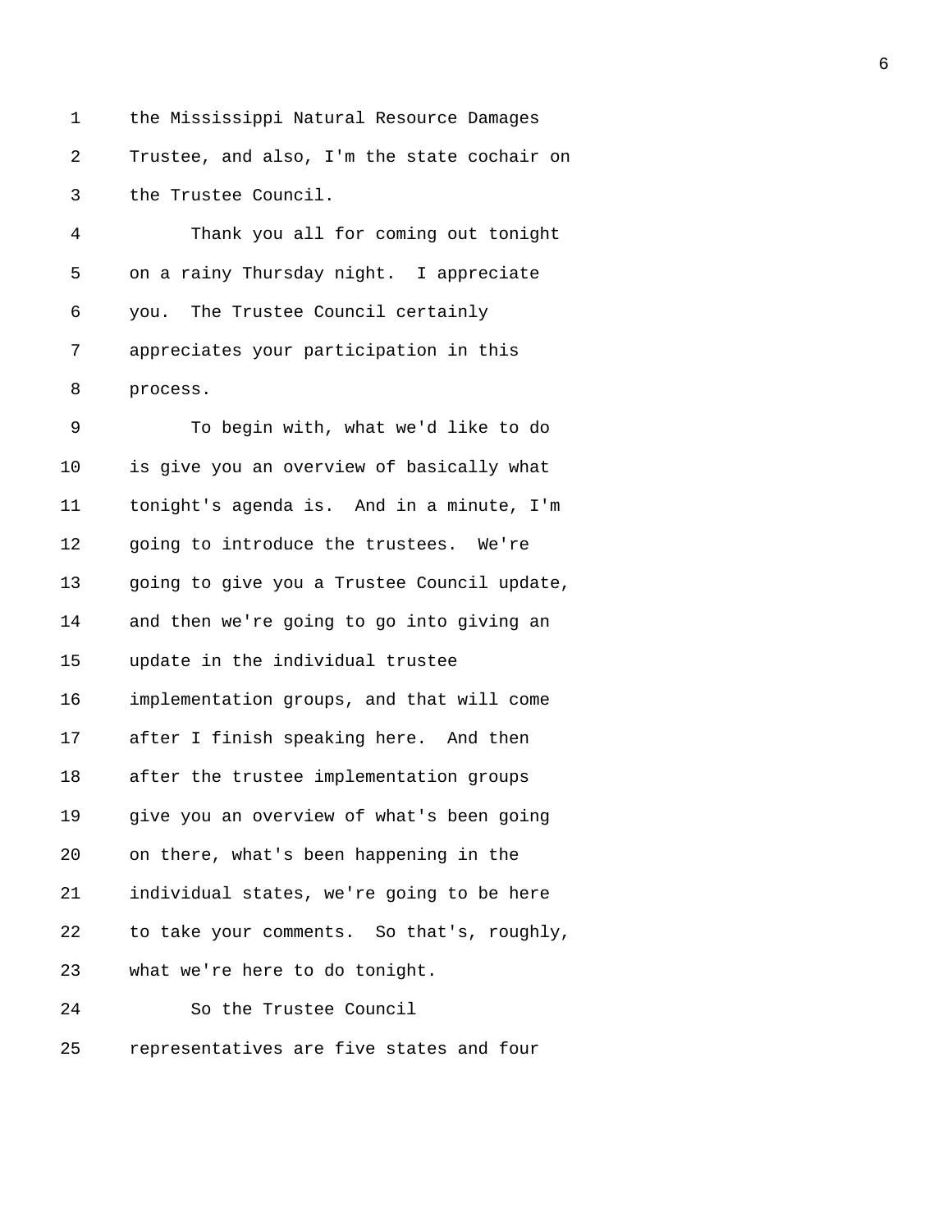the Mississippi Natural Resource Damages Trustee, and also, I'm the state cochair on the Trustee Council.

Thank you all for coming out tonight on a rainy Thursday night. I appreciate you. The Trustee Council certainly appreciates your participation in this process.

To begin with, what we'd like to do is give you an overview of basically what tonight's agenda is. And in a minute, I'm going to introduce the trustees. We're going to give you a Trustee Council update, and then we're going to go into giving an update in the individual trustee implementation groups, and that will come after I finish speaking here. And then after the trustee implementation groups give you an overview of what's been going on there, what's been happening in the individual states, we're going to be here to take your comments. So that's, roughly, what we're here to do tonight.

So the Trustee Council representatives are five states and four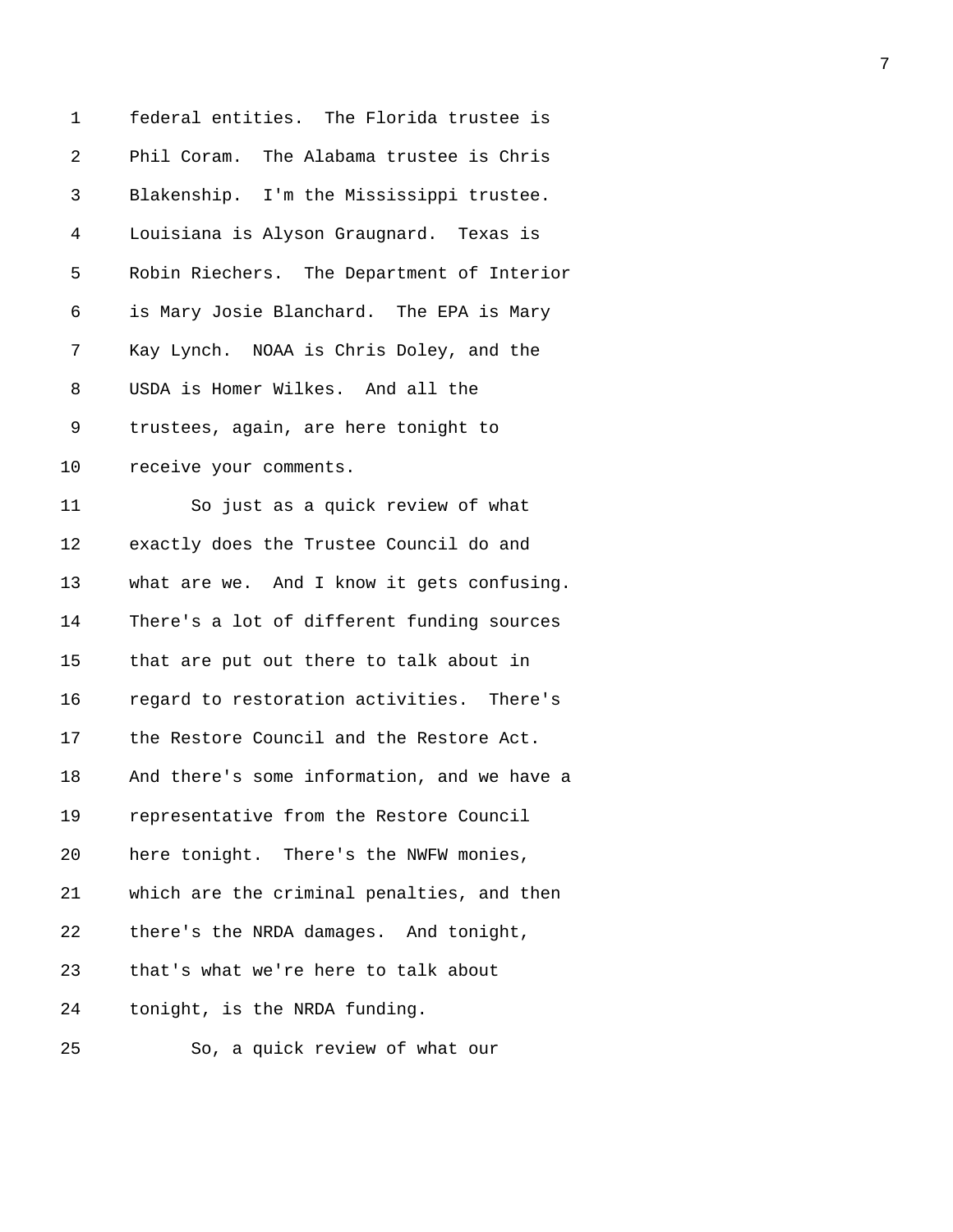federal entities. The Florida trustee is Phil Coram. The Alabama trustee is Chris Blakenship. I'm the Mississippi trustee. Louisiana is Alyson Graugnard. Texas is Robin Riechers. The Department of Interior is Mary Josie Blanchard. The EPA is Mary Kay Lynch. NOAA is Chris Doley, and the USDA is Homer Wilkes. And all the trustees, again, are here tonight to receive your comments.

So just as a quick review of what exactly does the Trustee Council do and what are we. And I know it gets confusing. There's a lot of different funding sources that are put out there to talk about in regard to restoration activities. There's the Restore Council and the Restore Act. And there's some information, and we have a representative from the Restore Council here tonight. There's the NWFW monies, which are the criminal penalties, and then there's the NRDA damages. And tonight, that's what we're here to talk about tonight, is the NRDA funding.

So, a quick review of what our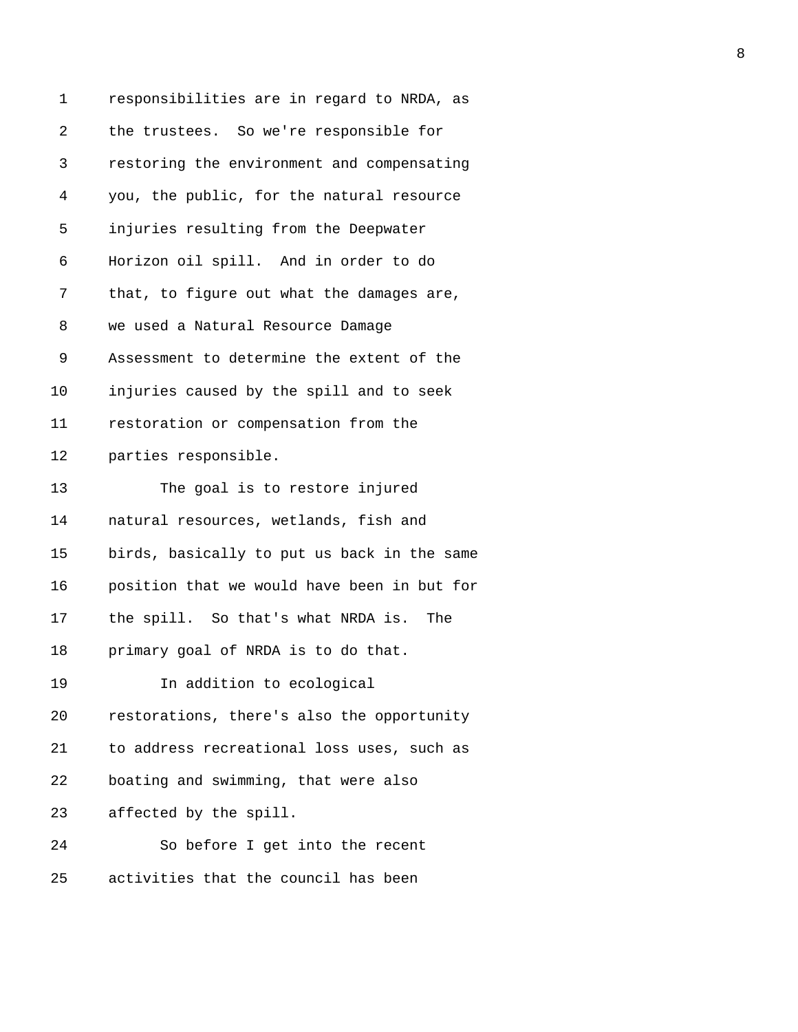responsibilities are in regard to NRDA, as the trustees. So we're responsible for restoring the environment and compensating you, the public, for the natural resource injuries resulting from the Deepwater Horizon oil spill. And in order to do that, to figure out what the damages are, we used a Natural Resource Damage Assessment to determine the extent of the injuries caused by the spill and to seek restoration or compensation from the parties responsible.

The goal is to restore injured natural resources, wetlands, fish and birds, basically to put us back in the same position that we would have been in but for the spill. So that's what NRDA is. The primary goal of NRDA is to do that.

In addition to ecological restorations, there's also the opportunity to address recreational loss uses, such as boating and swimming, that were also affected by the spill.

So before I get into the recent activities that the council has been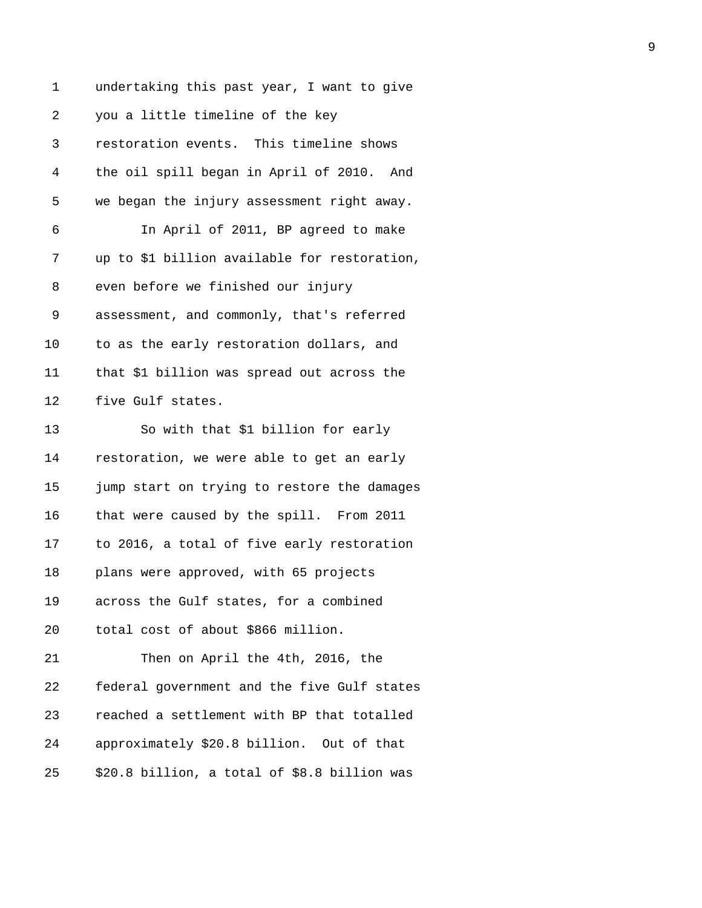undertaking this past year, I want to give you a little timeline of the key restoration events. This timeline shows the oil spill began in April of 2010. And we began the injury assessment right away.

In April of 2011, BP agreed to make up to $1 billion available for restoration, even before we finished our injury assessment, and commonly, that's referred to as the early restoration dollars, and that $1 billion was spread out across the five Gulf states.

So with that $1 billion for early restoration, we were able to get an early jump start on trying to restore the damages that were caused by the spill. From 2011 to 2016, a total of five early restoration plans were approved, with 65 projects across the Gulf states, for a combined total cost of about $866 million.

Then on April the 4th, 2016, the federal government and the five Gulf states reached a settlement with BP that totalled approximately $20.8 billion. Out of that $20.8 billion, a total of $8.8 billion was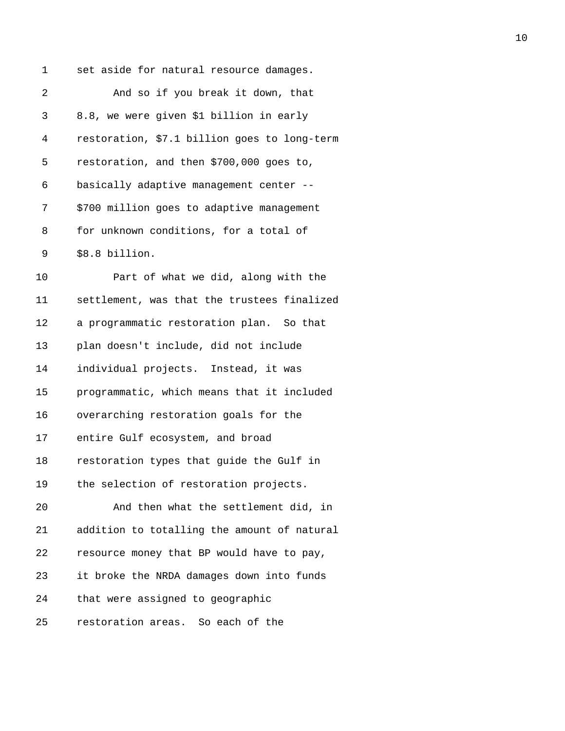set aside for natural resource damages.

And so if you break it down, that 8.8, we were given $1 billion in early restoration, $7.1 billion goes to long-term restoration, and then $700,000 goes to, basically adaptive management center -- $700 million goes to adaptive management for unknown conditions, for a total of $8.8 billion.

Part of what we did, along with the settlement, was that the trustees finalized a programmatic restoration plan. So that plan doesn't include, did not include individual projects. Instead, it was programmatic, which means that it included overarching restoration goals for the entire Gulf ecosystem, and broad restoration types that guide the Gulf in the selection of restoration projects.

And then what the settlement did, in addition to totalling the amount of natural resource money that BP would have to pay, it broke the NRDA damages down into funds that were assigned to geographic restoration areas. So each of the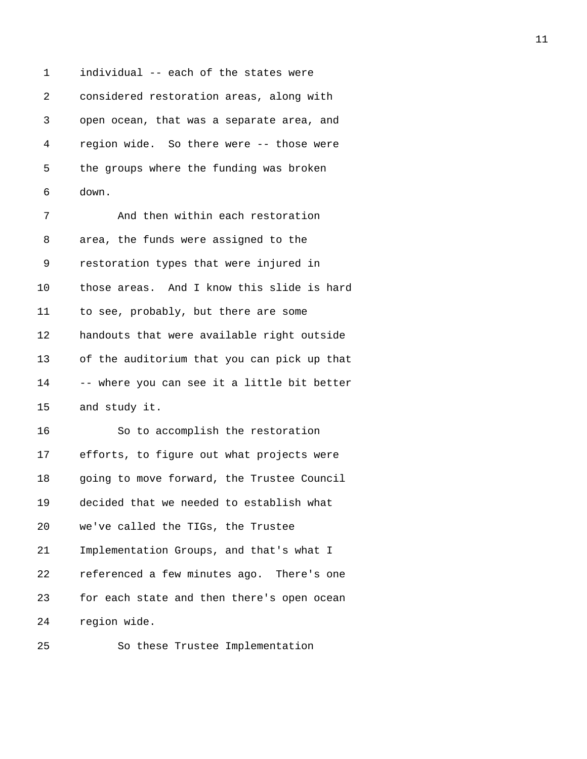individual -- each of the states were considered restoration areas, along with open ocean, that was a separate area, and region wide. So there were -- those were the groups where the funding was broken down.

And then within each restoration area, the funds were assigned to the restoration types that were injured in those areas. And I know this slide is hard to see, probably, but there are some handouts that were available right outside of the auditorium that you can pick up that -- where you can see it a little bit better and study it.

So to accomplish the restoration efforts, to figure out what projects were going to move forward, the Trustee Council decided that we needed to establish what we've called the TIGs, the Trustee Implementation Groups, and that's what I referenced a few minutes ago. There's one for each state and then there's open ocean region wide.

So these Trustee Implementation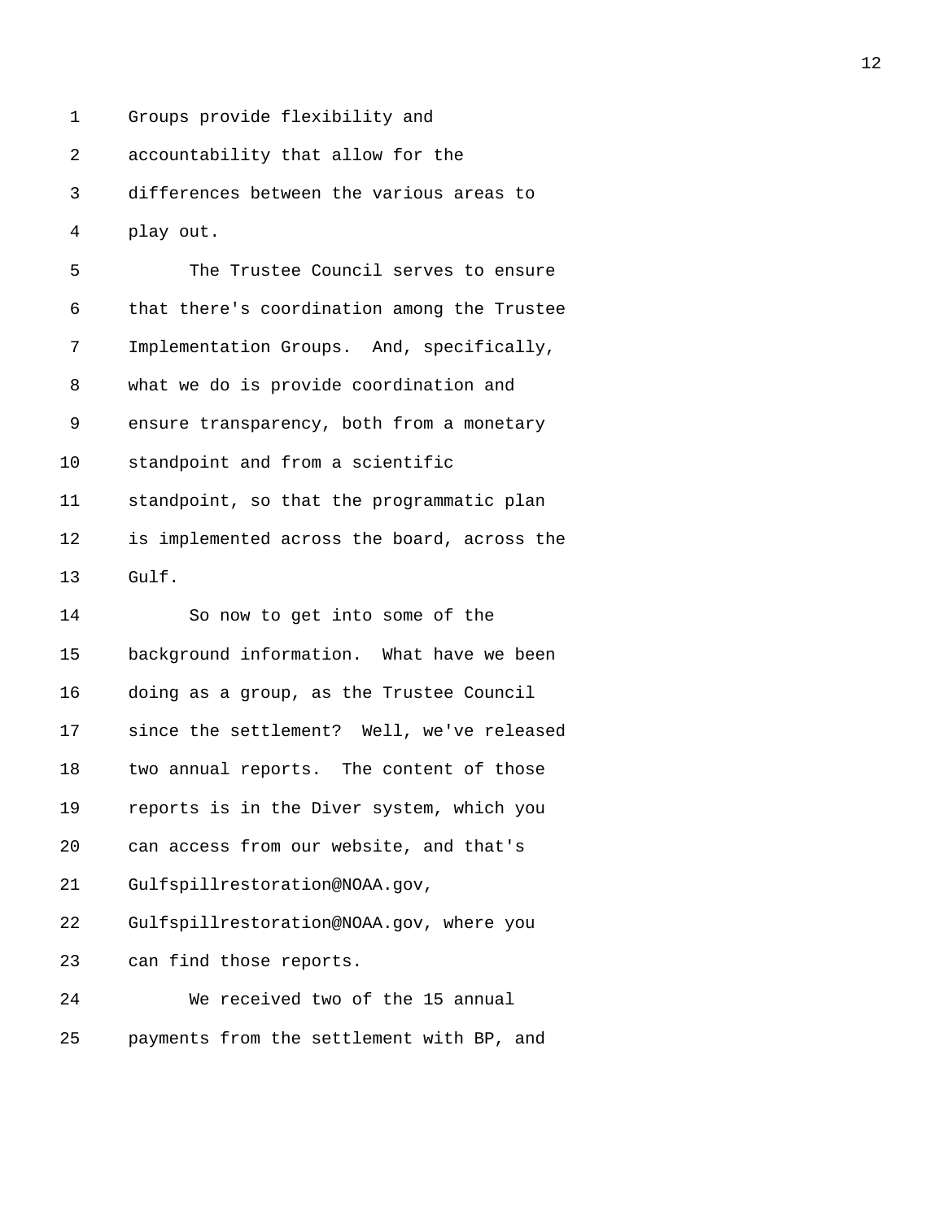Groups provide flexibility and accountability that allow for the differences between the various areas to play out.

The Trustee Council serves to ensure that there's coordination among the Trustee Implementation Groups. And, specifically, what we do is provide coordination and ensure transparency, both from a monetary standpoint and from a scientific standpoint, so that the programmatic plan is implemented across the board, across the Gulf.

So now to get into some of the background information. What have we been doing as a group, as the Trustee Council since the settlement? Well, we've released two annual reports. The content of those reports is in the Diver system, which you can access from our website, and that's Gulfspillrestoration@NOAA.gov, Gulfspillrestoration@NOAA.gov, where you can find those reports.

We received two of the 15 annual payments from the settlement with BP, and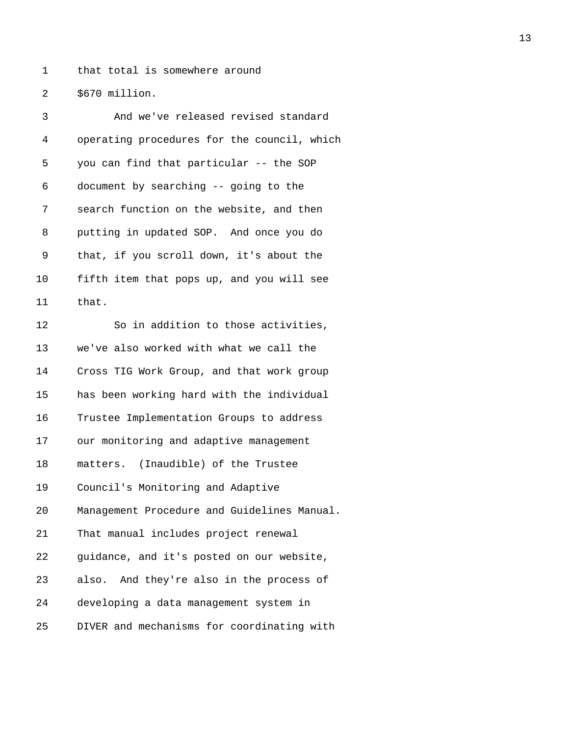that total is somewhere around $670 million.

And we've released revised standard operating procedures for the council, which you can find that particular -- the SOP document by searching -- going to the search function on the website, and then putting in updated SOP. And once you do that, if you scroll down, it's about the fifth item that pops up, and you will see that.

So in addition to those activities, we've also worked with what we call the Cross TIG Work Group, and that work group has been working hard with the individual Trustee Implementation Groups to address our monitoring and adaptive management matters. (Inaudible) of the Trustee Council's Monitoring and Adaptive Management Procedure and Guidelines Manual. That manual includes project renewal guidance, and it's posted on our website, also. And they're also in the process of developing a data management system in DIVER and mechanisms for coordinating with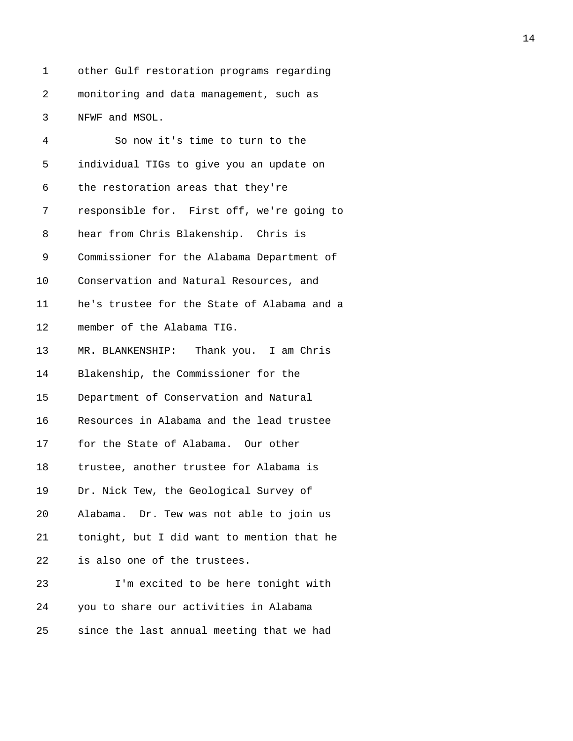other Gulf restoration programs regarding monitoring and data management, such as NFWF and MSOL.

So now it's time to turn to the individual TIGs to give you an update on the restoration areas that they're responsible for. First off, we're going to hear from Chris Blakenship. Chris is Commissioner for the Alabama Department of Conservation and Natural Resources, and he's trustee for the State of Alabama and a member of the Alabama TIG.

MR. BLANKENSHIP: Thank you. I am Chris Blakenship, the Commissioner for the Department of Conservation and Natural Resources in Alabama and the lead trustee for the State of Alabama. Our other trustee, another trustee for Alabama is Dr. Nick Tew, the Geological Survey of Alabama. Dr. Tew was not able to join us tonight, but I did want to mention that he is also one of the trustees.

I'm excited to be here tonight with you to share our activities in Alabama since the last annual meeting that we had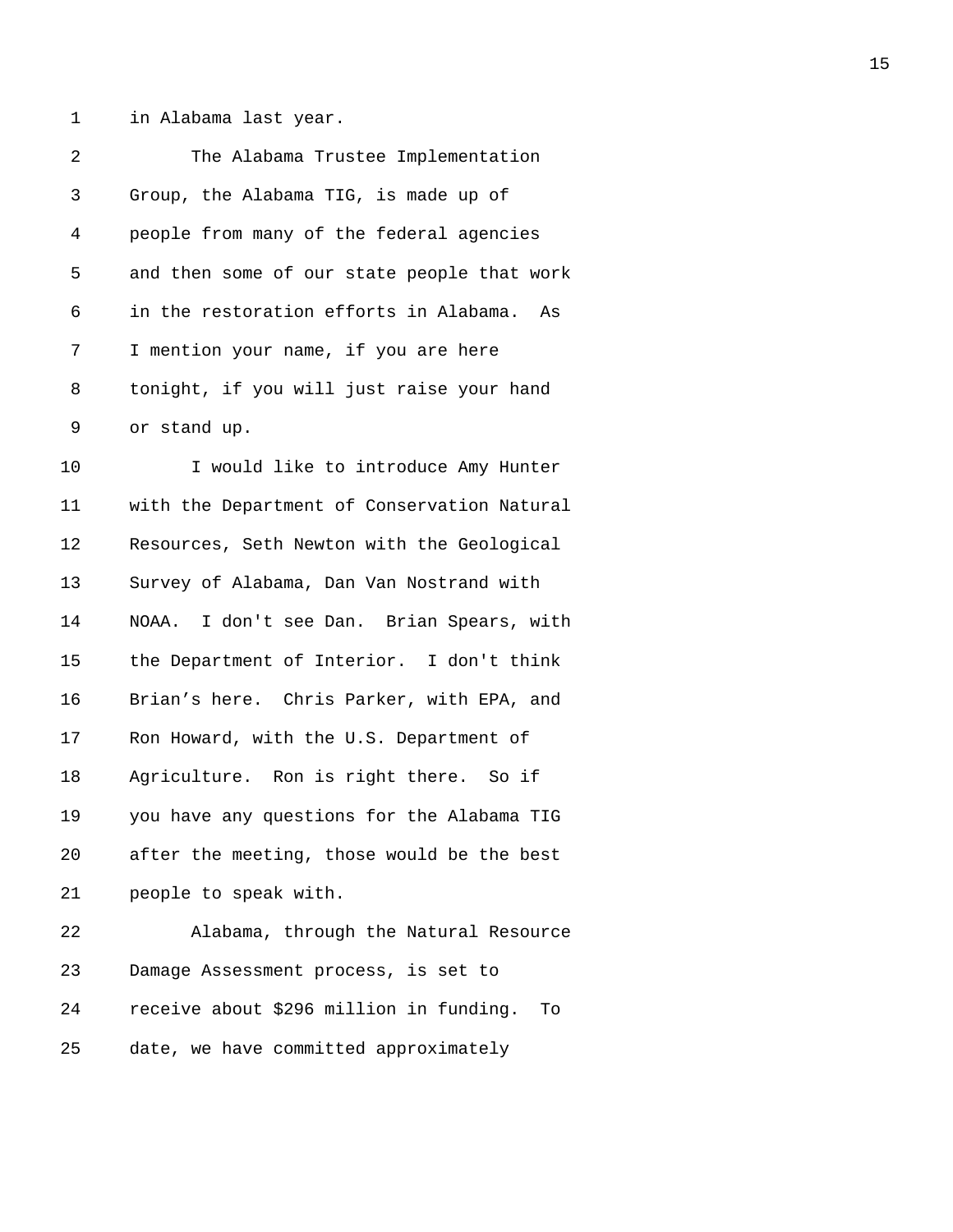in Alabama last year.

The Alabama Trustee Implementation Group, the Alabama TIG, is made up of people from many of the federal agencies and then some of our state people that work in the restoration efforts in Alabama. As I mention your name, if you are here tonight, if you will just raise your hand or stand up.

I would like to introduce Amy Hunter with the Department of Conservation Natural Resources, Seth Newton with the Geological Survey of Alabama, Dan Van Nostrand with NOAA. I don't see Dan. Brian Spears, with the Department of Interior. I don't think Brian’s here. Chris Parker, with EPA, and Ron Howard, with the U.S. Department of Agriculture. Ron is right there. So if you have any questions for the Alabama TIG after the meeting, those would be the best people to speak with.

Alabama, through the Natural Resource Damage Assessment process, is set to receive about $296 million in funding. To date, we have committed approximately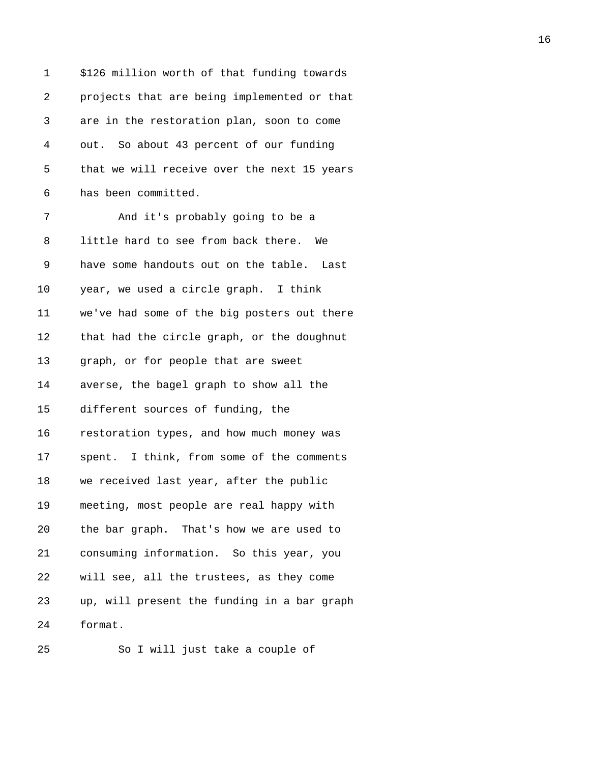$126 million worth of that funding towards projects that are being implemented or that are in the restoration plan, soon to come out. So about 43 percent of our funding that we will receive over the next 15 years has been committed.

And it's probably going to be a little hard to see from back there. We have some handouts out on the table. Last year, we used a circle graph. I think we've had some of the big posters out there that had the circle graph, or the doughnut graph, or for people that are sweet averse, the bagel graph to show all the different sources of funding, the restoration types, and how much money was spent. I think, from some of the comments we received last year, after the public meeting, most people are real happy with the bar graph. That's how we are used to consuming information. So this year, you will see, all the trustees, as they come up, will present the funding in a bar graph format.

So I will just take a couple of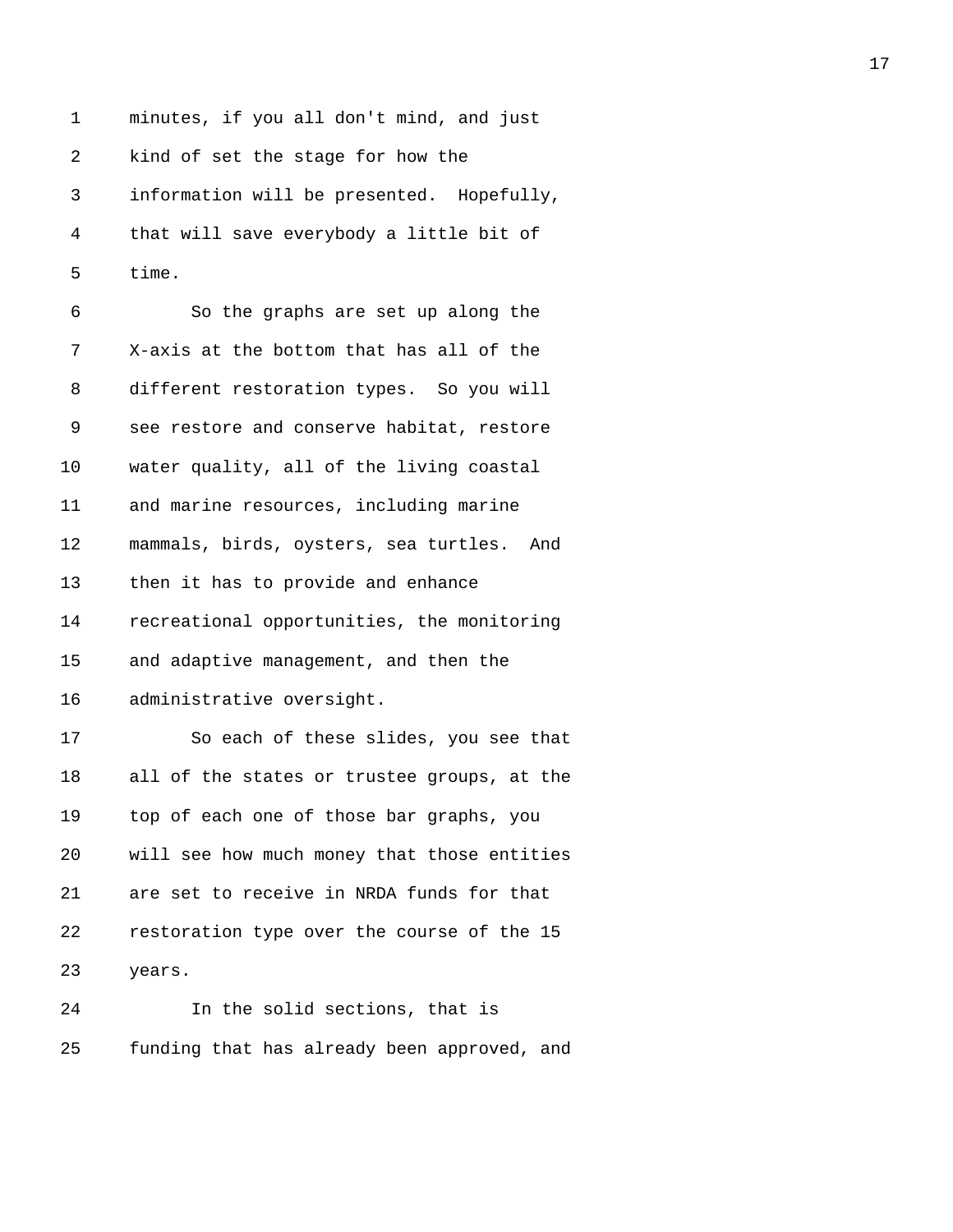minutes, if you all don't mind, and just kind of set the stage for how the information will be presented. Hopefully, that will save everybody a little bit of time.

So the graphs are set up along the X-axis at the bottom that has all of the different restoration types. So you will see restore and conserve habitat, restore water quality, all of the living coastal and marine resources, including marine mammals, birds, oysters, sea turtles. And then it has to provide and enhance recreational opportunities, the monitoring and adaptive management, and then the administrative oversight.

So each of these slides, you see that all of the states or trustee groups, at the top of each one of those bar graphs, you will see how much money that those entities are set to receive in NRDA funds for that restoration type over the course of the 15 years.

In the solid sections, that is funding that has already been approved, and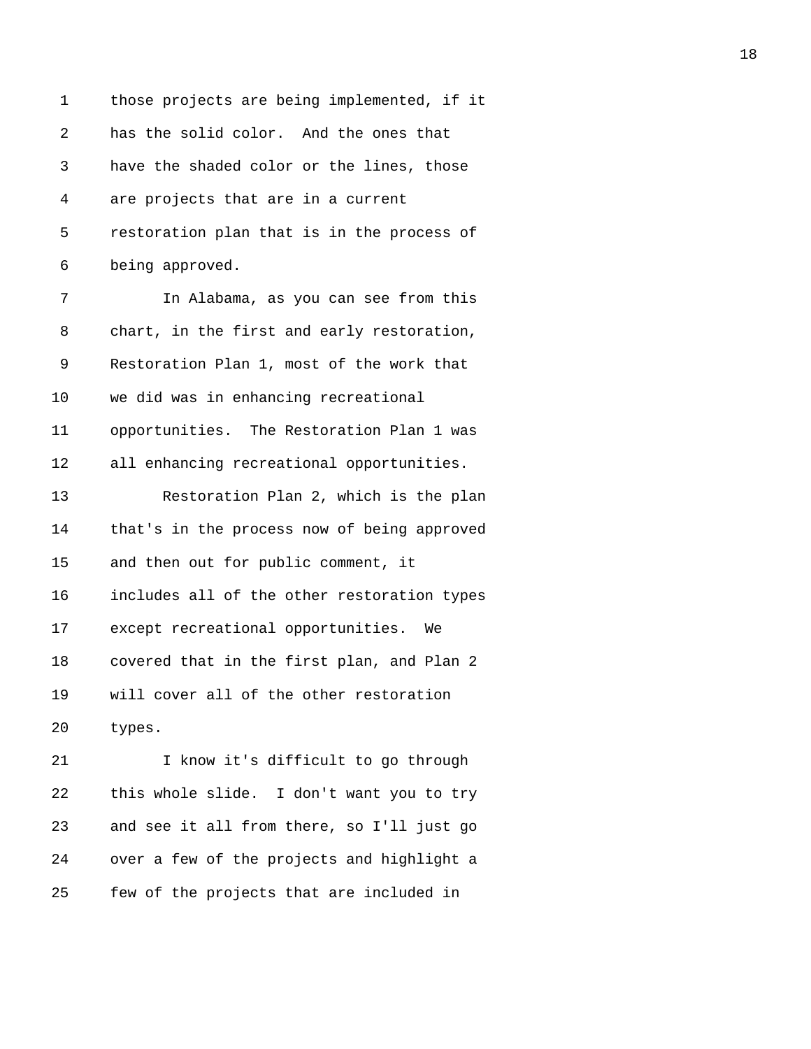those projects are being implemented, if it has the solid color. And the ones that have the shaded color or the lines, those are projects that are in a current restoration plan that is in the process of being approved.

In Alabama, as you can see from this chart, in the first and early restoration, Restoration Plan 1, most of the work that we did was in enhancing recreational opportunities. The Restoration Plan 1 was all enhancing recreational opportunities.

Restoration Plan 2, which is the plan that's in the process now of being approved and then out for public comment, it includes all of the other restoration types except recreational opportunities. We covered that in the first plan, and Plan 2 will cover all of the other restoration types.

I know it's difficult to go through this whole slide. I don't want you to try and see it all from there, so I'll just go over a few of the projects and highlight a few of the projects that are included in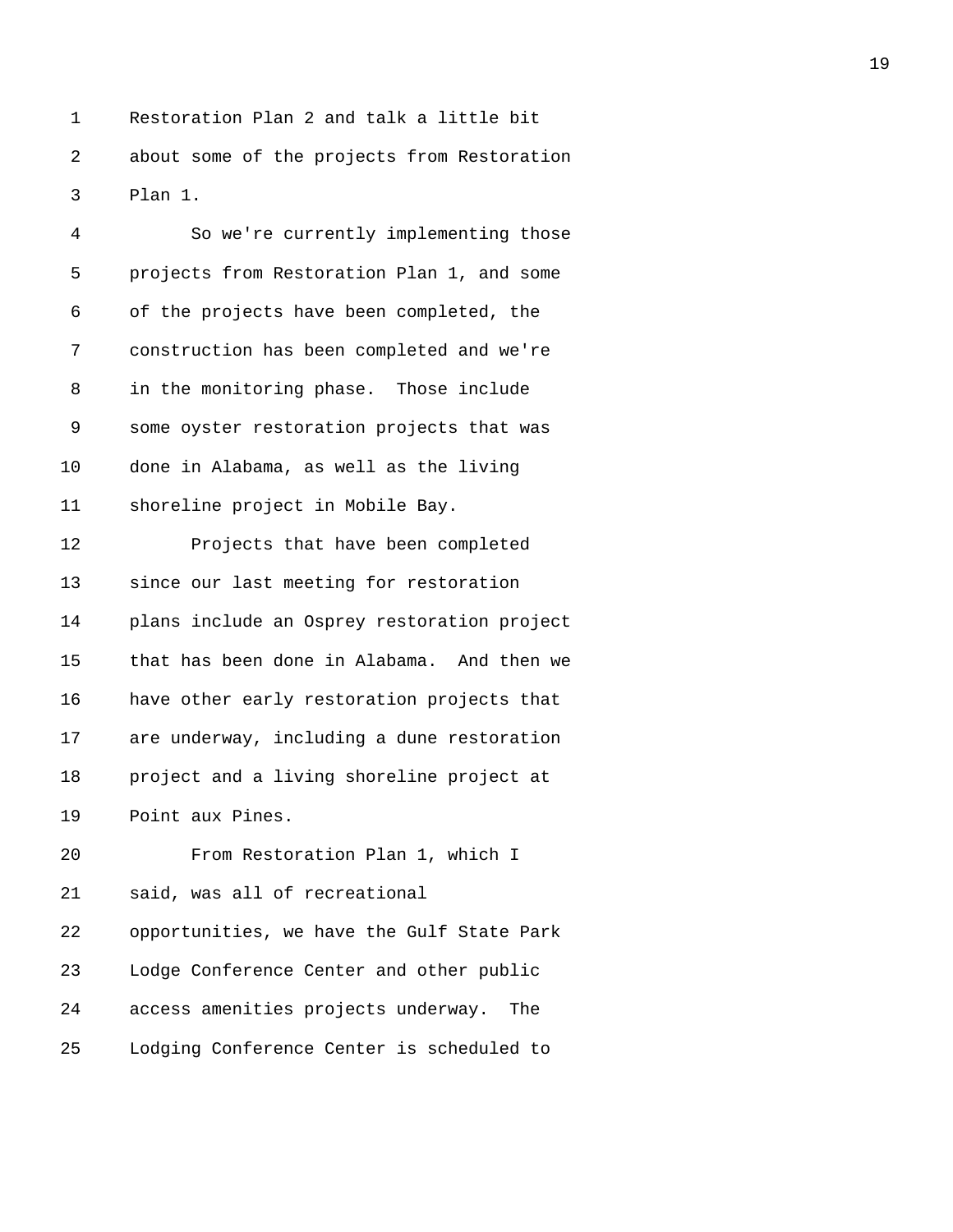Restoration Plan 2 and talk a little bit about some of the projects from Restoration Plan 1.

So we're currently implementing those projects from Restoration Plan 1, and some of the projects have been completed, the construction has been completed and we're in the monitoring phase. Those include some oyster restoration projects that was done in Alabama, as well as the living shoreline project in Mobile Bay.

Projects that have been completed since our last meeting for restoration plans include an Osprey restoration project that has been done in Alabama. And then we have other early restoration projects that are underway, including a dune restoration project and a living shoreline project at Point aux Pines.

From Restoration Plan 1, which I said, was all of recreational opportunities, we have the Gulf State Park Lodge Conference Center and other public access amenities projects underway. The Lodging Conference Center is scheduled to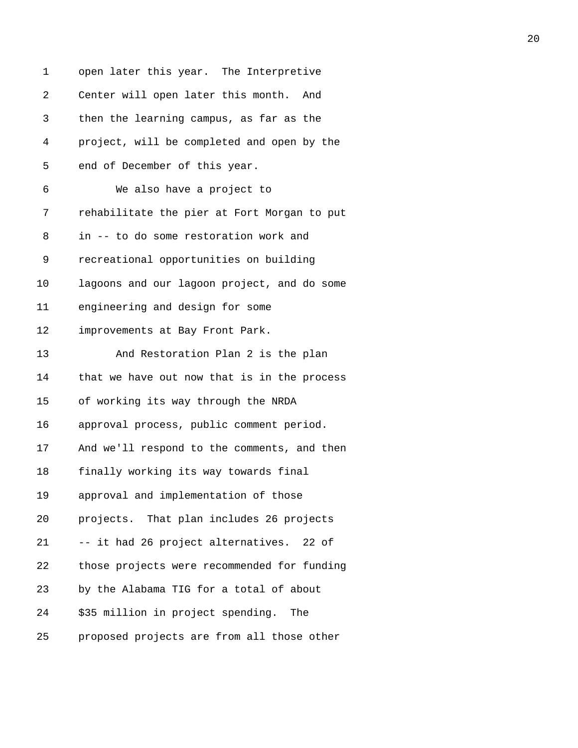open later this year. The Interpretive Center will open later this month. And then the learning campus, as far as the project, will be completed and open by the end of December of this year.

We also have a project to rehabilitate the pier at Fort Morgan to put in -- to do some restoration work and recreational opportunities on building lagoons and our lagoon project, and do some engineering and design for some improvements at Bay Front Park.

And Restoration Plan 2 is the plan that we have out now that is in the process of working its way through the NRDA approval process, public comment period. And we'll respond to the comments, and then finally working its way towards final approval and implementation of those projects. That plan includes 26 projects -- it had 26 project alternatives. 22 of those projects were recommended for funding by the Alabama TIG for a total of about $35 million in project spending. The proposed projects are from all those other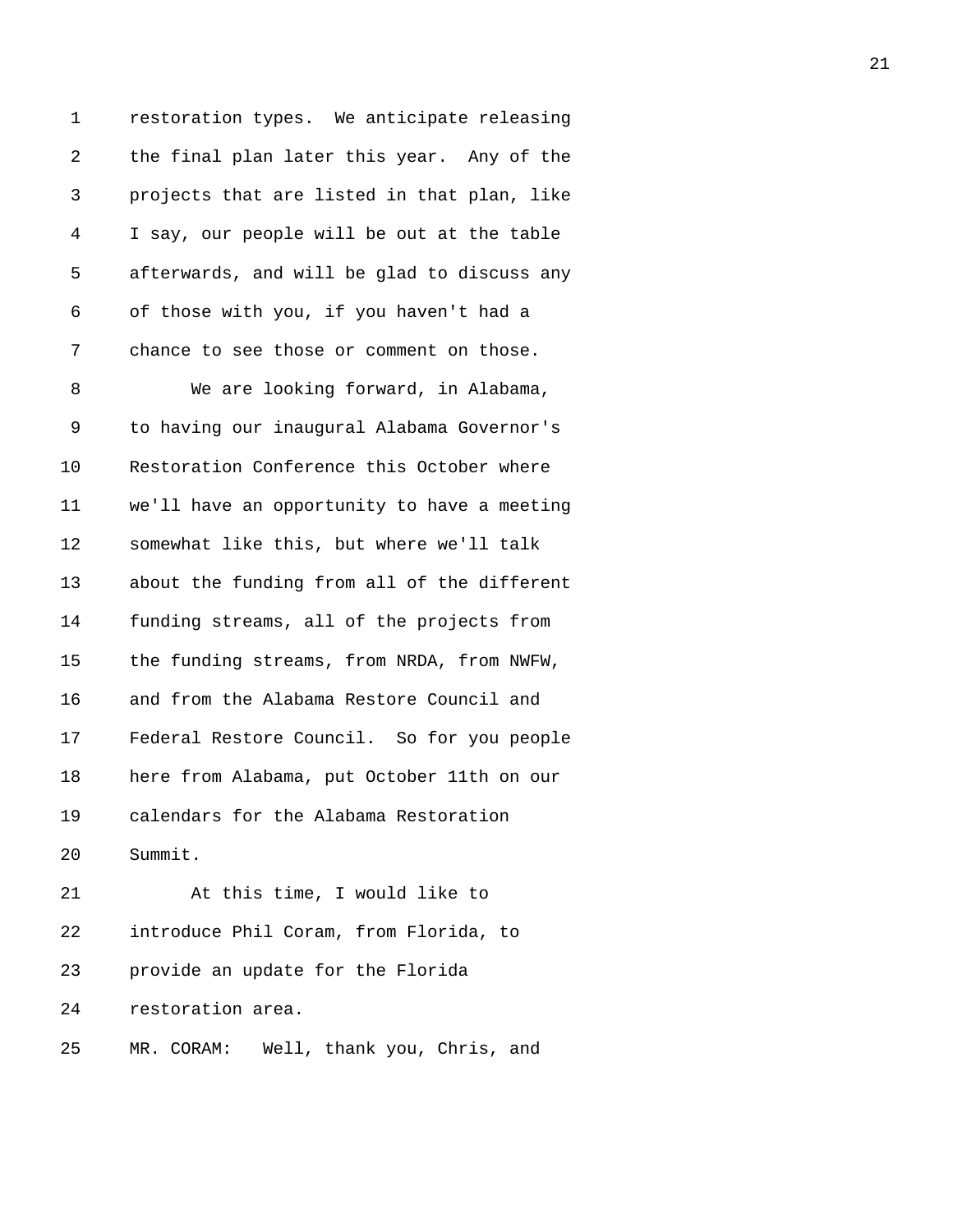restoration types. We anticipate releasing the final plan later this year. Any of the projects that are listed in that plan, like I say, our people will be out at the table afterwards, and will be glad to discuss any of those with you, if you haven't had a chance to see those or comment on those.

We are looking forward, in Alabama, to having our inaugural Alabama Governor's Restoration Conference this October where we'll have an opportunity to have a meeting somewhat like this, but where we'll talk about the funding from all of the different funding streams, all of the projects from the funding streams, from NRDA, from NWFW, and from the Alabama Restore Council and Federal Restore Council. So for you people here from Alabama, put October 11th on our calendars for the Alabama Restoration Summit.

At this time, I would like to introduce Phil Coram, from Florida, to provide an update for the Florida restoration area.

MR. CORAM: Well, thank you, Chris, and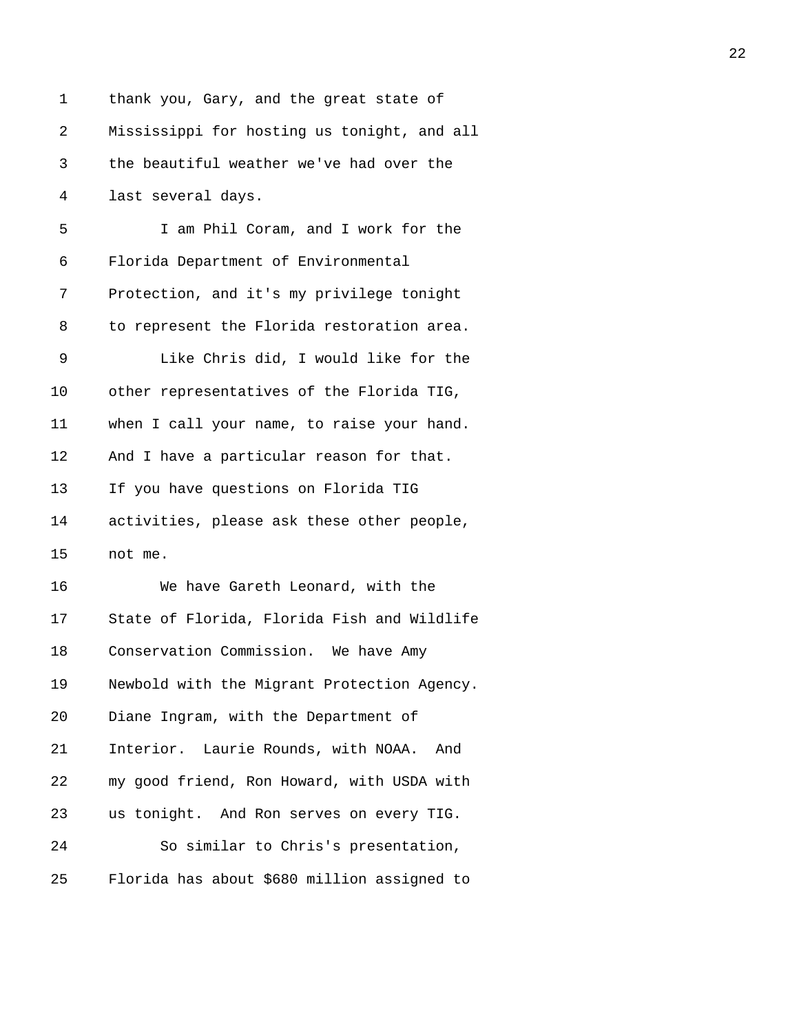1 thank you, Gary, and the great state of
2 Mississippi for hosting us tonight, and all
3 the beautiful weather we've had over the
4 last several days.
5 I am Phil Coram, and I work for the
6 Florida Department of Environmental
7 Protection, and it's my privilege tonight
8 to represent the Florida restoration area.
9 Like Chris did, I would like for the
10 other representatives of the Florida TIG,
11 when I call your name, to raise your hand.
12 And I have a particular reason for that.
13 If you have questions on Florida TIG
14 activities, please ask these other people,
15 not me.
16 We have Gareth Leonard, with the
17 State of Florida, Florida Fish and Wildlife
18 Conservation Commission. We have Amy
19 Newbold with the Migrant Protection Agency.
20 Diane Ingram, with the Department of
21 Interior. Laurie Rounds, with NOAA. And
22 my good friend, Ron Howard, with USDA with
23 us tonight. And Ron serves on every TIG.
24 So similar to Chris's presentation,
25 Florida has about $680 million assigned to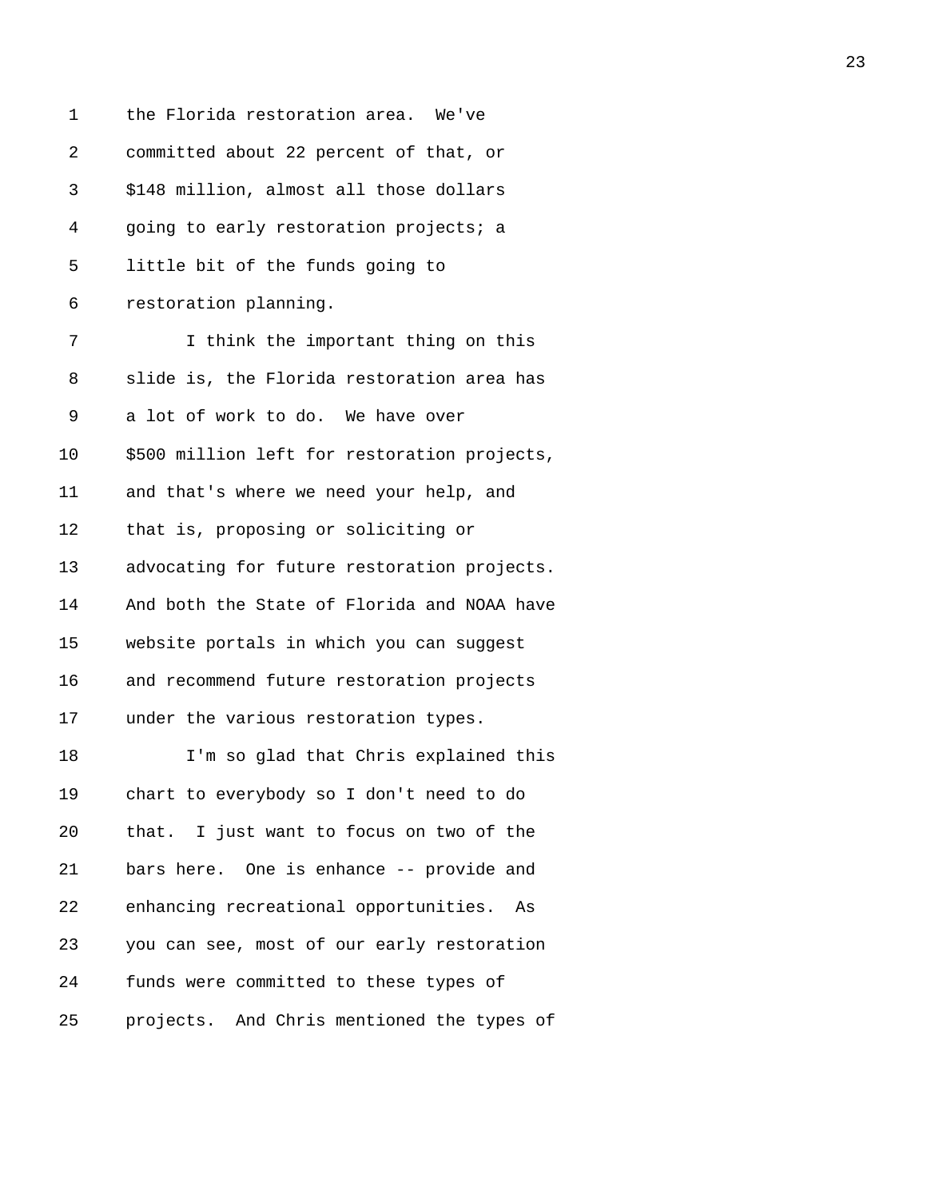the Florida restoration area. We've committed about 22 percent of that, or $148 million, almost all those dollars going to early restoration projects; a little bit of the funds going to restoration planning.

I think the important thing on this slide is, the Florida restoration area has a lot of work to do. We have over $500 million left for restoration projects, and that's where we need your help, and that is, proposing or soliciting or advocating for future restoration projects. And both the State of Florida and NOAA have website portals in which you can suggest and recommend future restoration projects under the various restoration types.

I'm so glad that Chris explained this chart to everybody so I don't need to do that. I just want to focus on two of the bars here. One is enhance -- provide and enhancing recreational opportunities. As you can see, most of our early restoration funds were committed to these types of projects. And Chris mentioned the types of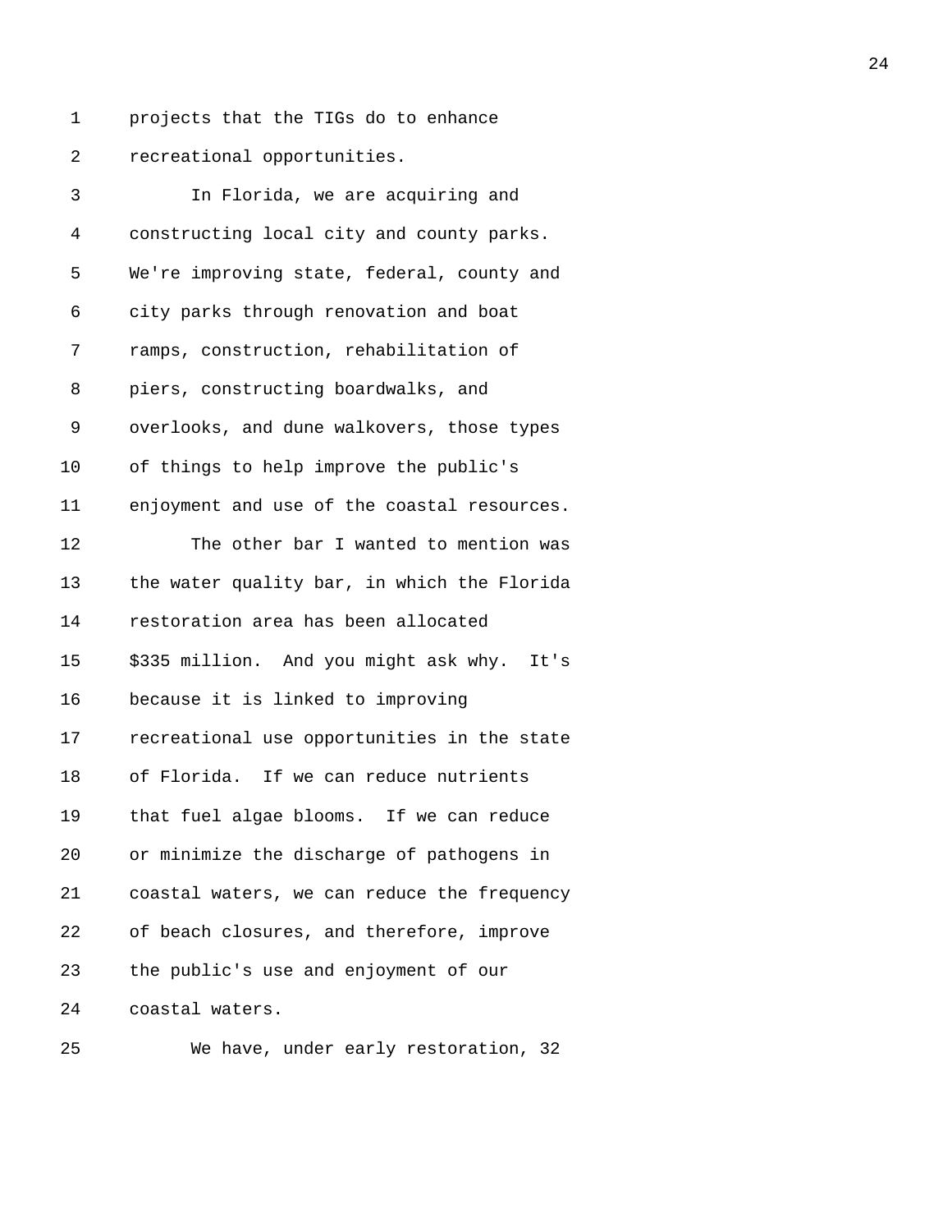projects that the TIGs do to enhance recreational opportunities.

In Florida, we are acquiring and constructing local city and county parks. We're improving state, federal, county and city parks through renovation and boat ramps, construction, rehabilitation of piers, constructing boardwalks, and overlooks, and dune walkovers, those types of things to help improve the public's enjoyment and use of the coastal resources.

The other bar I wanted to mention was the water quality bar, in which the Florida restoration area has been allocated $335 million. And you might ask why. It's because it is linked to improving recreational use opportunities in the state of Florida. If we can reduce nutrients that fuel algae blooms. If we can reduce or minimize the discharge of pathogens in coastal waters, we can reduce the frequency of beach closures, and therefore, improve the public's use and enjoyment of our coastal waters.

We have, under early restoration, 32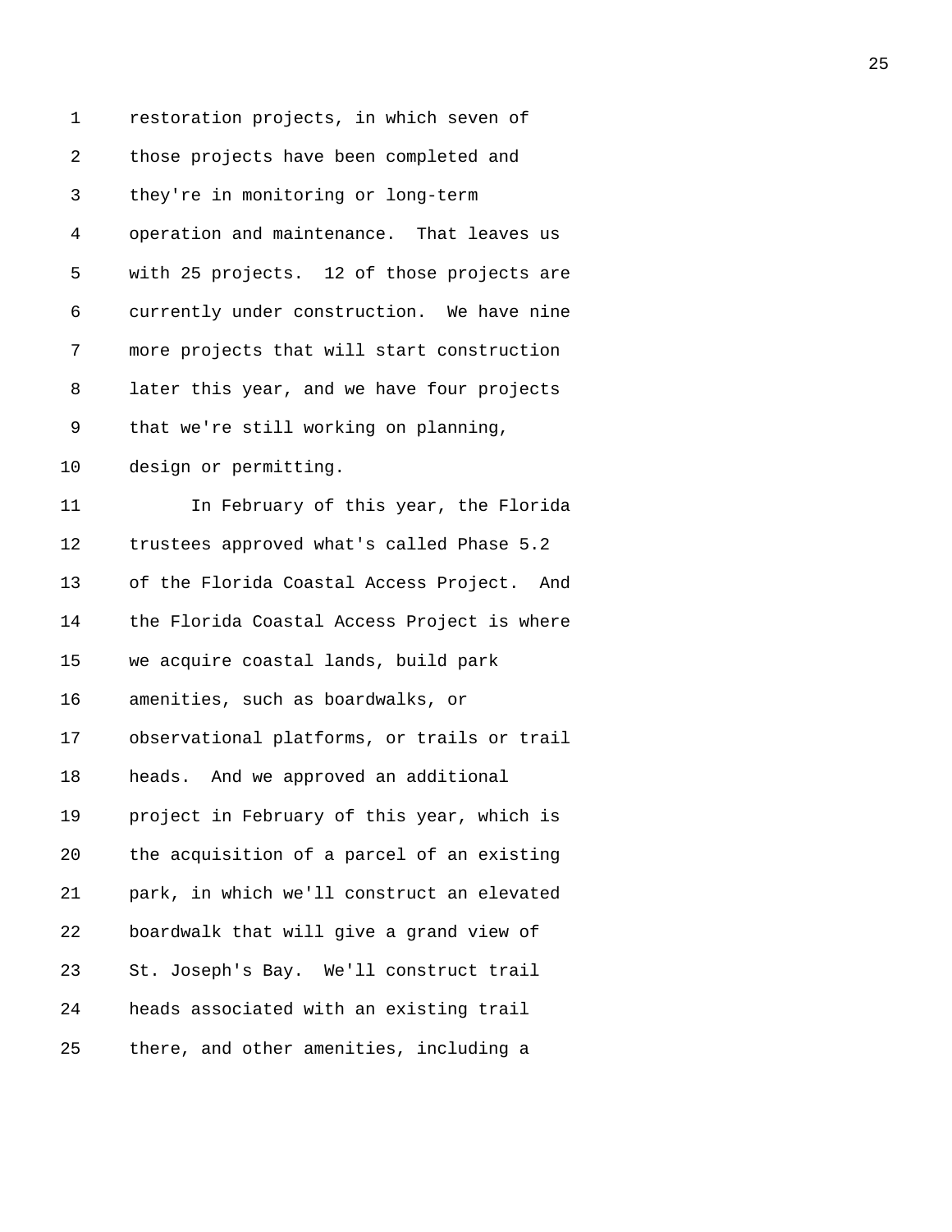restoration projects, in which seven of those projects have been completed and they're in monitoring or long-term operation and maintenance. That leaves us with 25 projects. 12 of those projects are currently under construction. We have nine more projects that will start construction later this year, and we have four projects that we're still working on planning, design or permitting.

In February of this year, the Florida trustees approved what's called Phase 5.2 of the Florida Coastal Access Project. And the Florida Coastal Access Project is where we acquire coastal lands, build park amenities, such as boardwalks, or observational platforms, or trails or trail heads. And we approved an additional project in February of this year, which is the acquisition of a parcel of an existing park, in which we'll construct an elevated boardwalk that will give a grand view of St. Joseph's Bay. We'll construct trail heads associated with an existing trail there, and other amenities, including a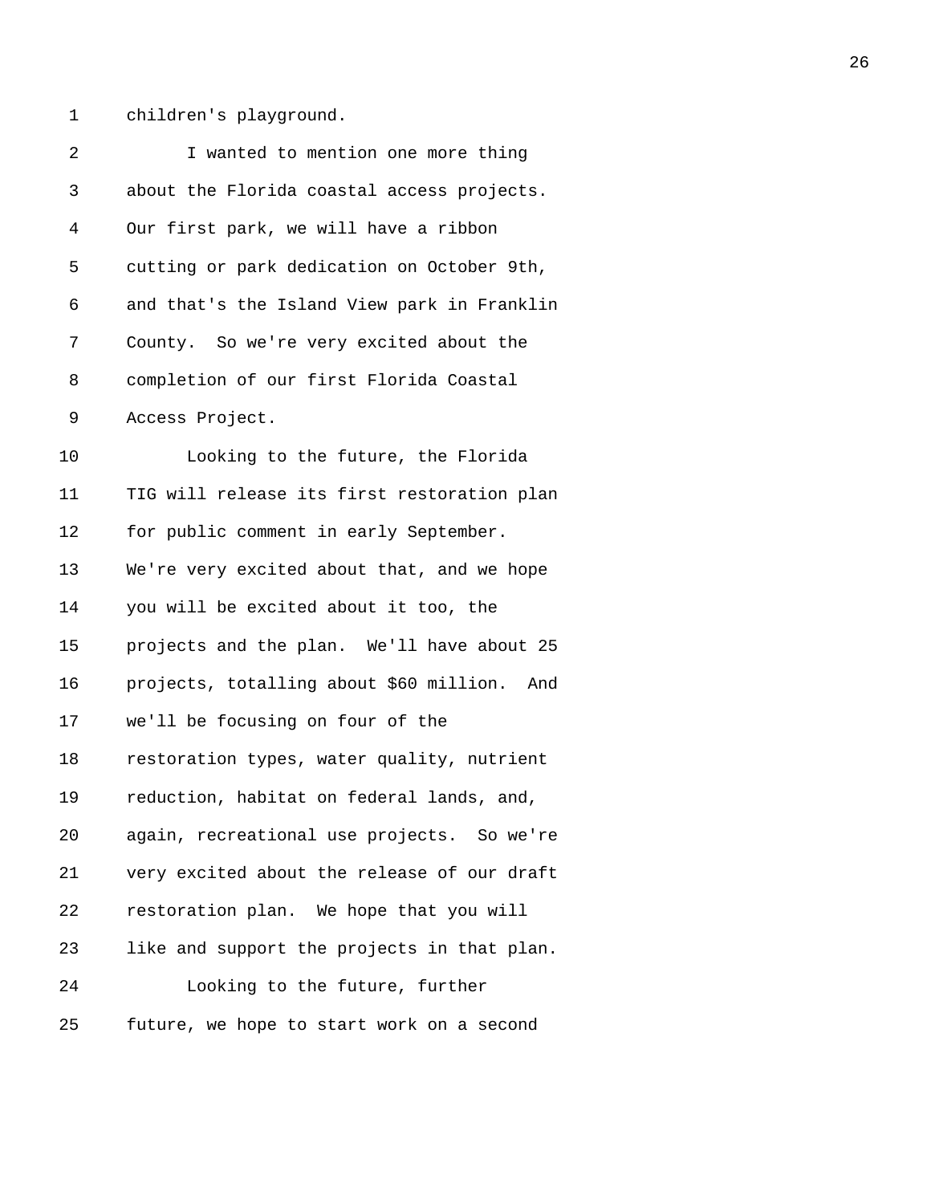children's playground.

I wanted to mention one more thing about the Florida coastal access projects. Our first park, we will have a ribbon cutting or park dedication on October 9th, and that's the Island View park in Franklin County. So we're very excited about the completion of our first Florida Coastal Access Project.

Looking to the future, the Florida TIG will release its first restoration plan for public comment in early September. We're very excited about that, and we hope you will be excited about it too, the projects and the plan. We'll have about 25 projects, totalling about $60 million. And we'll be focusing on four of the restoration types, water quality, nutrient reduction, habitat on federal lands, and, again, recreational use projects. So we're very excited about the release of our draft restoration plan. We hope that you will like and support the projects in that plan.

Looking to the future, further future, we hope to start work on a second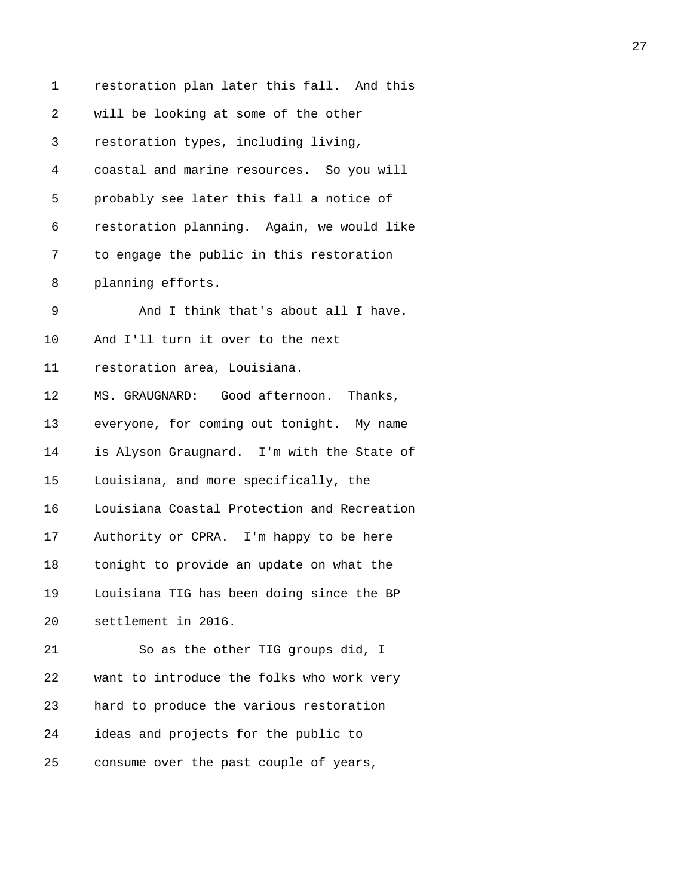restoration plan later this fall. And this will be looking at some of the other restoration types, including living, coastal and marine resources. So you will probably see later this fall a notice of restoration planning. Again, we would like to engage the public in this restoration planning efforts.

And I think that's about all I have. And I'll turn it over to the next restoration area, Louisiana.

MS. GRAUGNARD: Good afternoon. Thanks, everyone, for coming out tonight. My name is Alyson Graugnard. I'm with the State of Louisiana, and more specifically, the Louisiana Coastal Protection and Recreation Authority or CPRA. I'm happy to be here tonight to provide an update on what the Louisiana TIG has been doing since the BP settlement in 2016.

So as the other TIG groups did, I want to introduce the folks who work very hard to produce the various restoration ideas and projects for the public to consume over the past couple of years,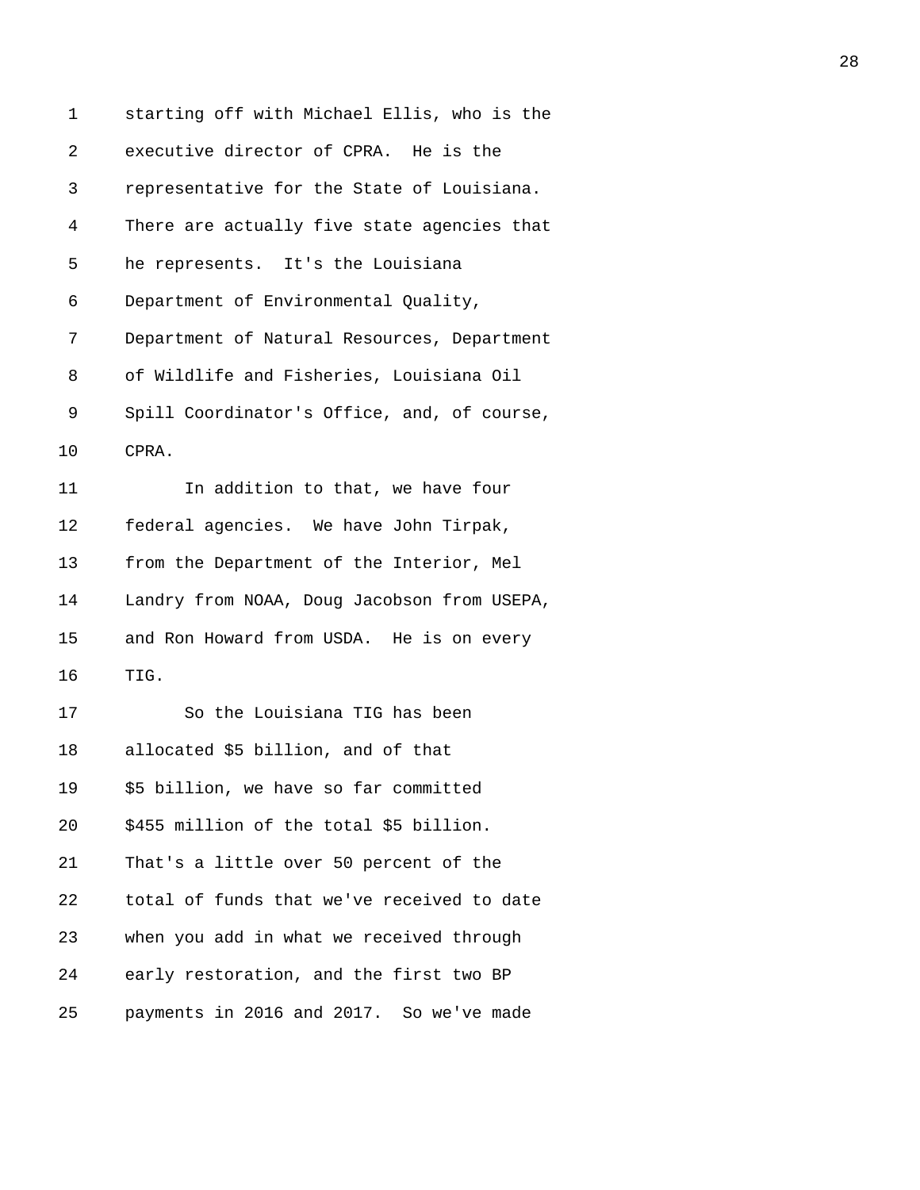starting off with Michael Ellis, who is the executive director of CPRA. He is the representative for the State of Louisiana. There are actually five state agencies that he represents. It's the Louisiana Department of Environmental Quality, Department of Natural Resources, Department of Wildlife and Fisheries, Louisiana Oil Spill Coordinator's Office, and, of course, CPRA.

In addition to that, we have four federal agencies. We have John Tirpak, from the Department of the Interior, Mel Landry from NOAA, Doug Jacobson from USEPA, and Ron Howard from USDA. He is on every TIG.

So the Louisiana TIG has been allocated $5 billion, and of that $5 billion, we have so far committed $455 million of the total $5 billion. That's a little over 50 percent of the total of funds that we've received to date when you add in what we received through early restoration, and the first two BP payments in 2016 and 2017. So we've made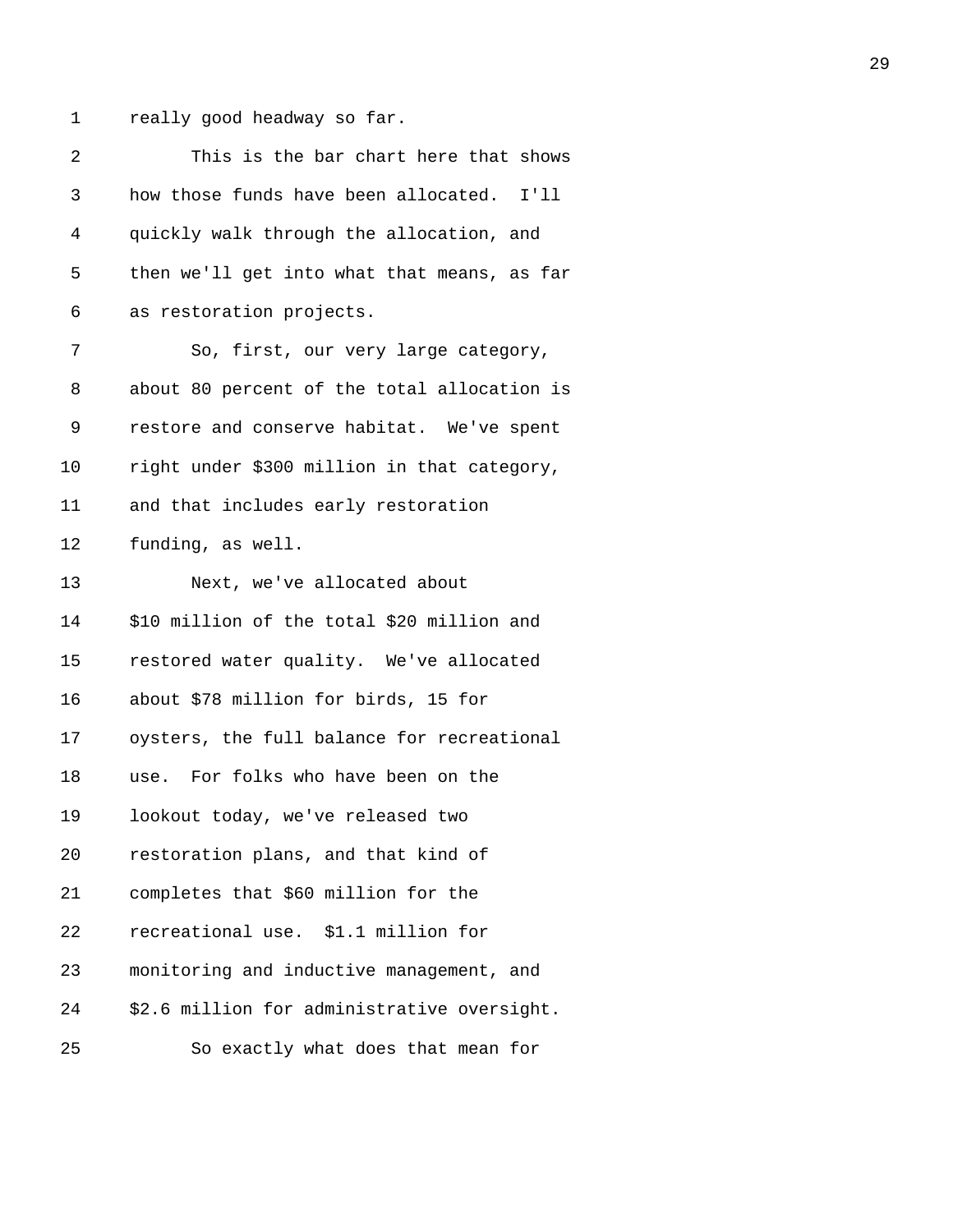really good headway so far.

This is the bar chart here that shows how those funds have been allocated. I'll quickly walk through the allocation, and then we'll get into what that means, as far as restoration projects.

So, first, our very large category, about 80 percent of the total allocation is restore and conserve habitat. We've spent right under $300 million in that category, and that includes early restoration funding, as well.

Next, we've allocated about $10 million of the total $20 million and restored water quality. We've allocated about $78 million for birds, 15 for oysters, the full balance for recreational use. For folks who have been on the lookout today, we've released two restoration plans, and that kind of completes that $60 million for the recreational use. $1.1 million for monitoring and inductive management, and $2.6 million for administrative oversight.

So exactly what does that mean for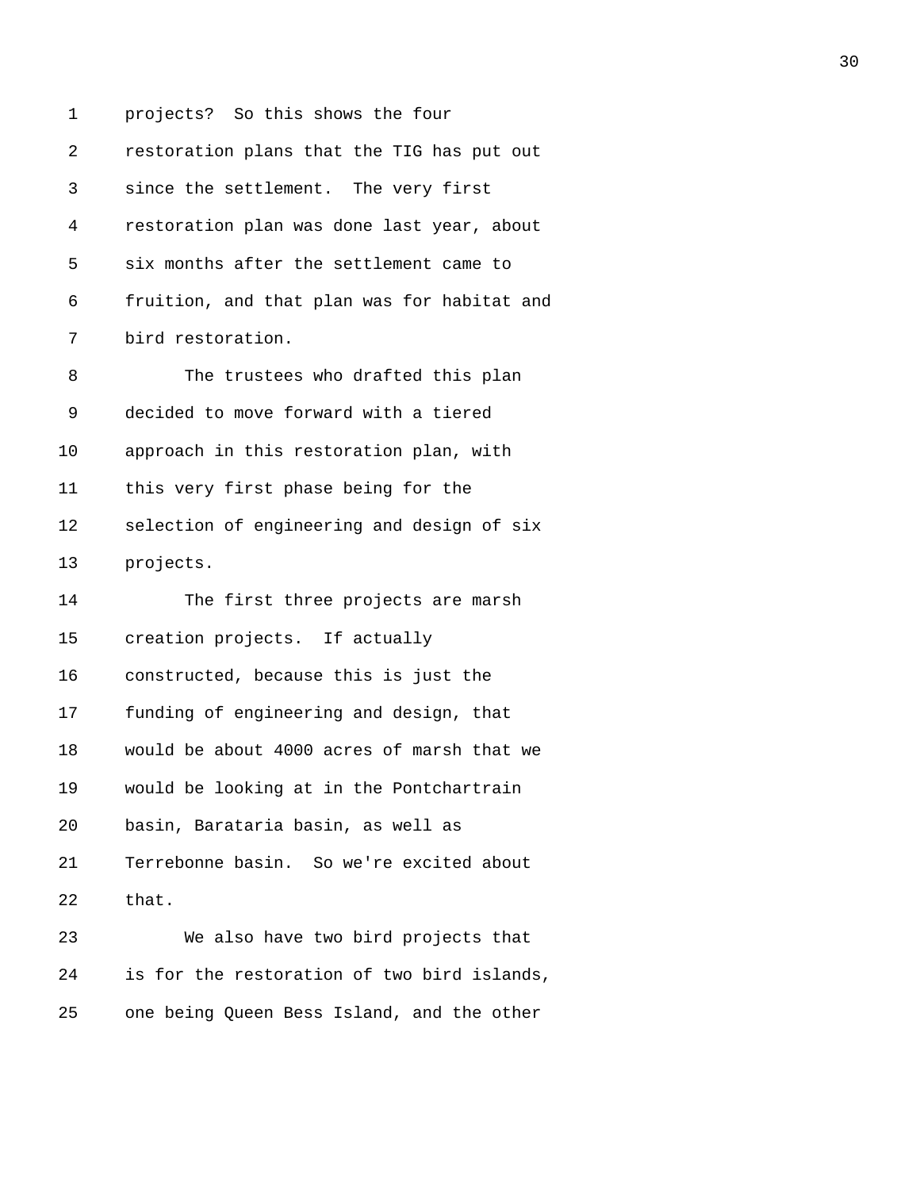projects? So this shows the four restoration plans that the TIG has put out since the settlement. The very first restoration plan was done last year, about six months after the settlement came to fruition, and that plan was for habitat and bird restoration.

The trustees who drafted this plan decided to move forward with a tiered approach in this restoration plan, with this very first phase being for the selection of engineering and design of six projects.

The first three projects are marsh creation projects. If actually constructed, because this is just the funding of engineering and design, that would be about 4000 acres of marsh that we would be looking at in the Pontchartrain basin, Barataria basin, as well as Terrebonne basin. So we're excited about that.

We also have two bird projects that is for the restoration of two bird islands, one being Queen Bess Island, and the other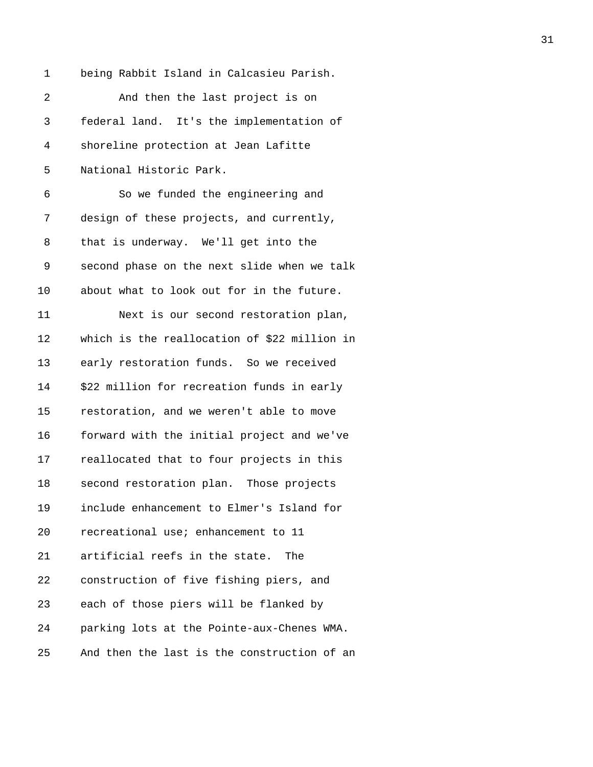being Rabbit Island in Calcasieu Parish.

And then the last project is on federal land. It's the implementation of shoreline protection at Jean Lafitte National Historic Park.

So we funded the engineering and design of these projects, and currently, that is underway. We'll get into the second phase on the next slide when we talk about what to look out for in the future.

Next is our second restoration plan, which is the reallocation of $22 million in early restoration funds. So we received $22 million for recreation funds in early restoration, and we weren't able to move forward with the initial project and we've reallocated that to four projects in this second restoration plan. Those projects include enhancement to Elmer's Island for recreational use; enhancement to 11 artificial reefs in the state. The construction of five fishing piers, and each of those piers will be flanked by parking lots at the Pointe-aux-Chenes WMA. And then the last is the construction of an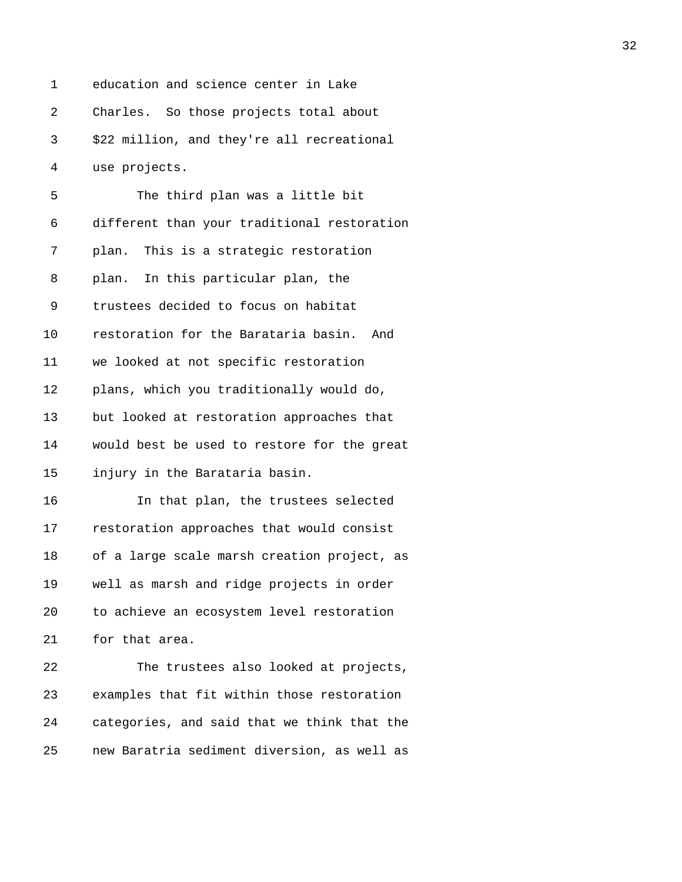education and science center in Lake Charles. So those projects total about $22 million, and they're all recreational use projects.

The third plan was a little bit different than your traditional restoration plan. This is a strategic restoration plan. In this particular plan, the trustees decided to focus on habitat restoration for the Barataria basin. And we looked at not specific restoration plans, which you traditionally would do, but looked at restoration approaches that would best be used to restore for the great injury in the Barataria basin.

In that plan, the trustees selected restoration approaches that would consist of a large scale marsh creation project, as well as marsh and ridge projects in order to achieve an ecosystem level restoration for that area.

The trustees also looked at projects, examples that fit within those restoration categories, and said that we think that the new Baratria sediment diversion, as well as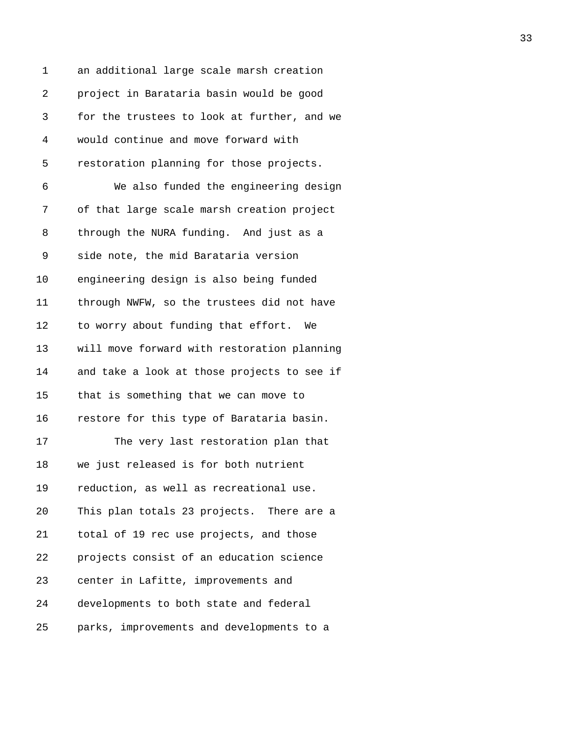an additional large scale marsh creation project in Barataria basin would be good for the trustees to look at further, and we would continue and move forward with restoration planning for those projects.

We also funded the engineering design of that large scale marsh creation project through the NURA funding. And just as a side note, the mid Barataria version engineering design is also being funded through NWFW, so the trustees did not have to worry about funding that effort. We will move forward with restoration planning and take a look at those projects to see if that is something that we can move to restore for this type of Barataria basin.

The very last restoration plan that we just released is for both nutrient reduction, as well as recreational use. This plan totals 23 projects. There are a total of 19 rec use projects, and those projects consist of an education science center in Lafitte, improvements and developments to both state and federal parks, improvements and developments to a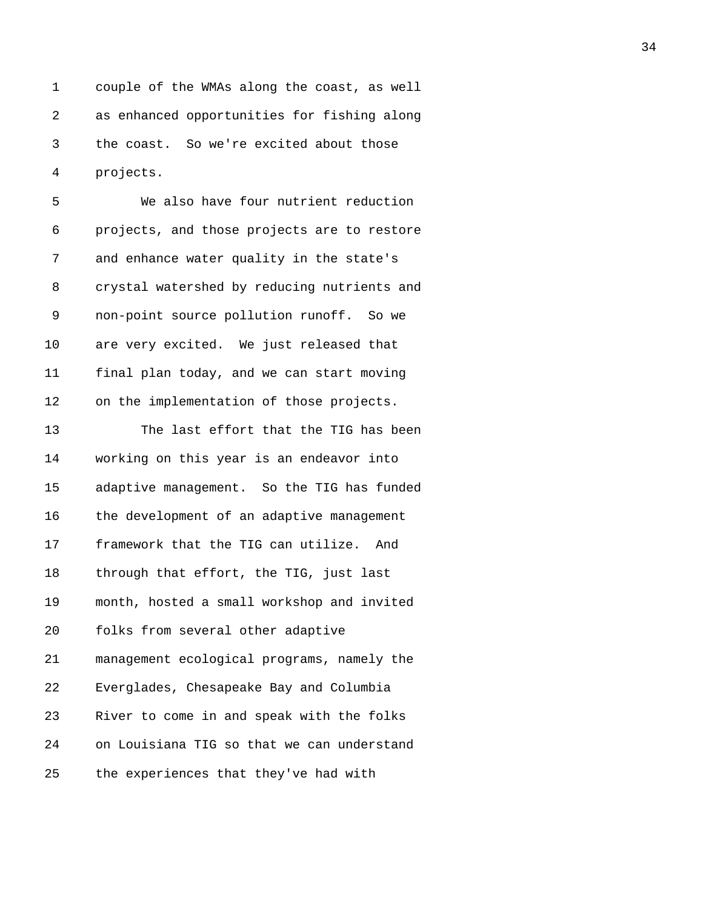couple of the WMAs along the coast, as well as enhanced opportunities for fishing along the coast. So we're excited about those projects.

We also have four nutrient reduction projects, and those projects are to restore and enhance water quality in the state's crystal watershed by reducing nutrients and non-point source pollution runoff. So we are very excited. We just released that final plan today, and we can start moving on the implementation of those projects.

The last effort that the TIG has been working on this year is an endeavor into adaptive management. So the TIG has funded the development of an adaptive management framework that the TIG can utilize. And through that effort, the TIG, just last month, hosted a small workshop and invited folks from several other adaptive management ecological programs, namely the Everglades, Chesapeake Bay and Columbia River to come in and speak with the folks on Louisiana TIG so that we can understand the experiences that they've had with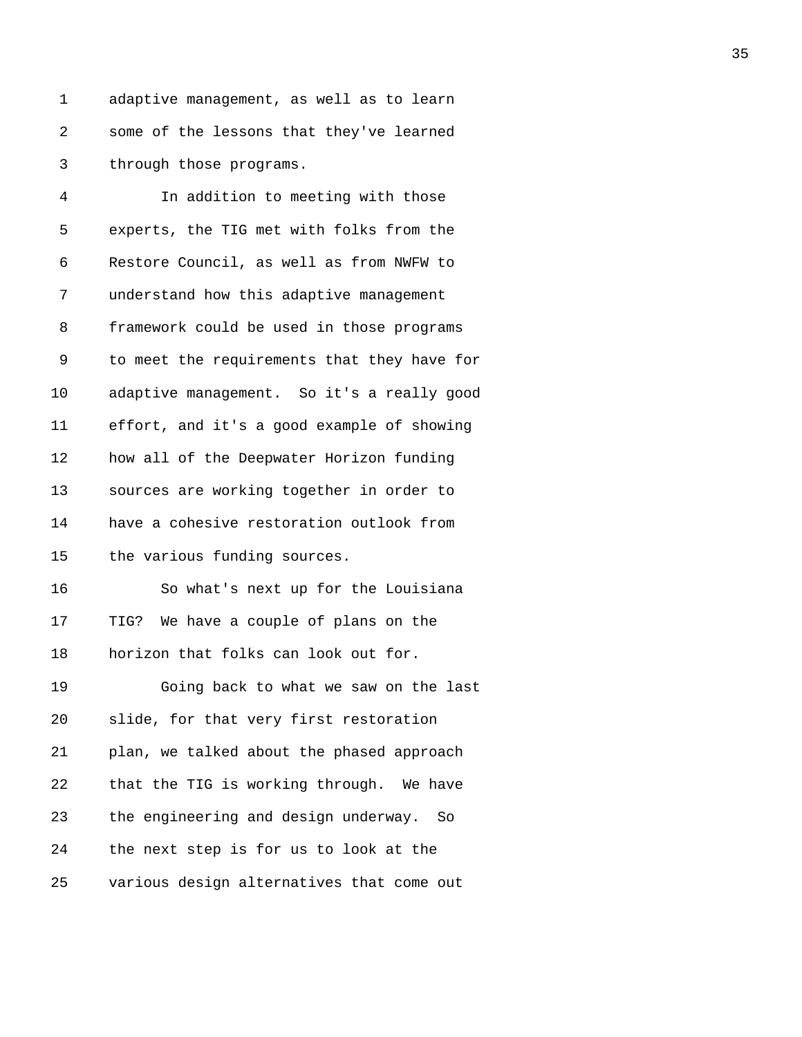adaptive management, as well as to learn some of the lessons that they've learned through those programs.

In addition to meeting with those experts, the TIG met with folks from the Restore Council, as well as from NWFW to understand how this adaptive management framework could be used in those programs to meet the requirements that they have for adaptive management. So it's a really good effort, and it's a good example of showing how all of the Deepwater Horizon funding sources are working together in order to have a cohesive restoration outlook from the various funding sources.

So what's next up for the Louisiana TIG? We have a couple of plans on the horizon that folks can look out for.

Going back to what we saw on the last slide, for that very first restoration plan, we talked about the phased approach that the TIG is working through. We have the engineering and design underway. So the next step is for us to look at the various design alternatives that come out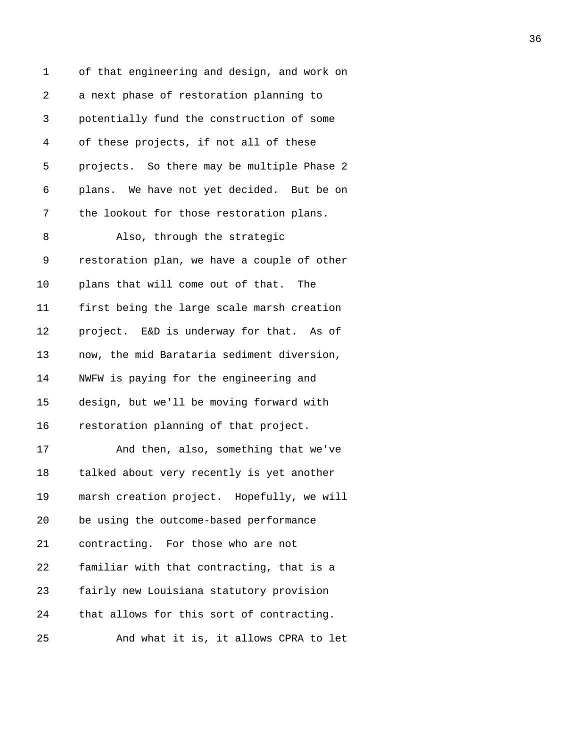of that engineering and design, and work on a next phase of restoration planning to potentially fund the construction of some of these projects, if not all of these projects. So there may be multiple Phase 2 plans. We have not yet decided. But be on the lookout for those restoration plans.

Also, through the strategic restoration plan, we have a couple of other plans that will come out of that. The first being the large scale marsh creation project. E&D is underway for that. As of now, the mid Barataria sediment diversion, NWFW is paying for the engineering and design, but we'll be moving forward with restoration planning of that project.

And then, also, something that we've talked about very recently is yet another marsh creation project. Hopefully, we will be using the outcome-based performance contracting. For those who are not familiar with that contracting, that is a fairly new Louisiana statutory provision that allows for this sort of contracting.

And what it is, it allows CPRA to let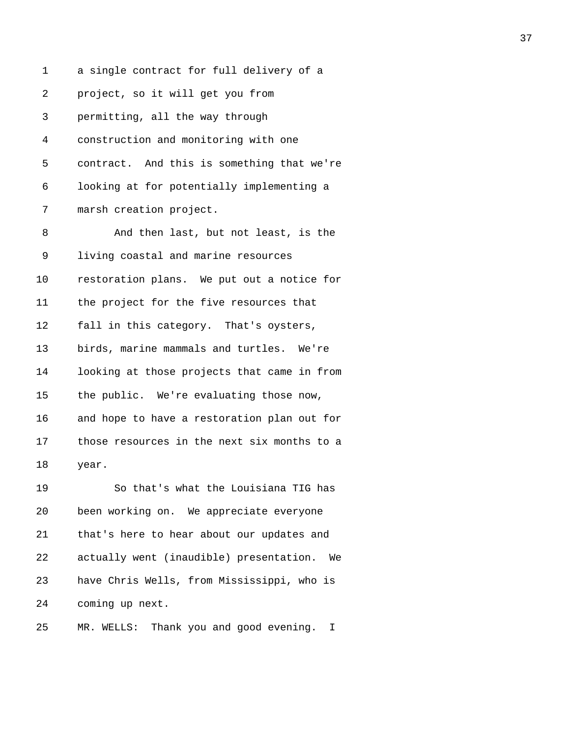a single contract for full delivery of a project, so it will get you from permitting, all the way through construction and monitoring with one contract. And this is something that we're looking at for potentially implementing a marsh creation project.

And then last, but not least, is the living coastal and marine resources restoration plans. We put out a notice for the project for the five resources that fall in this category. That's oysters, birds, marine mammals and turtles. We're looking at those projects that came in from the public. We're evaluating those now, and hope to have a restoration plan out for those resources in the next six months to a year.

So that's what the Louisiana TIG has been working on. We appreciate everyone that's here to hear about our updates and actually went (inaudible) presentation. We have Chris Wells, from Mississippi, who is coming up next.

MR. WELLS: Thank you and good evening. I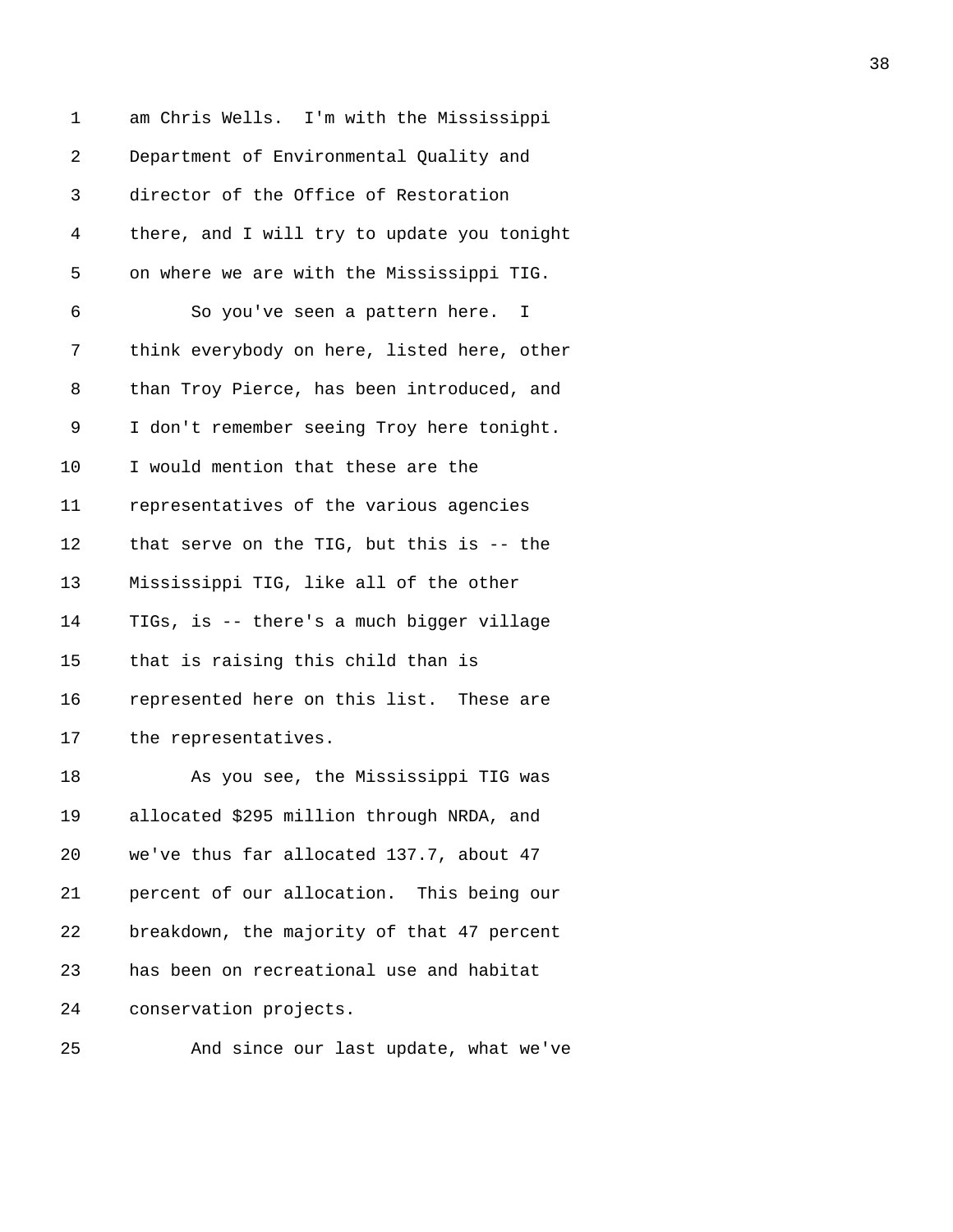am Chris Wells. I'm with the Mississippi Department of Environmental Quality and director of the Office of Restoration there, and I will try to update you tonight on where we are with the Mississippi TIG.

So you've seen a pattern here. I think everybody on here, listed here, other than Troy Pierce, has been introduced, and I don't remember seeing Troy here tonight. I would mention that these are the representatives of the various agencies that serve on the TIG, but this is -- the Mississippi TIG, like all of the other TIGs, is -- there's a much bigger village that is raising this child than is represented here on this list. These are the representatives.

As you see, the Mississippi TIG was allocated $295 million through NRDA, and we've thus far allocated 137.7, about 47 percent of our allocation. This being our breakdown, the majority of that 47 percent has been on recreational use and habitat conservation projects.

And since our last update, what we've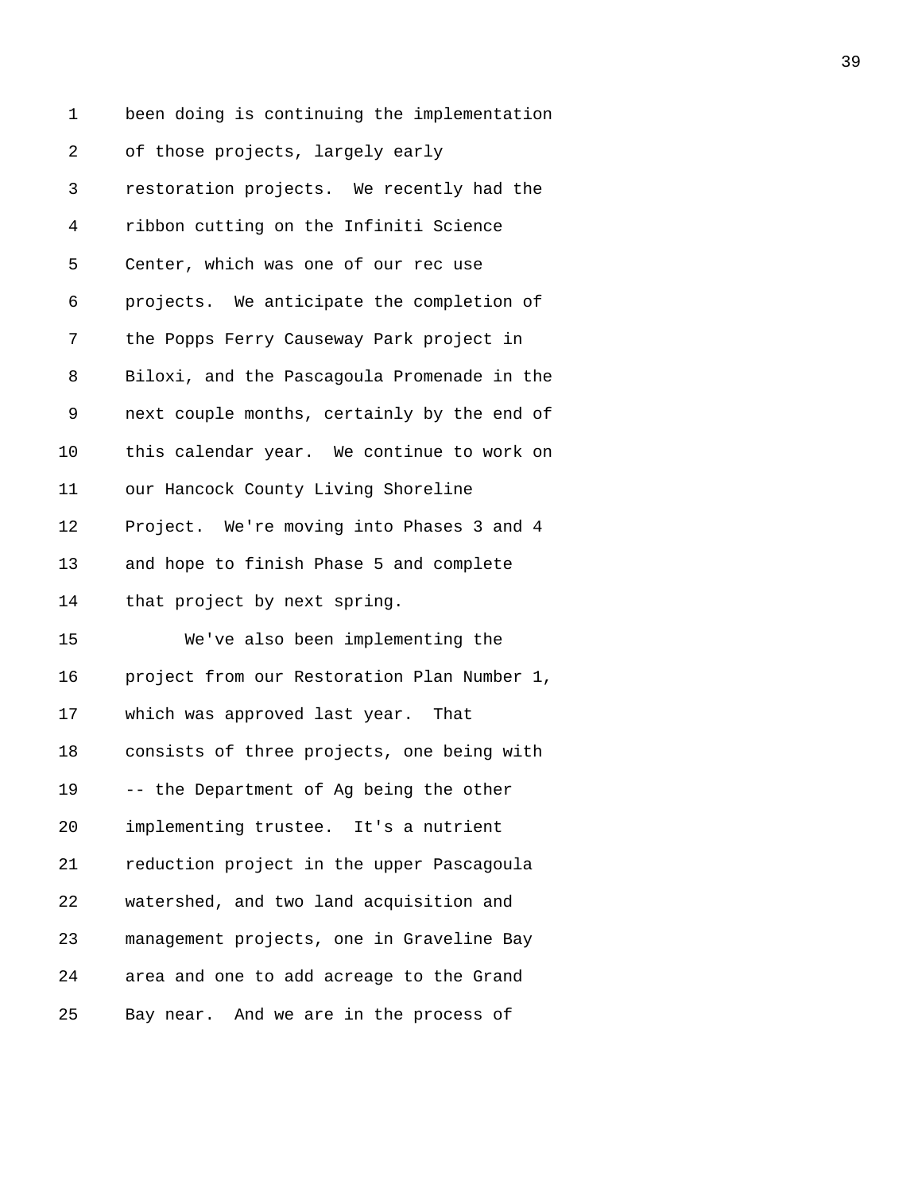1 been doing is continuing the implementation
2 of those projects, largely early
3 restoration projects. We recently had the
4 ribbon cutting on the Infiniti Science
5 Center, which was one of our rec use
6 projects. We anticipate the completion of
7 the Popps Ferry Causeway Park project in
8 Biloxi, and the Pascagoula Promenade in the
9 next couple months, certainly by the end of
10 this calendar year. We continue to work on
11 our Hancock County Living Shoreline
12 Project. We're moving into Phases 3 and 4
13 and hope to finish Phase 5 and complete
14 that project by next spring.
15 We've also been implementing the
16 project from our Restoration Plan Number 1,
17 which was approved last year. That
18 consists of three projects, one being with
19 -- the Department of Ag being the other
20 implementing trustee. It's a nutrient
21 reduction project in the upper Pascagoula
22 watershed, and two land acquisition and
23 management projects, one in Graveline Bay
24 area and one to add acreage to the Grand
25 Bay near. And we are in the process of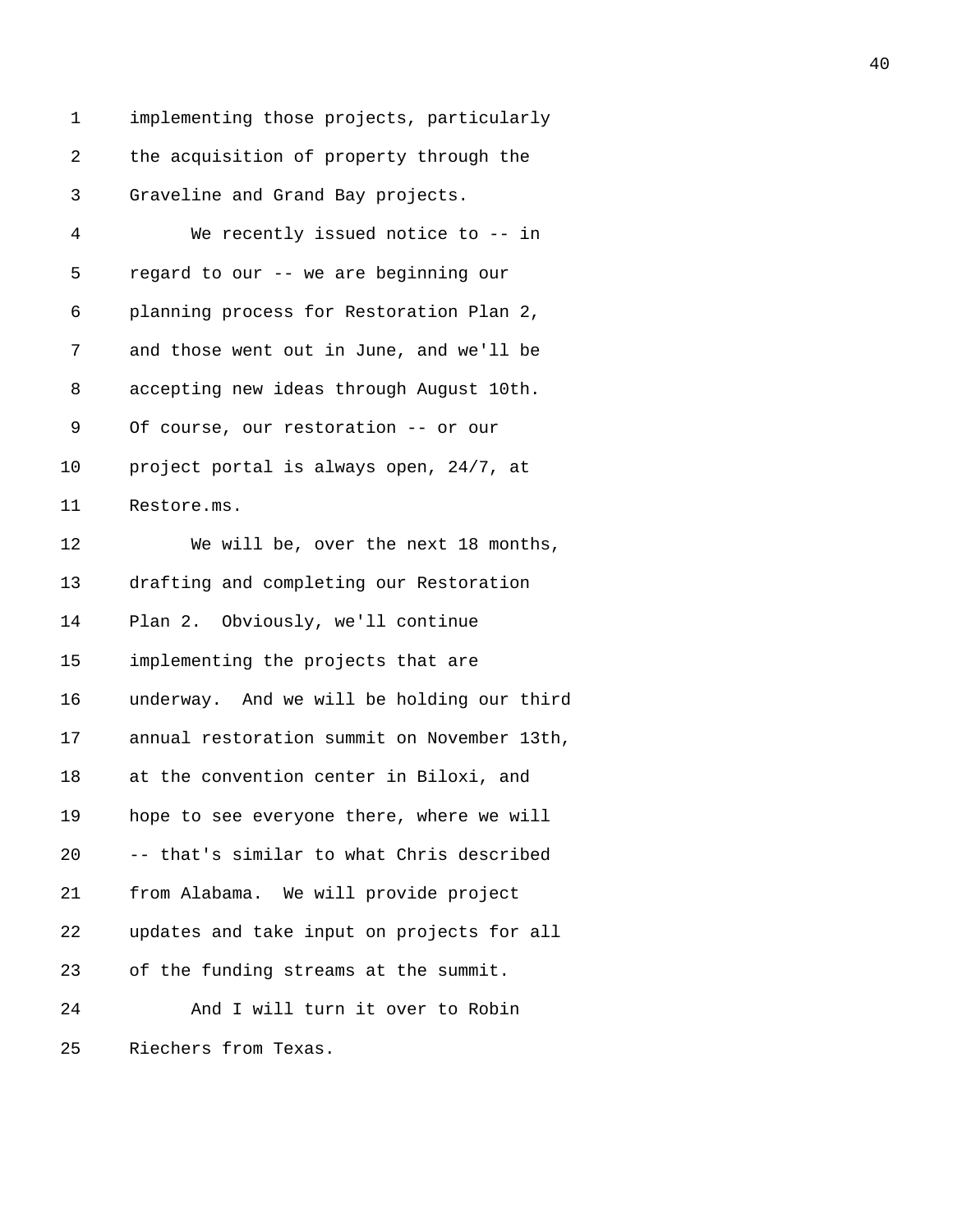implementing those projects, particularly the acquisition of property through the Graveline and Grand Bay projects.

We recently issued notice to -- in regard to our -- we are beginning our planning process for Restoration Plan 2, and those went out in June, and we'll be accepting new ideas through August 10th. Of course, our restoration -- or our project portal is always open, 24/7, at Restore.ms.

We will be, over the next 18 months, drafting and completing our Restoration Plan 2. Obviously, we'll continue implementing the projects that are underway. And we will be holding our third annual restoration summit on November 13th, at the convention center in Biloxi, and hope to see everyone there, where we will -- that's similar to what Chris described from Alabama. We will provide project updates and take input on projects for all of the funding streams at the summit.

And I will turn it over to Robin Riechers from Texas.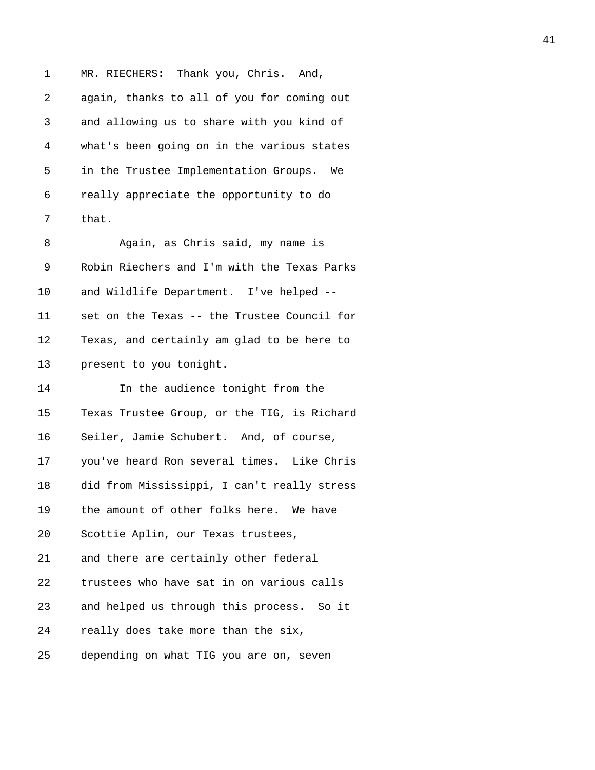MR. RIECHERS: Thank you, Chris. And, again, thanks to all of you for coming out and allowing us to share with you kind of what's been going on in the various states in the Trustee Implementation Groups. We really appreciate the opportunity to do that.

Again, as Chris said, my name is Robin Riechers and I'm with the Texas Parks and Wildlife Department. I've helped -- set on the Texas -- the Trustee Council for Texas, and certainly am glad to be here to present to you tonight.

In the audience tonight from the Texas Trustee Group, or the TIG, is Richard Seiler, Jamie Schubert. And, of course, you've heard Ron several times. Like Chris did from Mississippi, I can't really stress the amount of other folks here. We have Scottie Aplin, our Texas trustees, and there are certainly other federal trustees who have sat in on various calls and helped us through this process. So it really does take more than the six, depending on what TIG you are on, seven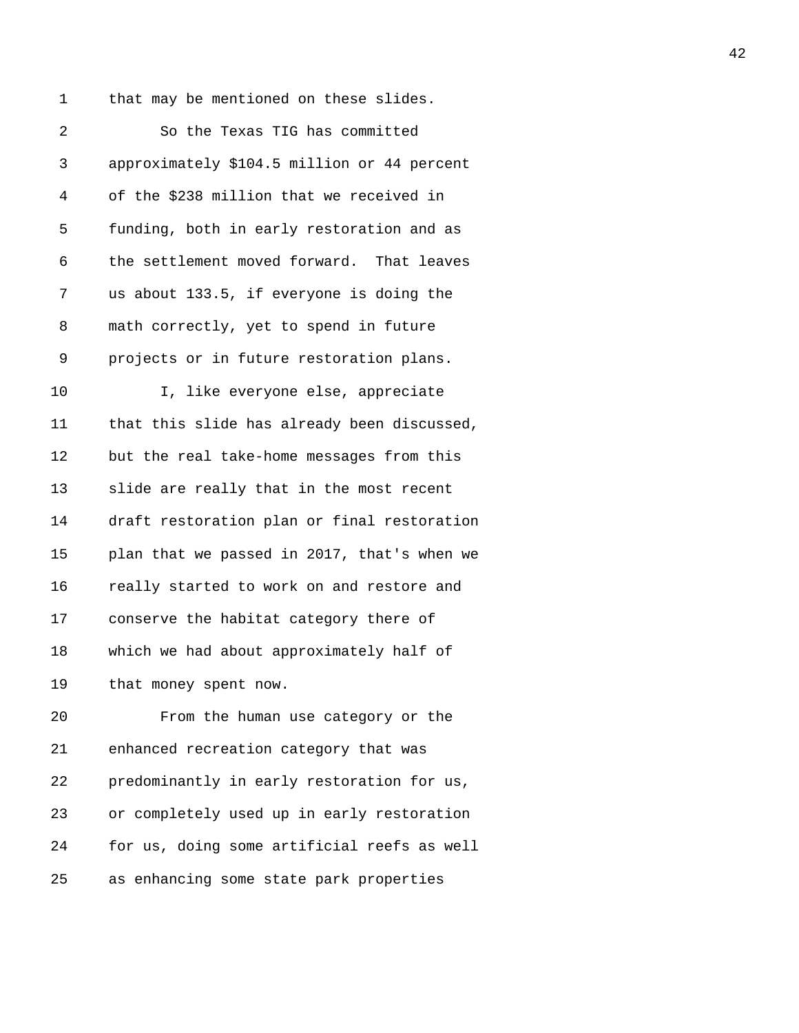that may be mentioned on these slides.

So the Texas TIG has committed approximately $104.5 million or 44 percent of the $238 million that we received in funding, both in early restoration and as the settlement moved forward. That leaves us about 133.5, if everyone is doing the math correctly, yet to spend in future projects or in future restoration plans.

I, like everyone else, appreciate that this slide has already been discussed, but the real take-home messages from this slide are really that in the most recent draft restoration plan or final restoration plan that we passed in 2017, that's when we really started to work on and restore and conserve the habitat category there of which we had about approximately half of that money spent now.

From the human use category or the enhanced recreation category that was predominantly in early restoration for us, or completely used up in early restoration for us, doing some artificial reefs as well as enhancing some state park properties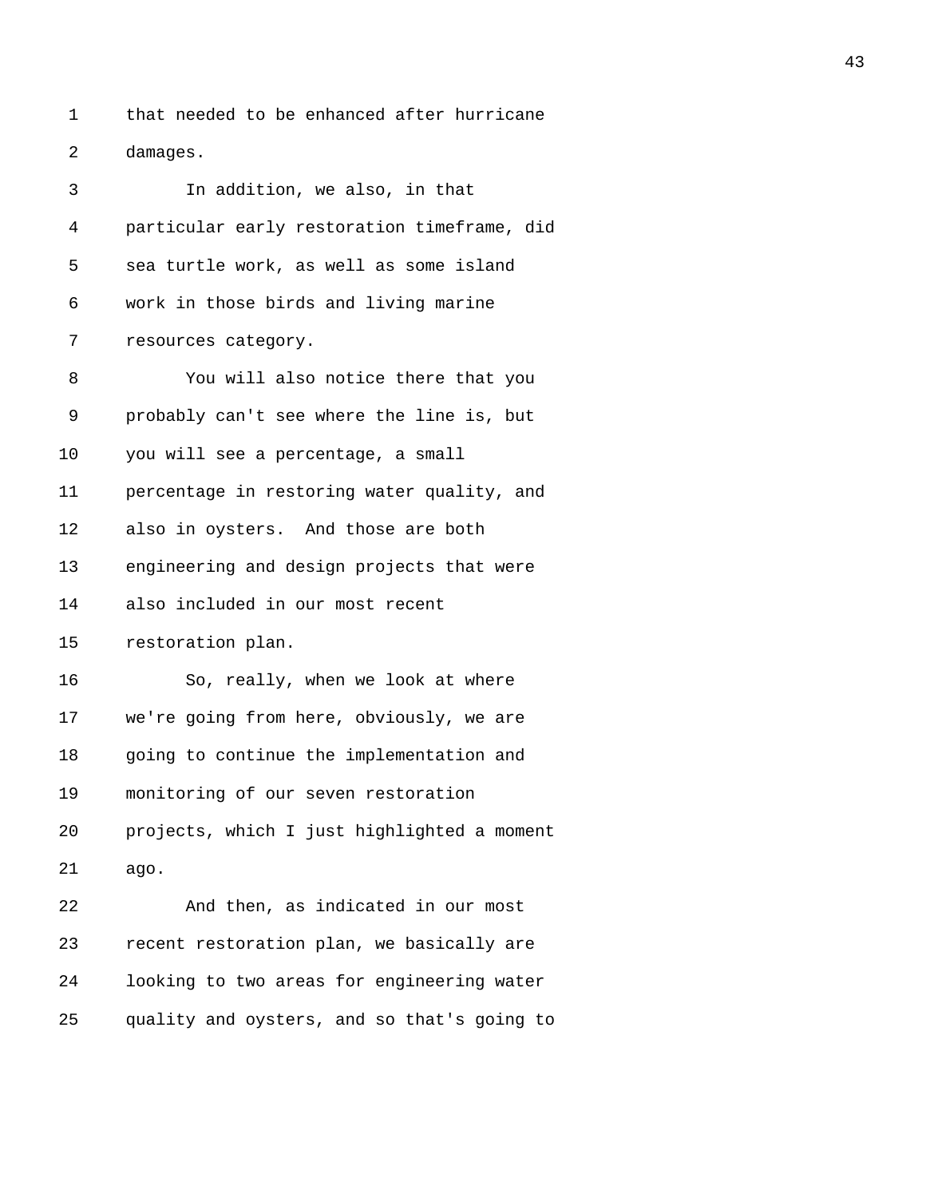that needed to be enhanced after hurricane damages.

In addition, we also, in that particular early restoration timeframe, did sea turtle work, as well as some island work in those birds and living marine resources category.

You will also notice there that you probably can't see where the line is, but you will see a percentage, a small percentage in restoring water quality, and also in oysters. And those are both engineering and design projects that were also included in our most recent restoration plan.

So, really, when we look at where we're going from here, obviously, we are going to continue the implementation and monitoring of our seven restoration projects, which I just highlighted a moment ago.

And then, as indicated in our most recent restoration plan, we basically are looking to two areas for engineering water quality and oysters, and so that's going to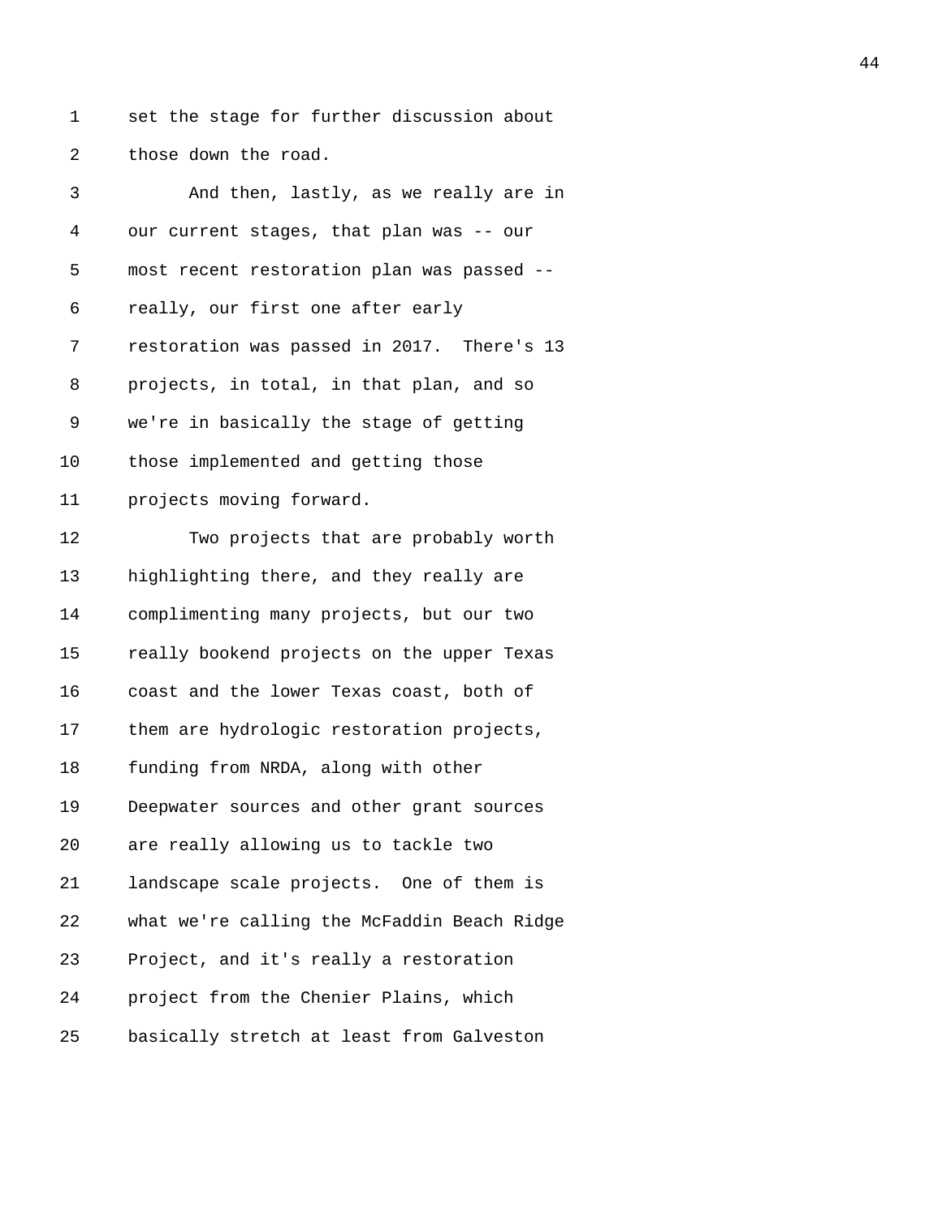set the stage for further discussion about those down the road.

And then, lastly, as we really are in our current stages, that plan was -- our most recent restoration plan was passed -- really, our first one after early restoration was passed in 2017. There's 13 projects, in total, in that plan, and so we're in basically the stage of getting those implemented and getting those projects moving forward.

Two projects that are probably worth highlighting there, and they really are complimenting many projects, but our two really bookend projects on the upper Texas coast and the lower Texas coast, both of them are hydrologic restoration projects, funding from NRDA, along with other Deepwater sources and other grant sources are really allowing us to tackle two landscape scale projects. One of them is what we're calling the McFaddin Beach Ridge Project, and it's really a restoration project from the Chenier Plains, which basically stretch at least from Galveston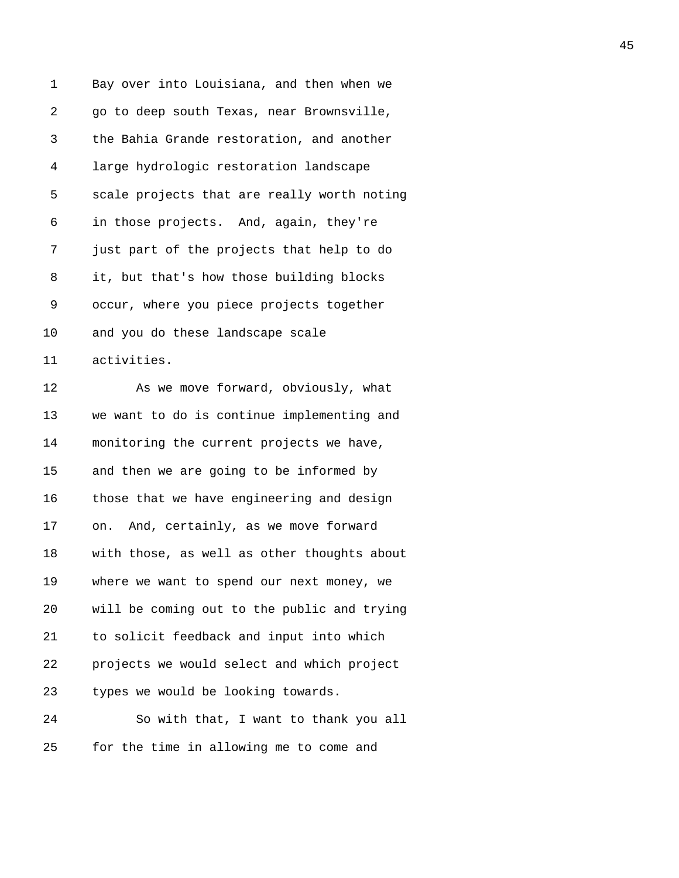Bay over into Louisiana, and then when we go to deep south Texas, near Brownsville, the Bahia Grande restoration, and another large hydrologic restoration landscape scale projects that are really worth noting in those projects. And, again, they're just part of the projects that help to do it, but that's how those building blocks occur, where you piece projects together and you do these landscape scale activities.

As we move forward, obviously, what we want to do is continue implementing and monitoring the current projects we have, and then we are going to be informed by those that we have engineering and design on. And, certainly, as we move forward with those, as well as other thoughts about where we want to spend our next money, we will be coming out to the public and trying to solicit feedback and input into which projects we would select and which project types we would be looking towards.

So with that, I want to thank you all for the time in allowing me to come and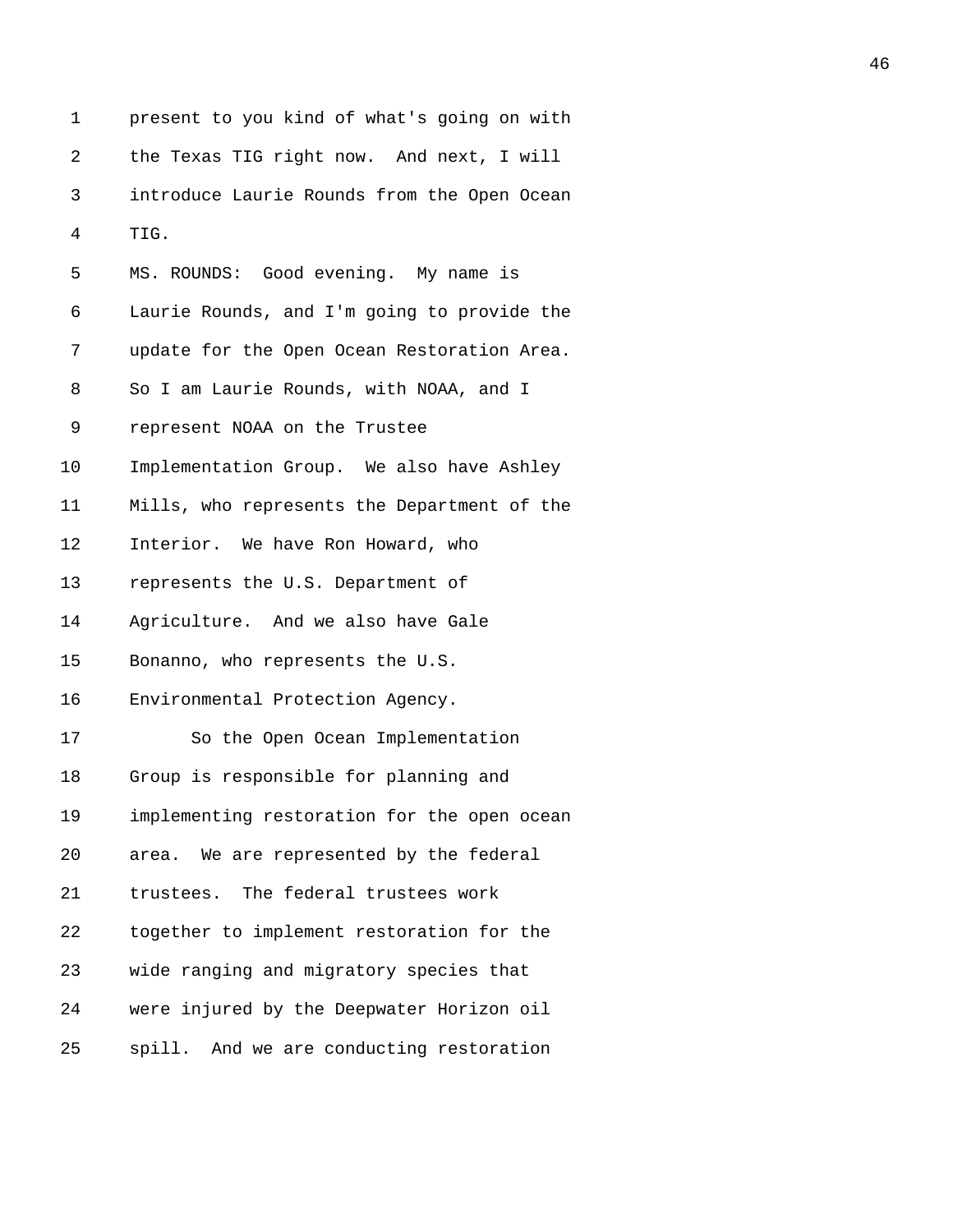present to you kind of what's going on with the Texas TIG right now. And next, I will introduce Laurie Rounds from the Open Ocean TIG.

MS. ROUNDS: Good evening. My name is Laurie Rounds, and I'm going to provide the update for the Open Ocean Restoration Area. So I am Laurie Rounds, with NOAA, and I represent NOAA on the Trustee Implementation Group. We also have Ashley Mills, who represents the Department of the Interior. We have Ron Howard, who represents the U.S. Department of Agriculture. And we also have Gale Bonanno, who represents the U.S. Environmental Protection Agency.

So the Open Ocean Implementation Group is responsible for planning and implementing restoration for the open ocean area. We are represented by the federal trustees. The federal trustees work together to implement restoration for the wide ranging and migratory species that were injured by the Deepwater Horizon oil spill. And we are conducting restoration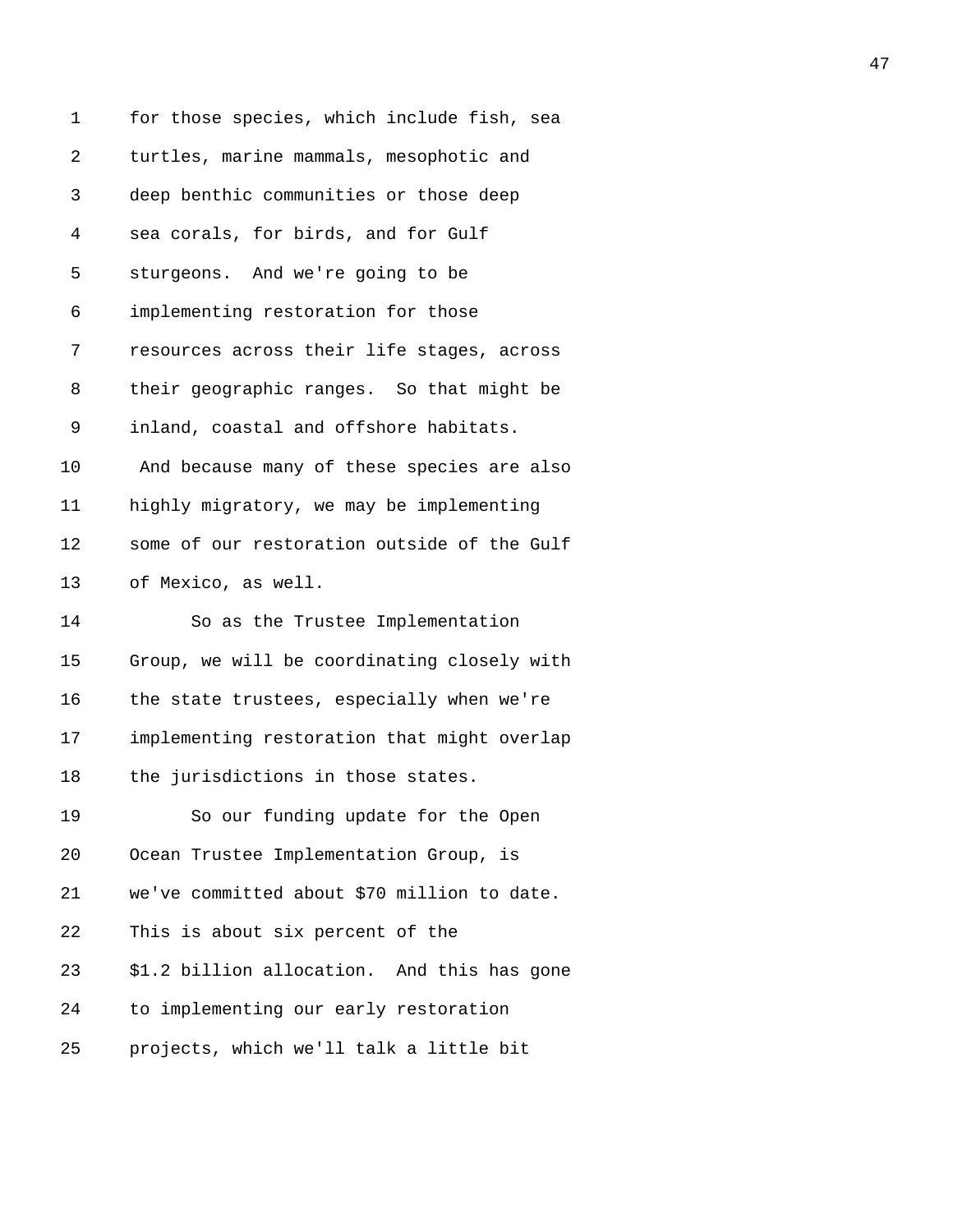for those species, which include fish, sea turtles, marine mammals, mesophotic and deep benthic communities or those deep sea corals, for birds, and for Gulf sturgeons. And we're going to be implementing restoration for those resources across their life stages, across their geographic ranges. So that might be inland, coastal and offshore habitats. And because many of these species are also highly migratory, we may be implementing some of our restoration outside of the Gulf of Mexico, as well.

So as the Trustee Implementation Group, we will be coordinating closely with the state trustees, especially when we're implementing restoration that might overlap the jurisdictions in those states.

So our funding update for the Open Ocean Trustee Implementation Group, is we've committed about $70 million to date. This is about six percent of the $1.2 billion allocation. And this has gone to implementing our early restoration projects, which we'll talk a little bit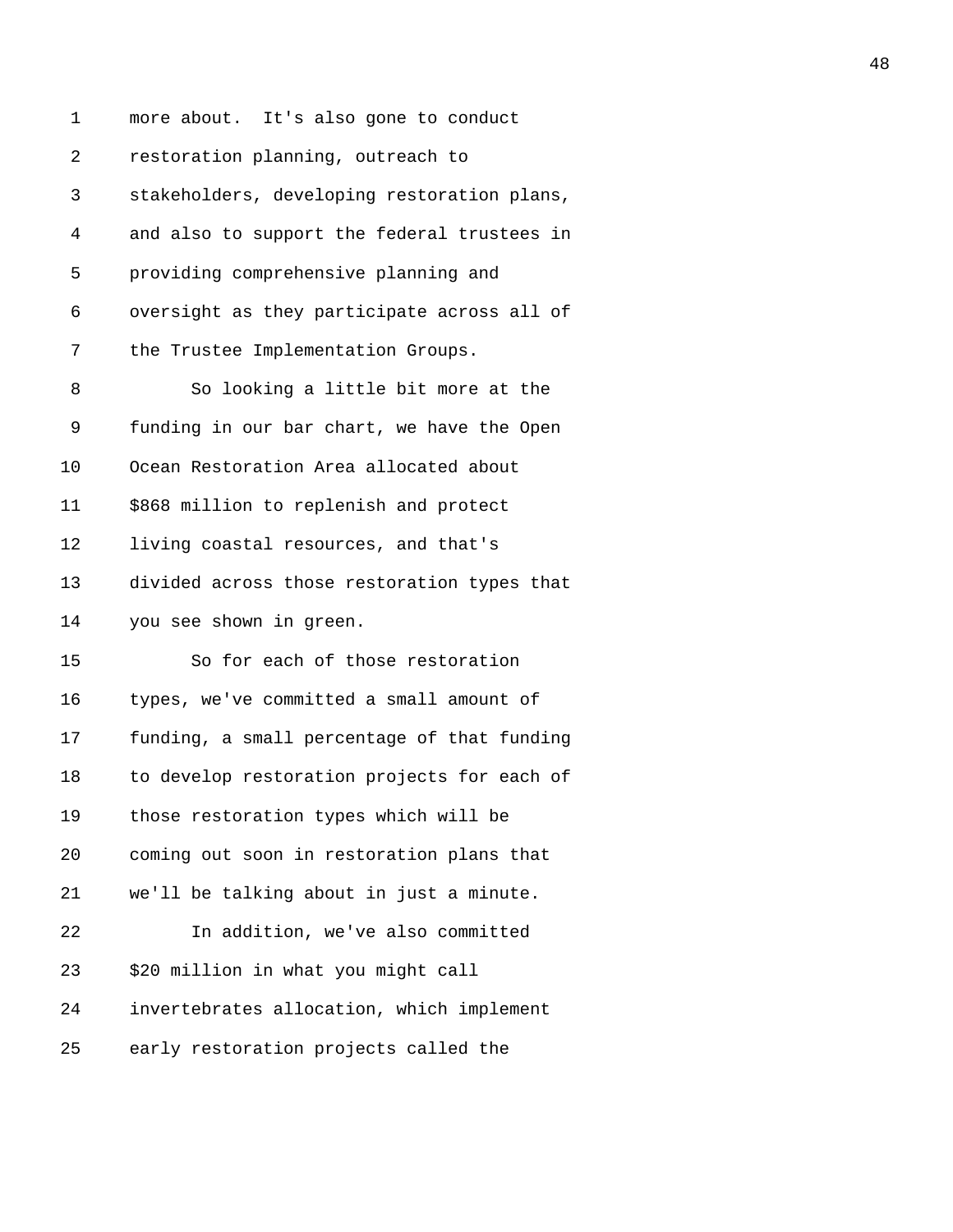more about. It's also gone to conduct restoration planning, outreach to stakeholders, developing restoration plans, and also to support the federal trustees in providing comprehensive planning and oversight as they participate across all of the Trustee Implementation Groups.

So looking a little bit more at the funding in our bar chart, we have the Open Ocean Restoration Area allocated about $868 million to replenish and protect living coastal resources, and that's divided across those restoration types that you see shown in green.

So for each of those restoration types, we've committed a small amount of funding, a small percentage of that funding to develop restoration projects for each of those restoration types which will be coming out soon in restoration plans that we'll be talking about in just a minute.

In addition, we've also committed $20 million in what you might call invertebrates allocation, which implement early restoration projects called the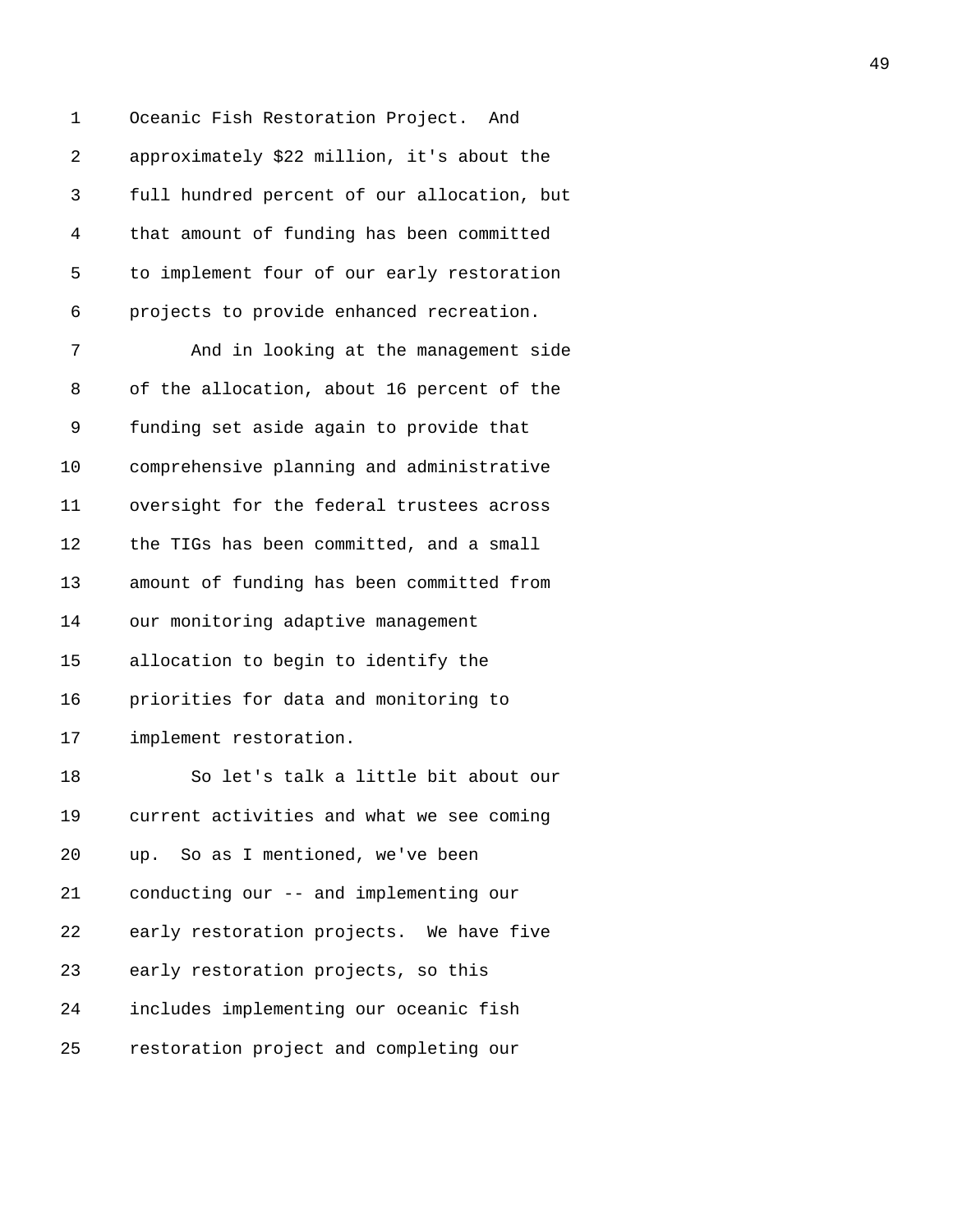Oceanic Fish Restoration Project. And approximately $22 million, it's about the full hundred percent of our allocation, but that amount of funding has been committed to implement four of our early restoration projects to provide enhanced recreation.

And in looking at the management side of the allocation, about 16 percent of the funding set aside again to provide that comprehensive planning and administrative oversight for the federal trustees across the TIGs has been committed, and a small amount of funding has been committed from our monitoring adaptive management allocation to begin to identify the priorities for data and monitoring to implement restoration.

So let's talk a little bit about our current activities and what we see coming up. So as I mentioned, we've been conducting our -- and implementing our early restoration projects. We have five early restoration projects, so this includes implementing our oceanic fish restoration project and completing our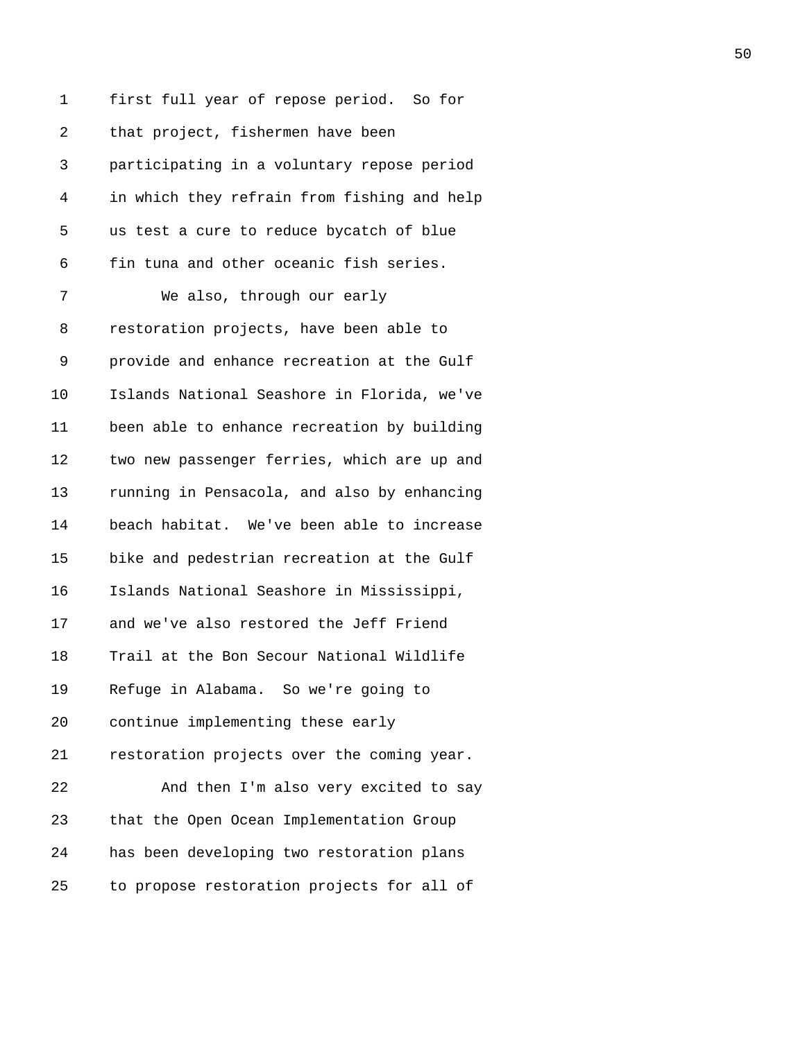first full year of repose period. So for that project, fishermen have been participating in a voluntary repose period in which they refrain from fishing and help us test a cure to reduce bycatch of blue fin tuna and other oceanic fish series.

We also, through our early restoration projects, have been able to provide and enhance recreation at the Gulf Islands National Seashore in Florida, we've been able to enhance recreation by building two new passenger ferries, which are up and running in Pensacola, and also by enhancing beach habitat. We've been able to increase bike and pedestrian recreation at the Gulf Islands National Seashore in Mississippi, and we've also restored the Jeff Friend Trail at the Bon Secour National Wildlife Refuge in Alabama. So we're going to continue implementing these early restoration projects over the coming year.

And then I'm also very excited to say that the Open Ocean Implementation Group has been developing two restoration plans to propose restoration projects for all of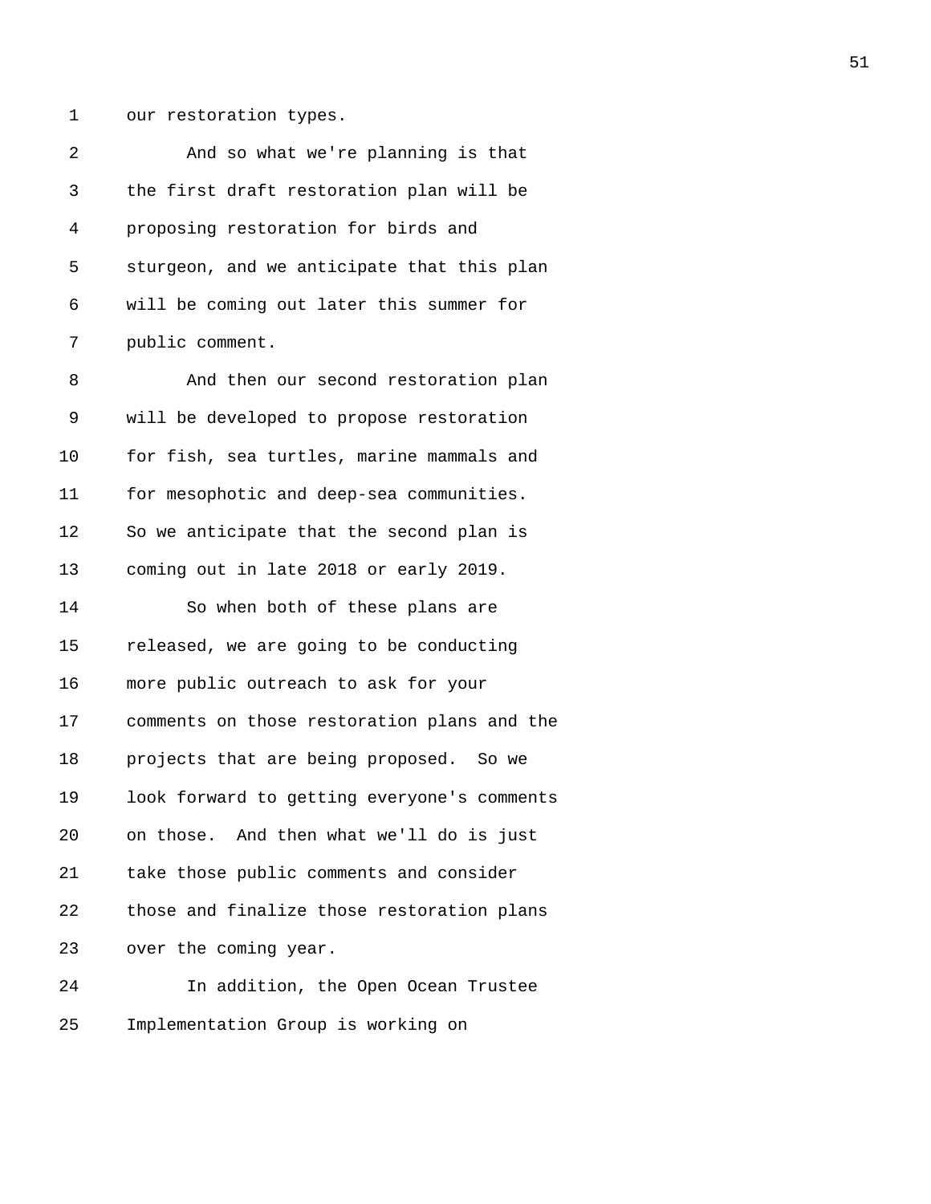our restoration types.

And so what we're planning is that the first draft restoration plan will be proposing restoration for birds and sturgeon, and we anticipate that this plan will be coming out later this summer for public comment.

And then our second restoration plan will be developed to propose restoration for fish, sea turtles, marine mammals and for mesophotic and deep-sea communities. So we anticipate that the second plan is coming out in late 2018 or early 2019.

So when both of these plans are released, we are going to be conducting more public outreach to ask for your comments on those restoration plans and the projects that are being proposed. So we look forward to getting everyone's comments on those. And then what we'll do is just take those public comments and consider those and finalize those restoration plans over the coming year.

In addition, the Open Ocean Trustee Implementation Group is working on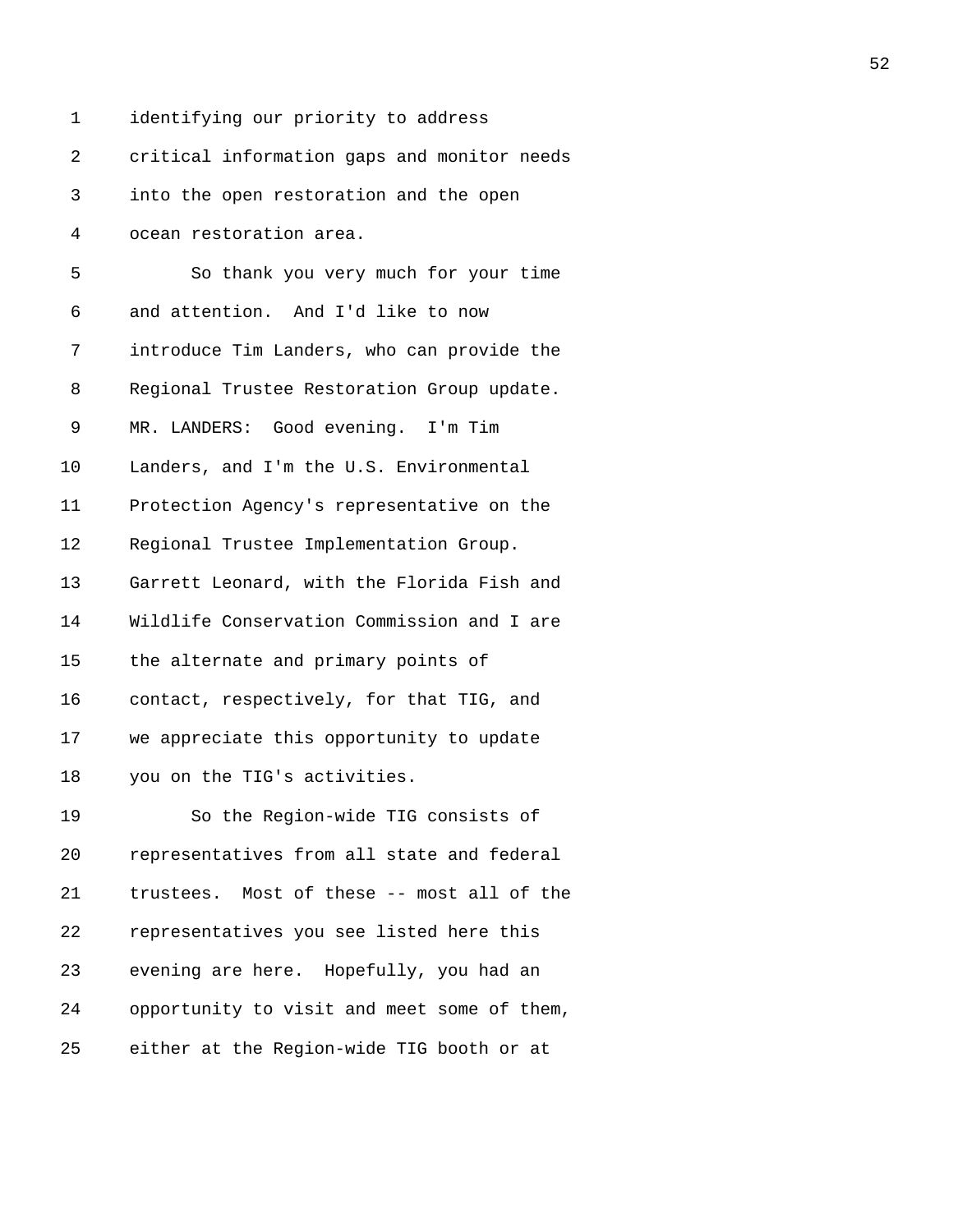identifying our priority to address critical information gaps and monitor needs into the open restoration and the open ocean restoration area.

So thank you very much for your time and attention. And I'd like to now introduce Tim Landers, who can provide the Regional Trustee Restoration Group update.

MR. LANDERS: Good evening. I'm Tim Landers, and I'm the U.S. Environmental Protection Agency's representative on the Regional Trustee Implementation Group. Garrett Leonard, with the Florida Fish and Wildlife Conservation Commission and I are the alternate and primary points of contact, respectively, for that TIG, and we appreciate this opportunity to update you on the TIG's activities.

So the Region-wide TIG consists of representatives from all state and federal trustees. Most of these -- most all of the representatives you see listed here this evening are here. Hopefully, you had an opportunity to visit and meet some of them, either at the Region-wide TIG booth or at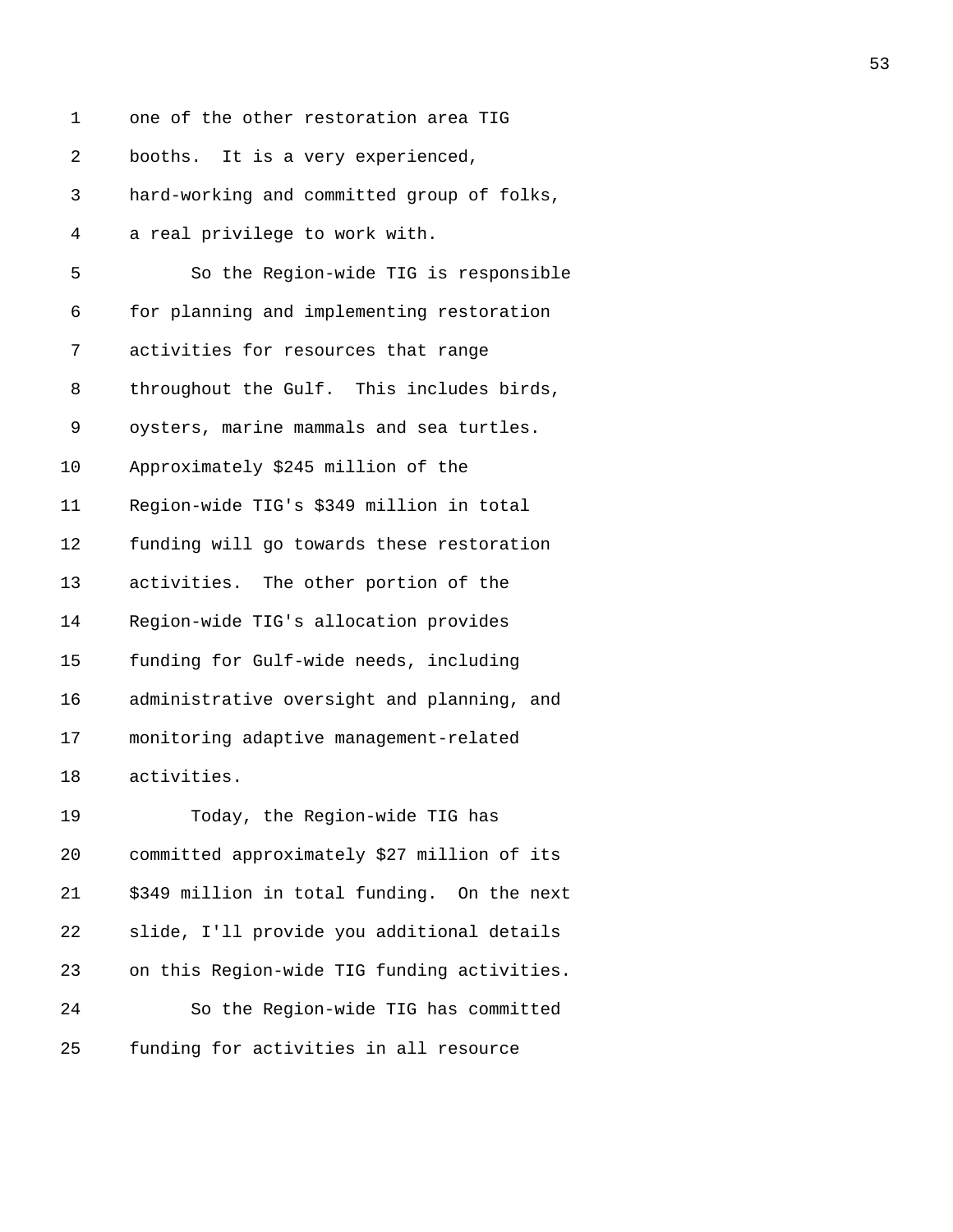one of the other restoration area TIG booths. It is a very experienced, hard-working and committed group of folks, a real privilege to work with.

So the Region-wide TIG is responsible for planning and implementing restoration activities for resources that range throughout the Gulf. This includes birds, oysters, marine mammals and sea turtles. Approximately $245 million of the Region-wide TIG's $349 million in total funding will go towards these restoration activities. The other portion of the Region-wide TIG's allocation provides funding for Gulf-wide needs, including administrative oversight and planning, and monitoring adaptive management-related activities.

Today, the Region-wide TIG has committed approximately $27 million of its $349 million in total funding. On the next slide, I'll provide you additional details on this Region-wide TIG funding activities.

So the Region-wide TIG has committed funding for activities in all resource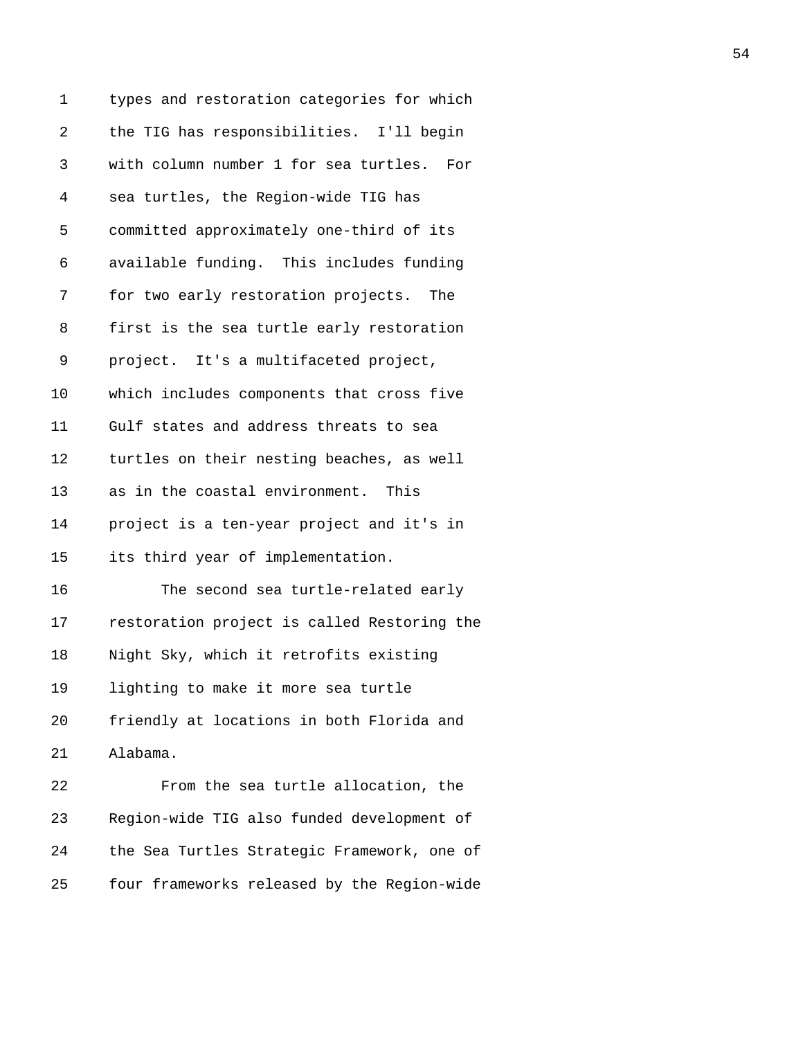types and restoration categories for which the TIG has responsibilities. I'll begin with column number 1 for sea turtles. For sea turtles, the Region-wide TIG has committed approximately one-third of its available funding. This includes funding for two early restoration projects. The first is the sea turtle early restoration project. It's a multifaceted project, which includes components that cross five Gulf states and address threats to sea turtles on their nesting beaches, as well as in the coastal environment. This project is a ten-year project and it's in its third year of implementation.

The second sea turtle-related early restoration project is called Restoring the Night Sky, which it retrofits existing lighting to make it more sea turtle friendly at locations in both Florida and Alabama.

From the sea turtle allocation, the Region-wide TIG also funded development of the Sea Turtles Strategic Framework, one of four frameworks released by the Region-wide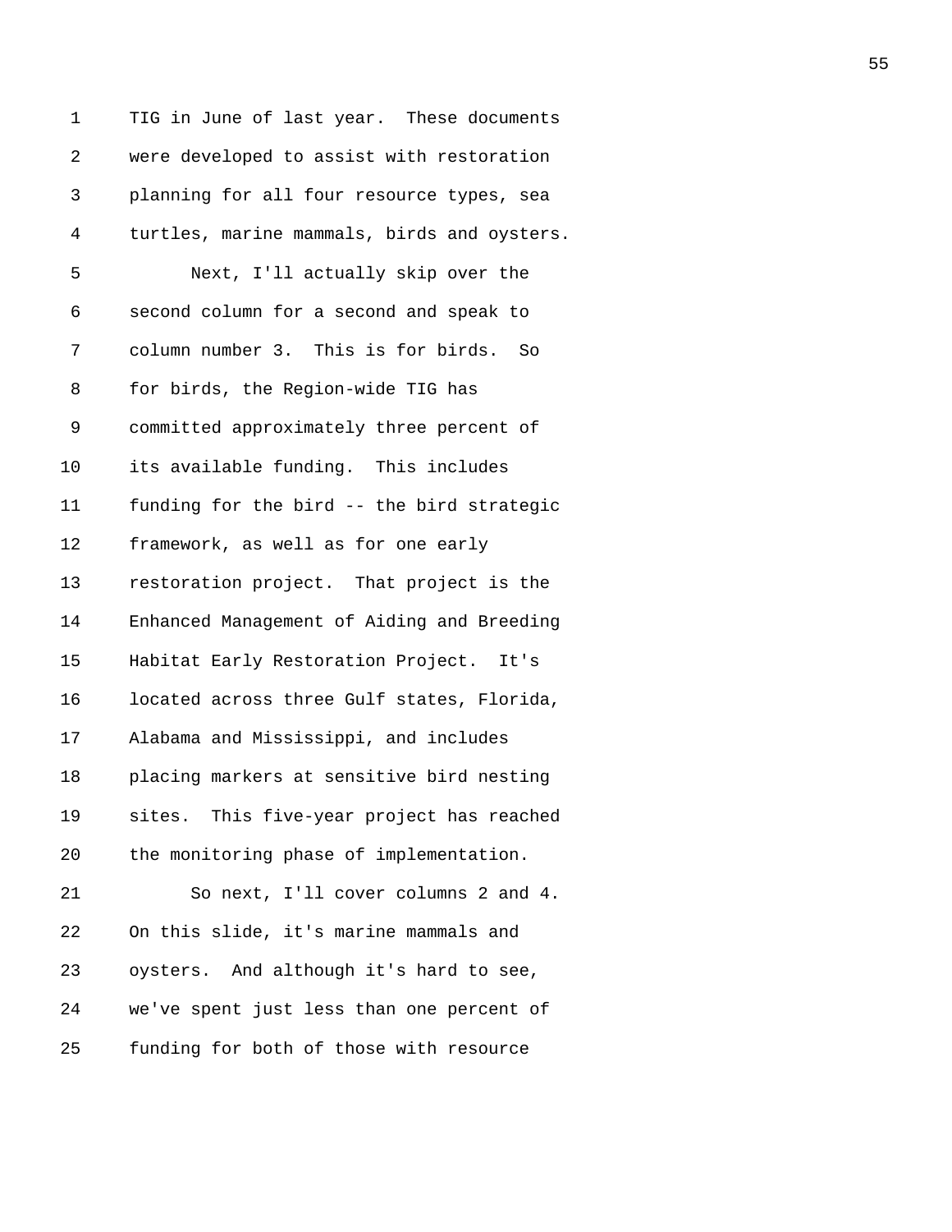TIG in June of last year. These documents were developed to assist with restoration planning for all four resource types, sea turtles, marine mammals, birds and oysters.

Next, I'll actually skip over the second column for a second and speak to column number 3. This is for birds. So for birds, the Region-wide TIG has committed approximately three percent of its available funding. This includes funding for the bird -- the bird strategic framework, as well as for one early restoration project. That project is the Enhanced Management of Aiding and Breeding Habitat Early Restoration Project. It's located across three Gulf states, Florida, Alabama and Mississippi, and includes placing markers at sensitive bird nesting sites. This five-year project has reached the monitoring phase of implementation.

So next, I'll cover columns 2 and 4. On this slide, it's marine mammals and oysters. And although it's hard to see, we've spent just less than one percent of funding for both of those with resource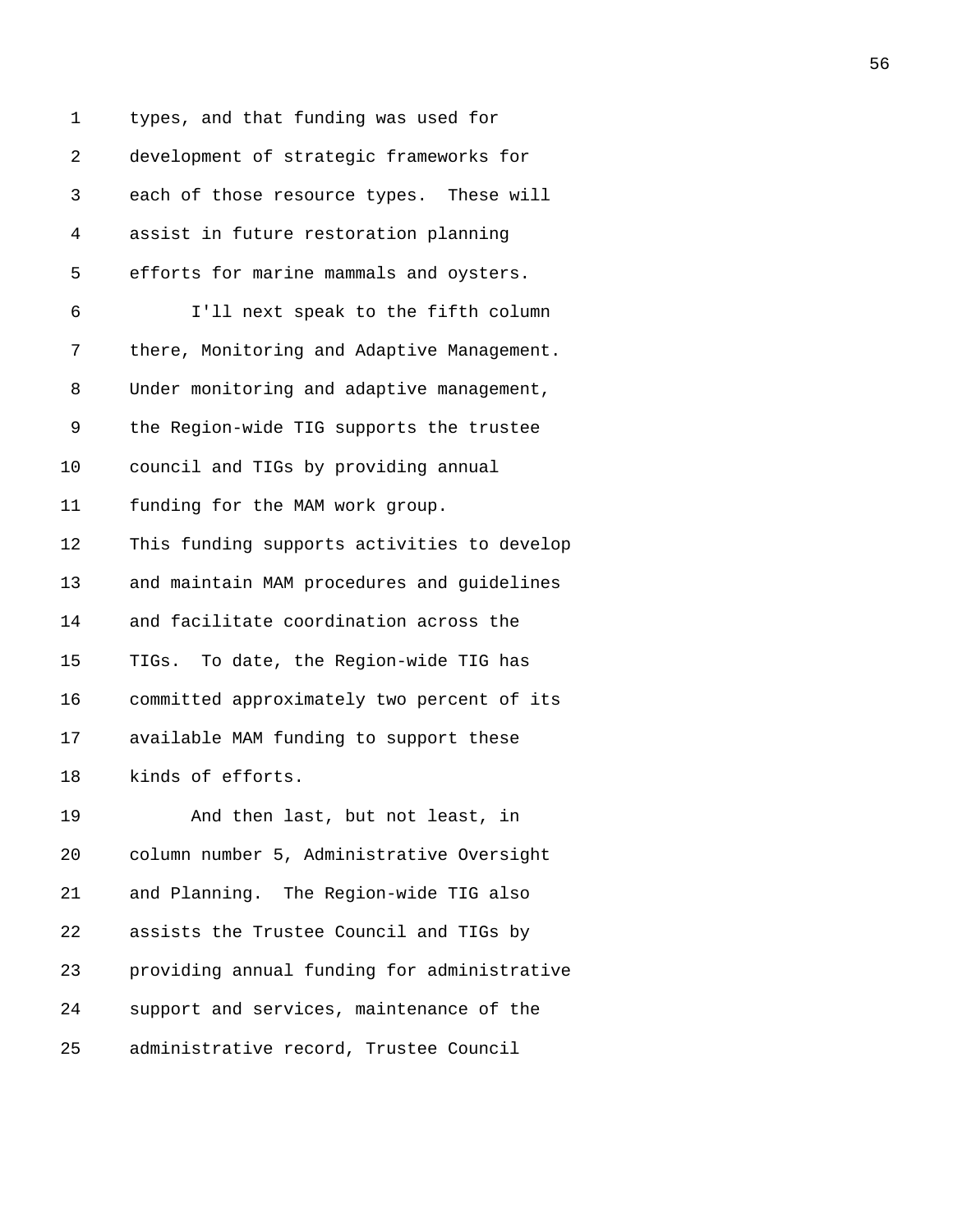types, and that funding was used for development of strategic frameworks for each of those resource types. These will assist in future restoration planning efforts for marine mammals and oysters.

I'll next speak to the fifth column there, Monitoring and Adaptive Management. Under monitoring and adaptive management, the Region-wide TIG supports the trustee council and TIGs by providing annual funding for the MAM work group. This funding supports activities to develop and maintain MAM procedures and guidelines and facilitate coordination across the TIGs. To date, the Region-wide TIG has committed approximately two percent of its available MAM funding to support these kinds of efforts.

And then last, but not least, in column number 5, Administrative Oversight and Planning. The Region-wide TIG also assists the Trustee Council and TIGs by providing annual funding for administrative support and services, maintenance of the administrative record, Trustee Council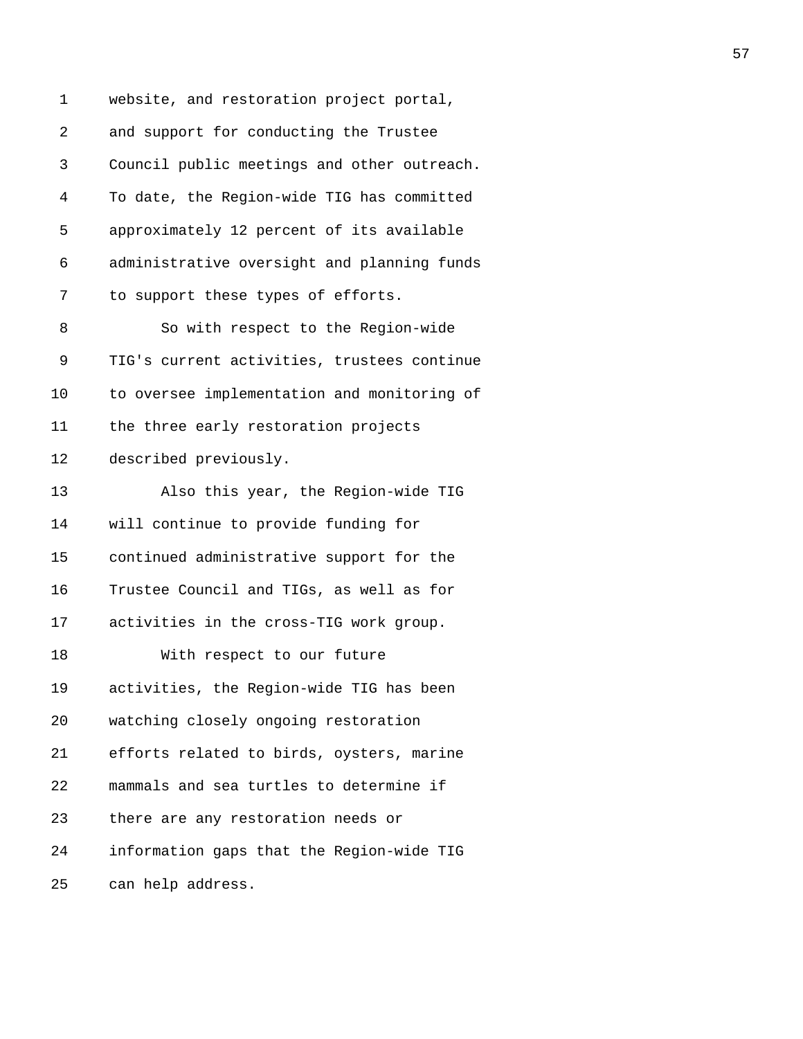website, and restoration project portal, and support for conducting the Trustee Council public meetings and other outreach. To date, the Region-wide TIG has committed approximately 12 percent of its available administrative oversight and planning funds to support these types of efforts.

So with respect to the Region-wide TIG's current activities, trustees continue to oversee implementation and monitoring of the three early restoration projects described previously.

Also this year, the Region-wide TIG will continue to provide funding for continued administrative support for the Trustee Council and TIGs, as well as for activities in the cross-TIG work group.

With respect to our future activities, the Region-wide TIG has been watching closely ongoing restoration efforts related to birds, oysters, marine mammals and sea turtles to determine if there are any restoration needs or information gaps that the Region-wide TIG can help address.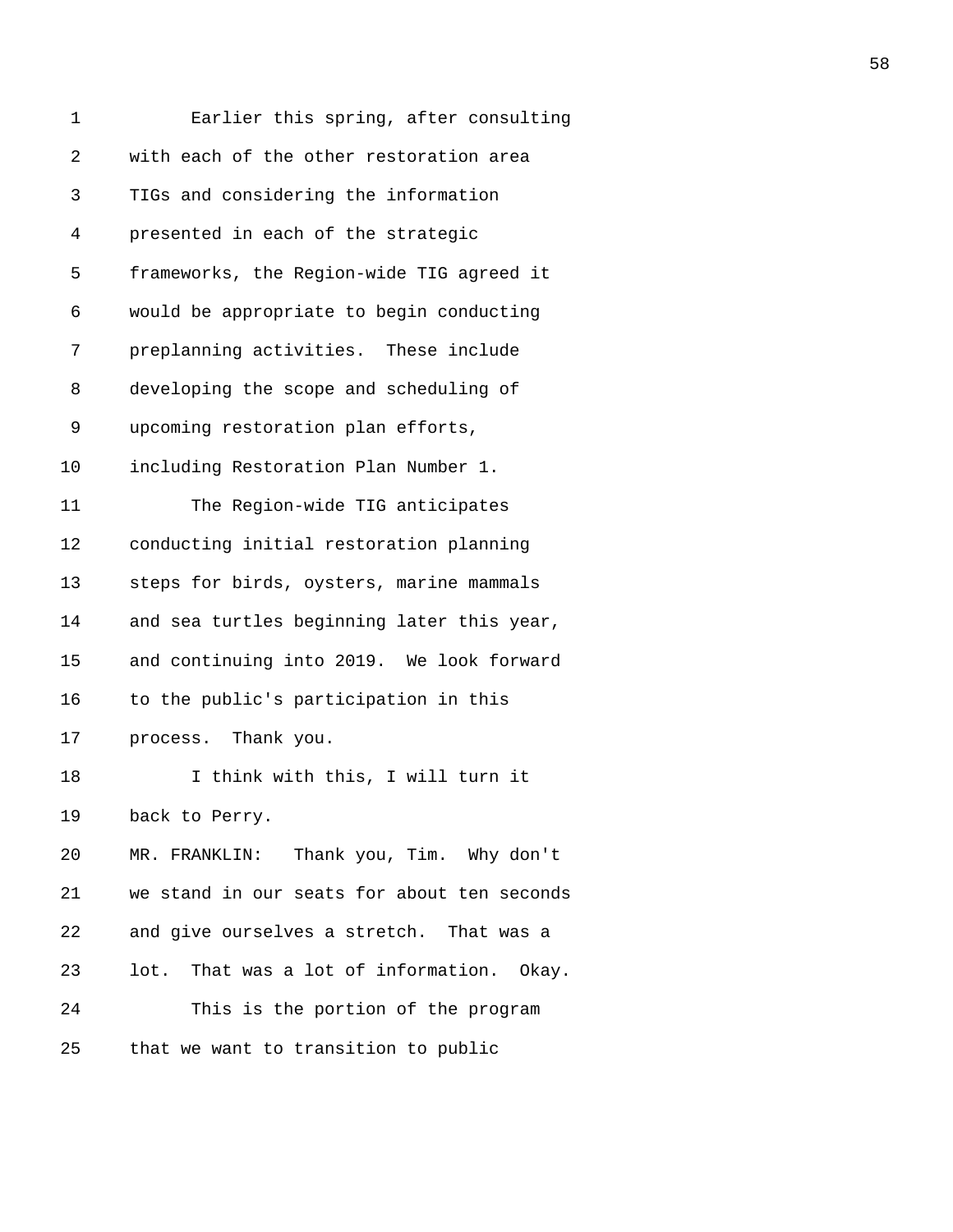Earlier this spring, after consulting with each of the other restoration area TIGs and considering the information presented in each of the strategic frameworks, the Region-wide TIG agreed it would be appropriate to begin conducting preplanning activities. These include developing the scope and scheduling of upcoming restoration plan efforts, including Restoration Plan Number 1.

The Region-wide TIG anticipates conducting initial restoration planning steps for birds, oysters, marine mammals and sea turtles beginning later this year, and continuing into 2019. We look forward to the public's participation in this process. Thank you.

I think with this, I will turn it back to Perry.

MR. FRANKLIN: Thank you, Tim. Why don't we stand in our seats for about ten seconds and give ourselves a stretch. That was a lot. That was a lot of information. Okay.

This is the portion of the program that we want to transition to public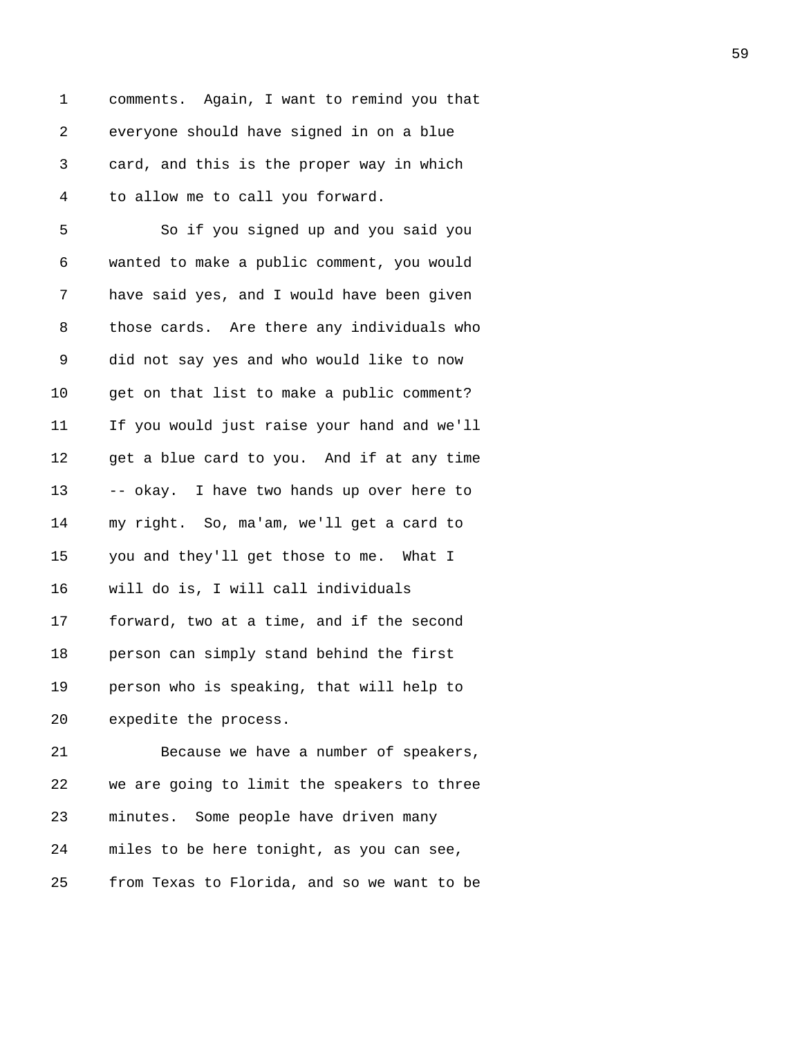comments. Again, I want to remind you that everyone should have signed in on a blue card, and this is the proper way in which to allow me to call you forward.

So if you signed up and you said you wanted to make a public comment, you would have said yes, and I would have been given those cards. Are there any individuals who did not say yes and who would like to now get on that list to make a public comment? If you would just raise your hand and we'll get a blue card to you. And if at any time -- okay. I have two hands up over here to my right. So, ma'am, we'll get a card to you and they'll get those to me. What I will do is, I will call individuals forward, two at a time, and if the second person can simply stand behind the first person who is speaking, that will help to expedite the process.

Because we have a number of speakers, we are going to limit the speakers to three minutes. Some people have driven many miles to be here tonight, as you can see, from Texas to Florida, and so we want to be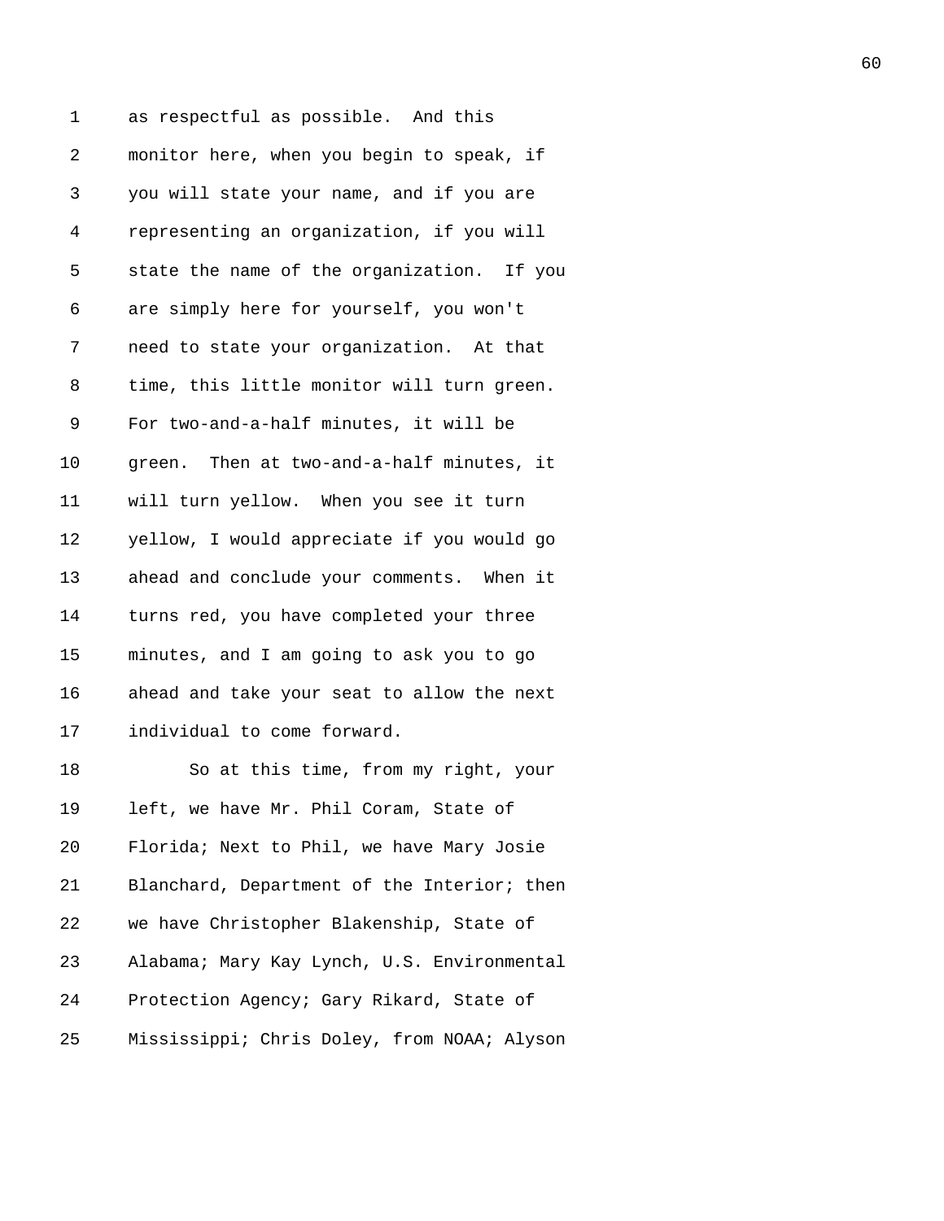as respectful as possible. And this monitor here, when you begin to speak, if you will state your name, and if you are representing an organization, if you will state the name of the organization. If you are simply here for yourself, you won't need to state your organization. At that time, this little monitor will turn green. For two-and-a-half minutes, it will be green. Then at two-and-a-half minutes, it will turn yellow. When you see it turn yellow, I would appreciate if you would go ahead and conclude your comments. When it turns red, you have completed your three minutes, and I am going to ask you to go ahead and take your seat to allow the next individual to come forward.

So at this time, from my right, your left, we have Mr. Phil Coram, State of Florida; Next to Phil, we have Mary Josie Blanchard, Department of the Interior; then we have Christopher Blakenship, State of Alabama; Mary Kay Lynch, U.S. Environmental Protection Agency; Gary Rikard, State of Mississippi; Chris Doley, from NOAA; Alyson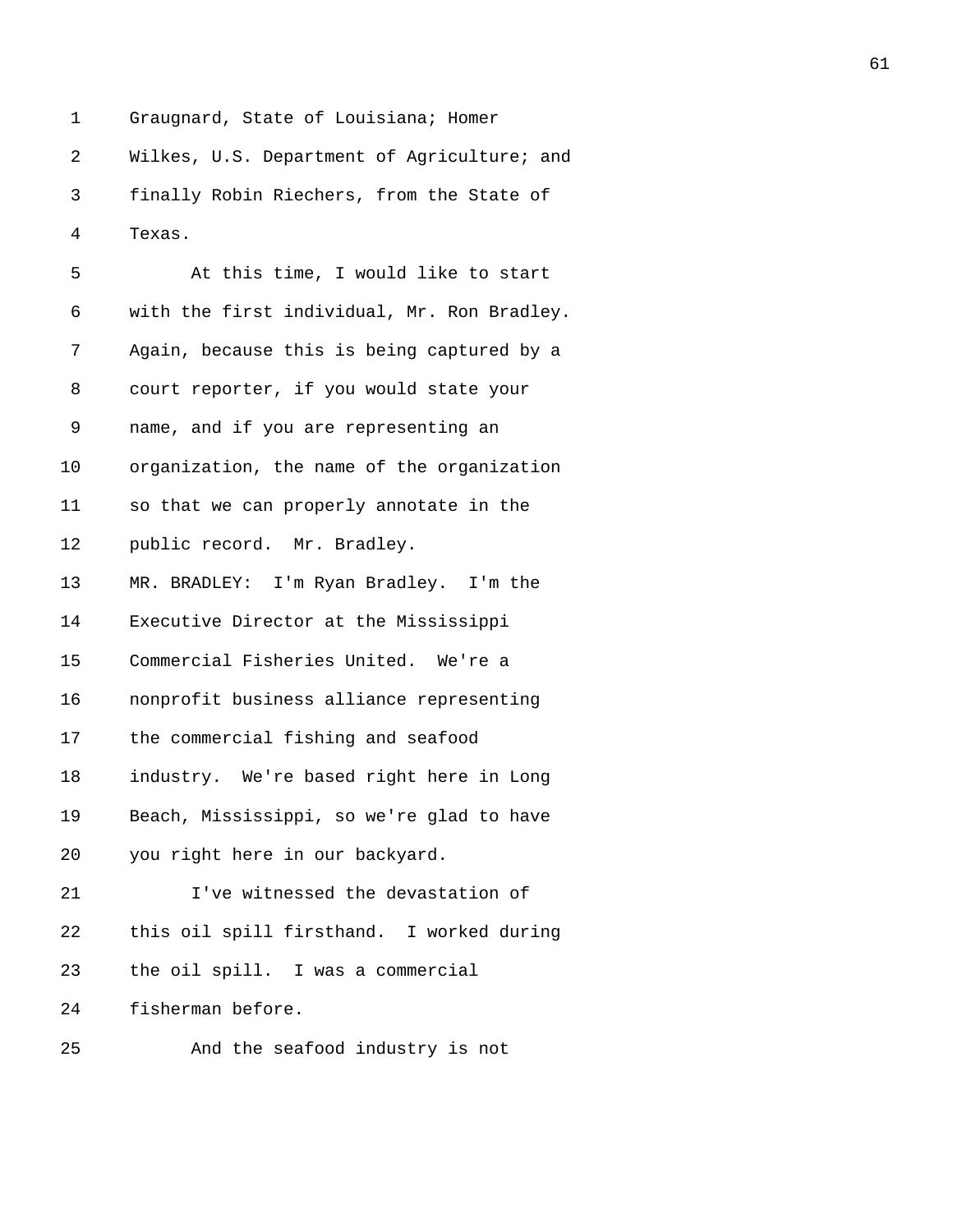Graugnard, State of Louisiana; Homer Wilkes, U.S. Department of Agriculture; and finally Robin Riechers, from the State of Texas.

At this time, I would like to start with the first individual, Mr. Ron Bradley. Again, because this is being captured by a court reporter, if you would state your name, and if you are representing an organization, the name of the organization so that we can properly annotate in the public record. Mr. Bradley.

MR. BRADLEY: I'm Ryan Bradley. I'm the Executive Director at the Mississippi Commercial Fisheries United. We're a nonprofit business alliance representing the commercial fishing and seafood industry. We're based right here in Long Beach, Mississippi, so we're glad to have you right here in our backyard.

I've witnessed the devastation of this oil spill firsthand. I worked during the oil spill. I was a commercial fisherman before.

And the seafood industry is not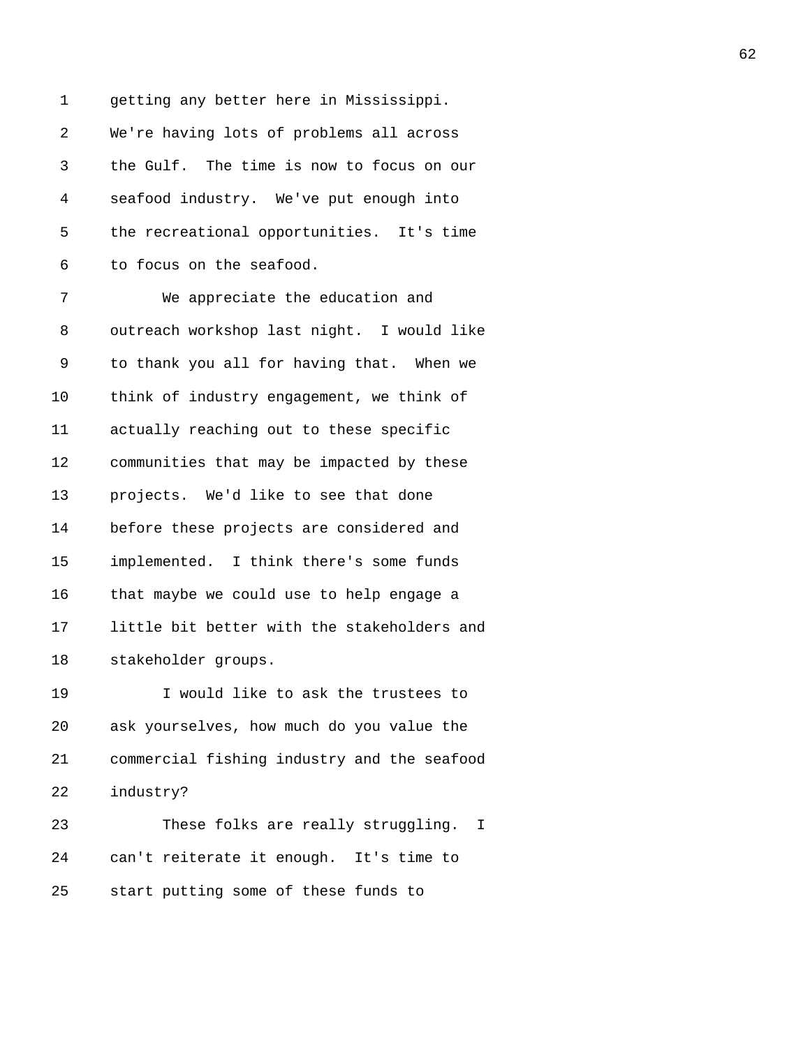getting any better here in Mississippi. We're having lots of problems all across the Gulf. The time is now to focus on our seafood industry. We've put enough into the recreational opportunities. It's time to focus on the seafood.

We appreciate the education and outreach workshop last night. I would like to thank you all for having that. When we think of industry engagement, we think of actually reaching out to these specific communities that may be impacted by these projects. We'd like to see that done before these projects are considered and implemented. I think there's some funds that maybe we could use to help engage a little bit better with the stakeholders and stakeholder groups.

I would like to ask the trustees to ask yourselves, how much do you value the commercial fishing industry and the seafood industry?

These folks are really struggling. I can't reiterate it enough. It's time to start putting some of these funds to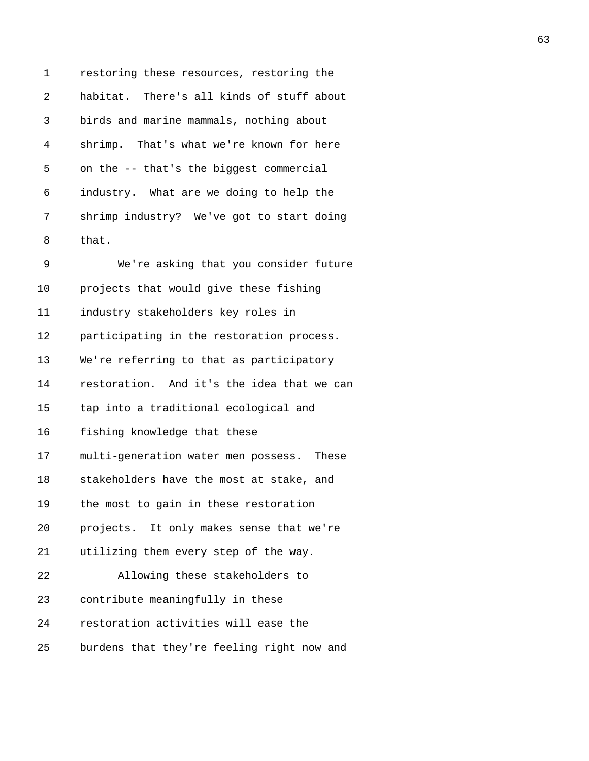restoring these resources, restoring the habitat. There's all kinds of stuff about birds and marine mammals, nothing about shrimp. That's what we're known for here on the -- that's the biggest commercial industry. What are we doing to help the shrimp industry? We've got to start doing that.

We're asking that you consider future projects that would give these fishing industry stakeholders key roles in participating in the restoration process. We're referring to that as participatory restoration. And it's the idea that we can tap into a traditional ecological and fishing knowledge that these multi-generation water men possess. These stakeholders have the most at stake, and the most to gain in these restoration projects. It only makes sense that we're utilizing them every step of the way.

Allowing these stakeholders to contribute meaningfully in these restoration activities will ease the burdens that they're feeling right now and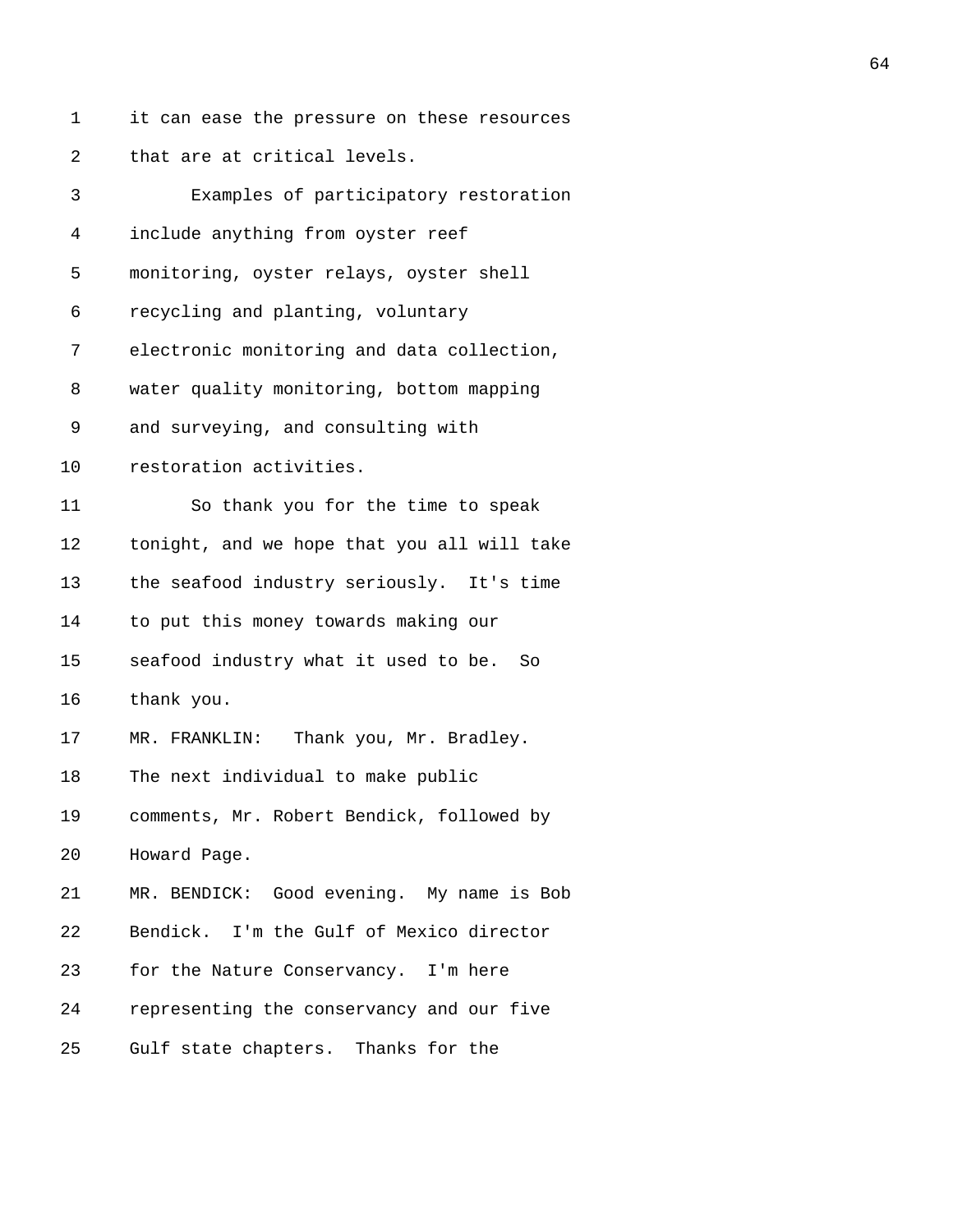it can ease the pressure on these resources that are at critical levels.

Examples of participatory restoration include anything from oyster reef monitoring, oyster relays, oyster shell recycling and planting, voluntary electronic monitoring and data collection, water quality monitoring, bottom mapping and surveying, and consulting with restoration activities.

So thank you for the time to speak tonight, and we hope that you all will take the seafood industry seriously. It's time to put this money towards making our seafood industry what it used to be. So thank you.

MR. FRANKLIN: Thank you, Mr. Bradley. The next individual to make public comments, Mr. Robert Bendick, followed by Howard Page.

MR. BENDICK: Good evening. My name is Bob Bendick. I'm the Gulf of Mexico director for the Nature Conservancy. I'm here representing the conservancy and our five Gulf state chapters. Thanks for the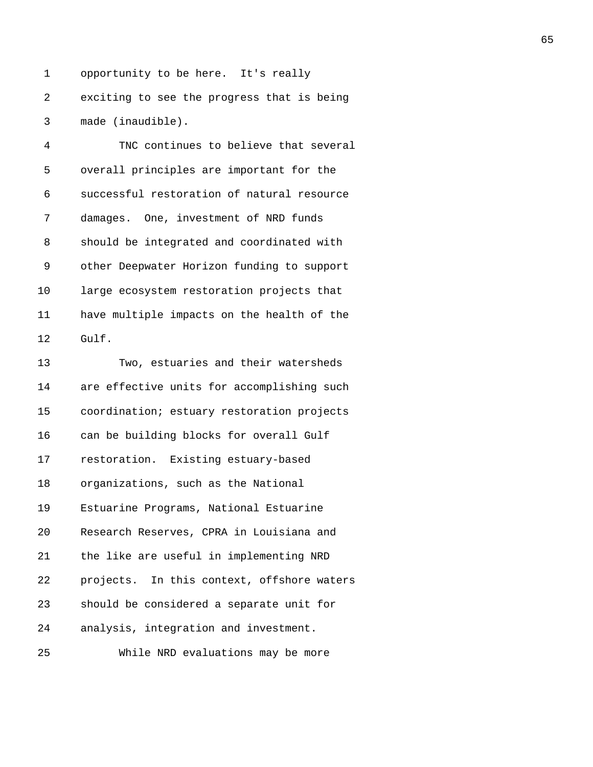opportunity to be here. It's really exciting to see the progress that is being made (inaudible).

TNC continues to believe that several overall principles are important for the successful restoration of natural resource damages. One, investment of NRD funds should be integrated and coordinated with other Deepwater Horizon funding to support large ecosystem restoration projects that have multiple impacts on the health of the Gulf.

Two, estuaries and their watersheds are effective units for accomplishing such coordination; estuary restoration projects can be building blocks for overall Gulf restoration. Existing estuary-based organizations, such as the National Estuarine Programs, National Estuarine Research Reserves, CPRA in Louisiana and the like are useful in implementing NRD projects. In this context, offshore waters should be considered a separate unit for analysis, integration and investment.

While NRD evaluations may be more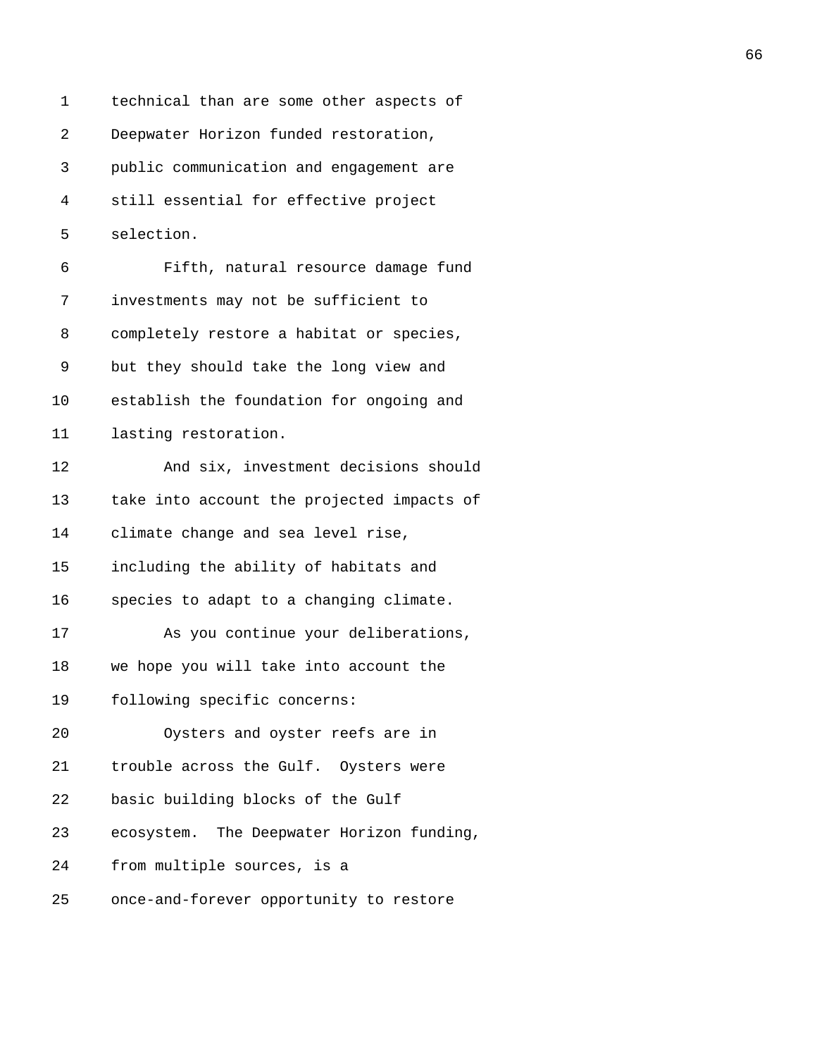technical than are some other aspects of Deepwater Horizon funded restoration, public communication and engagement are still essential for effective project selection.

Fifth, natural resource damage fund investments may not be sufficient to completely restore a habitat or species, but they should take the long view and establish the foundation for ongoing and lasting restoration.

And six, investment decisions should take into account the projected impacts of climate change and sea level rise, including the ability of habitats and species to adapt to a changing climate.

As you continue your deliberations, we hope you will take into account the following specific concerns:

Oysters and oyster reefs are in trouble across the Gulf. Oysters were basic building blocks of the Gulf ecosystem. The Deepwater Horizon funding, from multiple sources, is a once-and-forever opportunity to restore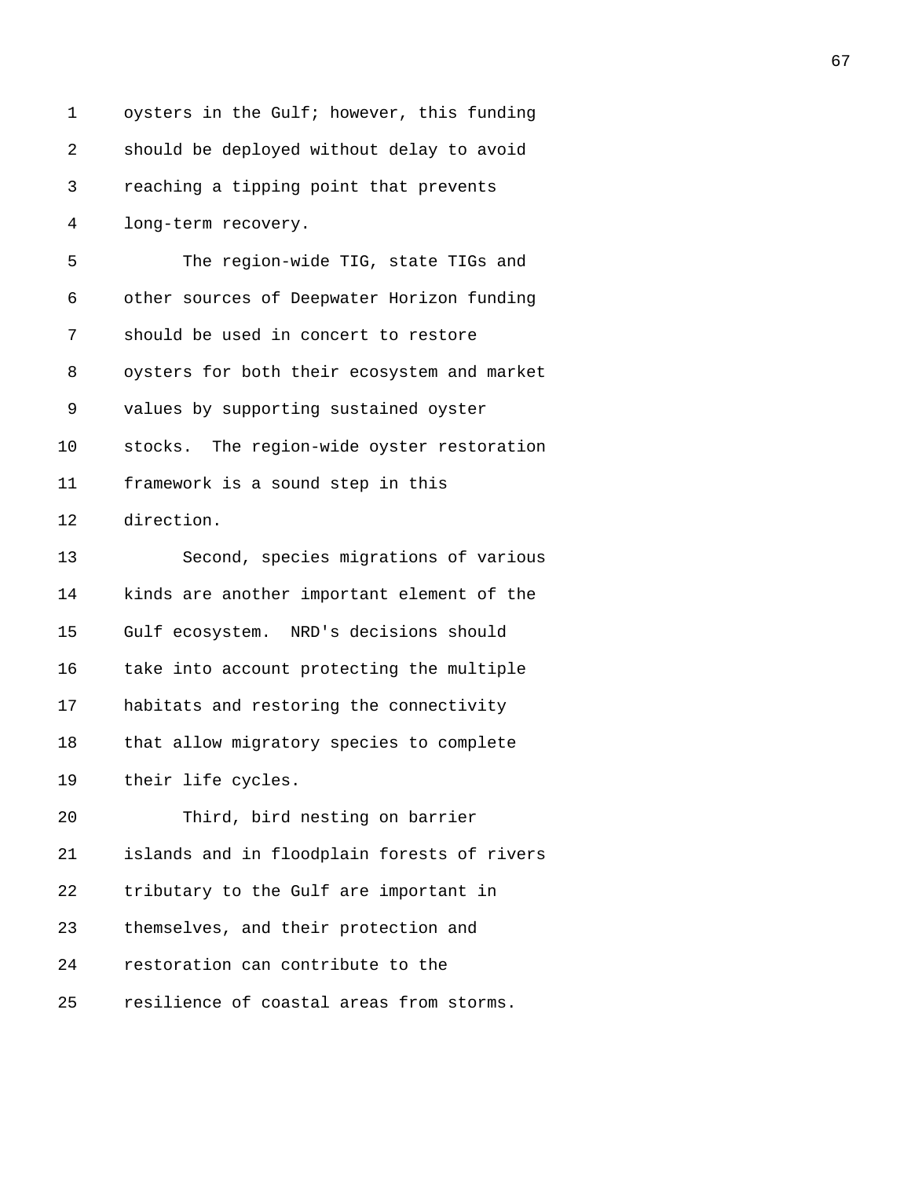oysters in the Gulf; however, this funding should be deployed without delay to avoid reaching a tipping point that prevents long-term recovery.

The region-wide TIG, state TIGs and other sources of Deepwater Horizon funding should be used in concert to restore oysters for both their ecosystem and market values by supporting sustained oyster stocks. The region-wide oyster restoration framework is a sound step in this direction.

Second, species migrations of various kinds are another important element of the Gulf ecosystem. NRD's decisions should take into account protecting the multiple habitats and restoring the connectivity that allow migratory species to complete their life cycles.

Third, bird nesting on barrier islands and in floodplain forests of rivers tributary to the Gulf are important in themselves, and their protection and restoration can contribute to the resilience of coastal areas from storms.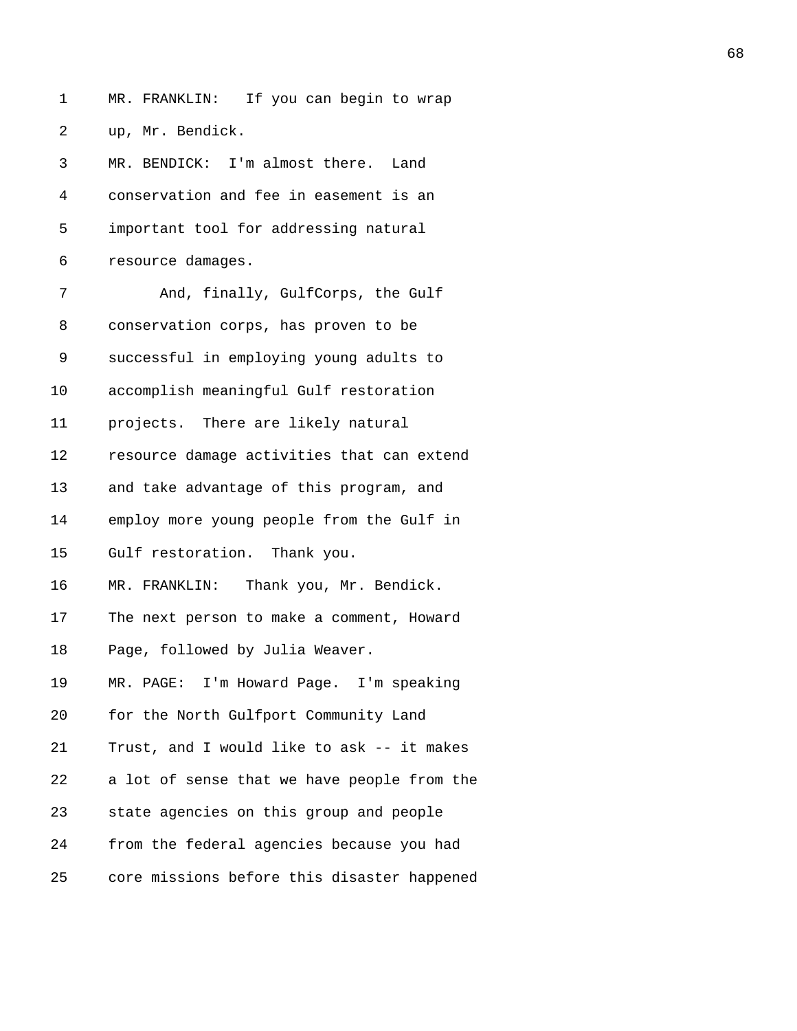MR. FRANKLIN: If you can begin to wrap up, Mr. Bendick.

MR. BENDICK: I'm almost there. Land conservation and fee in easement is an important tool for addressing natural resource damages.

And, finally, GulfCorps, the Gulf conservation corps, has proven to be successful in employing young adults to accomplish meaningful Gulf restoration projects. There are likely natural resource damage activities that can extend and take advantage of this program, and employ more young people from the Gulf in Gulf restoration. Thank you.

MR. FRANKLIN: Thank you, Mr. Bendick. The next person to make a comment, Howard Page, followed by Julia Weaver.

MR. PAGE: I'm Howard Page. I'm speaking for the North Gulfport Community Land Trust, and I would like to ask -- it makes a lot of sense that we have people from the state agencies on this group and people from the federal agencies because you had core missions before this disaster happened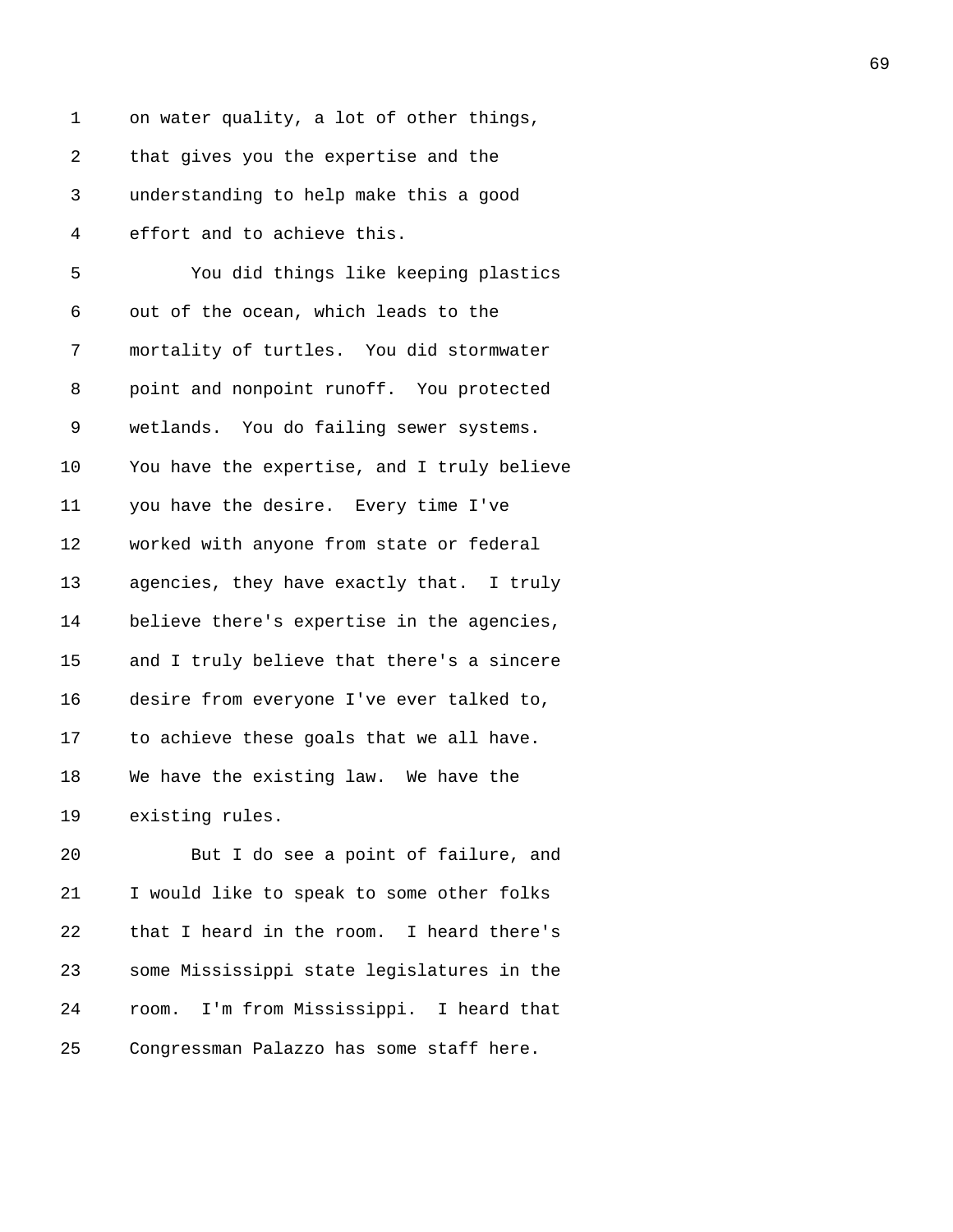on water quality, a lot of other things, that gives you the expertise and the understanding to help make this a good effort and to achieve this.

You did things like keeping plastics out of the ocean, which leads to the mortality of turtles. You did stormwater point and nonpoint runoff. You protected wetlands. You do failing sewer systems. You have the expertise, and I truly believe you have the desire. Every time I've worked with anyone from state or federal agencies, they have exactly that. I truly believe there's expertise in the agencies, and I truly believe that there's a sincere desire from everyone I've ever talked to, to achieve these goals that we all have. We have the existing law. We have the existing rules.

But I do see a point of failure, and I would like to speak to some other folks that I heard in the room. I heard there's some Mississippi state legislatures in the room. I'm from Mississippi. I heard that Congressman Palazzo has some staff here.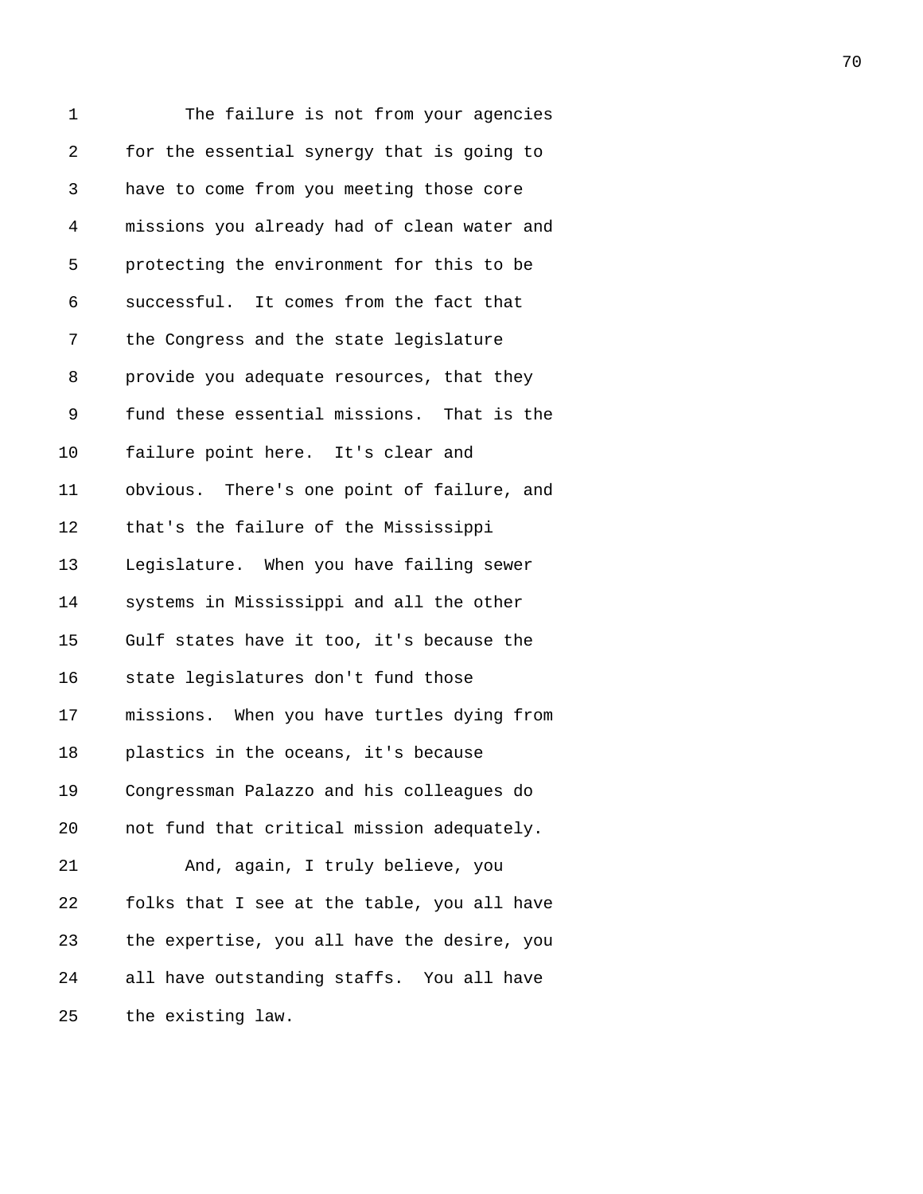The failure is not from your agencies for the essential synergy that is going to have to come from you meeting those core missions you already had of clean water and protecting the environment for this to be successful. It comes from the fact that the Congress and the state legislature provide you adequate resources, that they fund these essential missions. That is the failure point here. It's clear and obvious. There's one point of failure, and that's the failure of the Mississippi Legislature. When you have failing sewer systems in Mississippi and all the other Gulf states have it too, it's because the state legislatures don't fund those missions. When you have turtles dying from plastics in the oceans, it's because Congressman Palazzo and his colleagues do not fund that critical mission adequately.

And, again, I truly believe, you folks that I see at the table, you all have the expertise, you all have the desire, you all have outstanding staffs. You all have the existing law.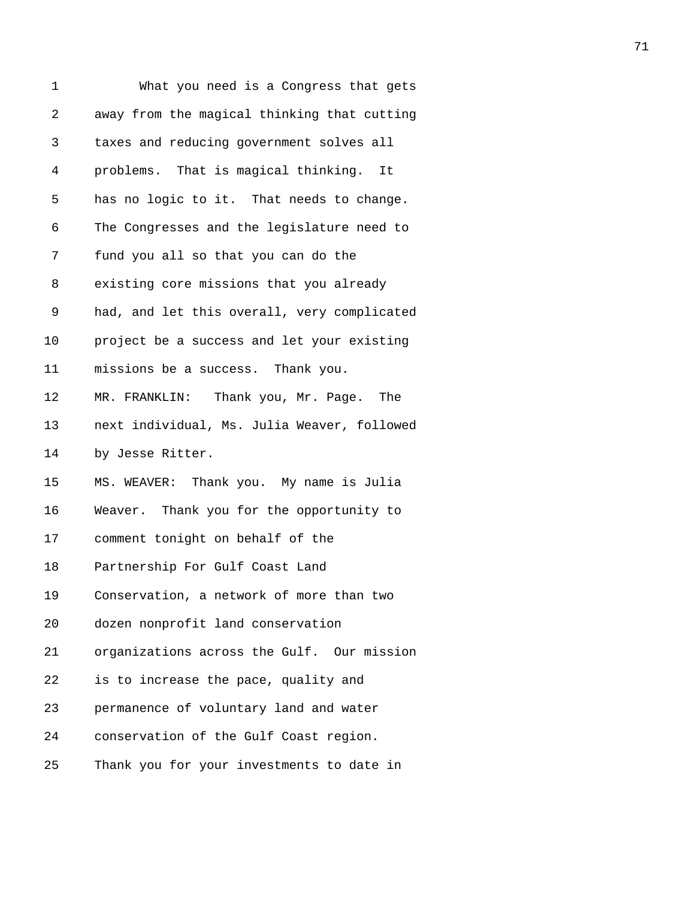What you need is a Congress that gets away from the magical thinking that cutting taxes and reducing government solves all problems. That is magical thinking. It has no logic to it. That needs to change. The Congresses and the legislature need to fund you all so that you can do the existing core missions that you already had, and let this overall, very complicated project be a success and let your existing missions be a success. Thank you.

MR. FRANKLIN: Thank you, Mr. Page. The next individual, Ms. Julia Weaver, followed by Jesse Ritter.

MS. WEAVER: Thank you. My name is Julia Weaver. Thank you for the opportunity to comment tonight on behalf of the Partnership For Gulf Coast Land Conservation, a network of more than two dozen nonprofit land conservation organizations across the Gulf. Our mission is to increase the pace, quality and permanence of voluntary land and water conservation of the Gulf Coast region. Thank you for your investments to date in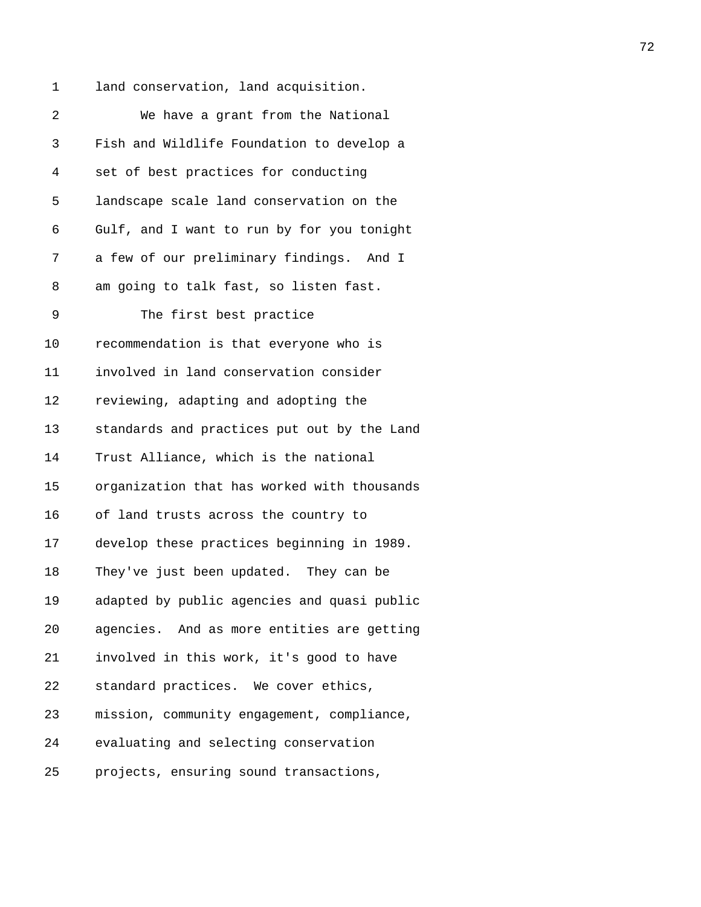land conservation, land acquisition.

We have a grant from the National Fish and Wildlife Foundation to develop a set of best practices for conducting landscape scale land conservation on the Gulf, and I want to run by for you tonight a few of our preliminary findings. And I am going to talk fast, so listen fast.

The first best practice recommendation is that everyone who is involved in land conservation consider reviewing, adapting and adopting the standards and practices put out by the Land Trust Alliance, which is the national organization that has worked with thousands of land trusts across the country to develop these practices beginning in 1989. They've just been updated. They can be adapted by public agencies and quasi public agencies. And as more entities are getting involved in this work, it's good to have standard practices. We cover ethics, mission, community engagement, compliance, evaluating and selecting conservation projects, ensuring sound transactions,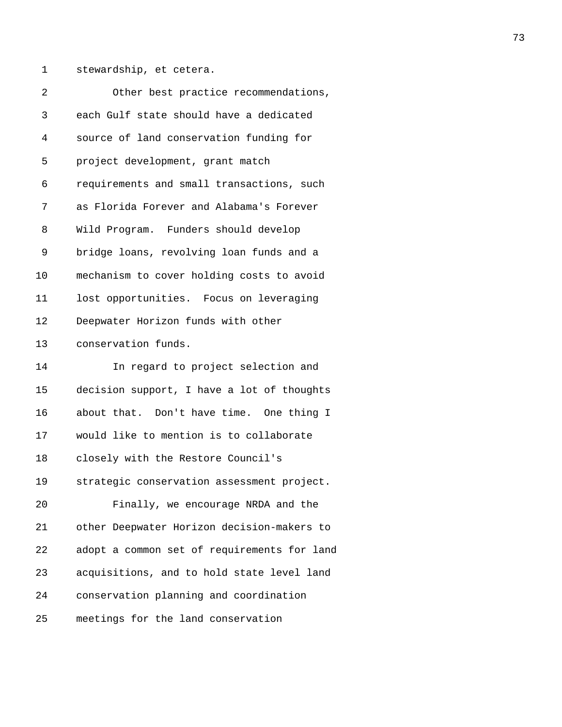stewardship, et cetera.

Other best practice recommendations, each Gulf state should have a dedicated source of land conservation funding for project development, grant match requirements and small transactions, such as Florida Forever and Alabama's Forever Wild Program. Funders should develop bridge loans, revolving loan funds and a mechanism to cover holding costs to avoid lost opportunities. Focus on leveraging Deepwater Horizon funds with other conservation funds.

In regard to project selection and decision support, I have a lot of thoughts about that. Don't have time. One thing I would like to mention is to collaborate closely with the Restore Council's strategic conservation assessment project.

Finally, we encourage NRDA and the other Deepwater Horizon decision-makers to adopt a common set of requirements for land acquisitions, and to hold state level land conservation planning and coordination meetings for the land conservation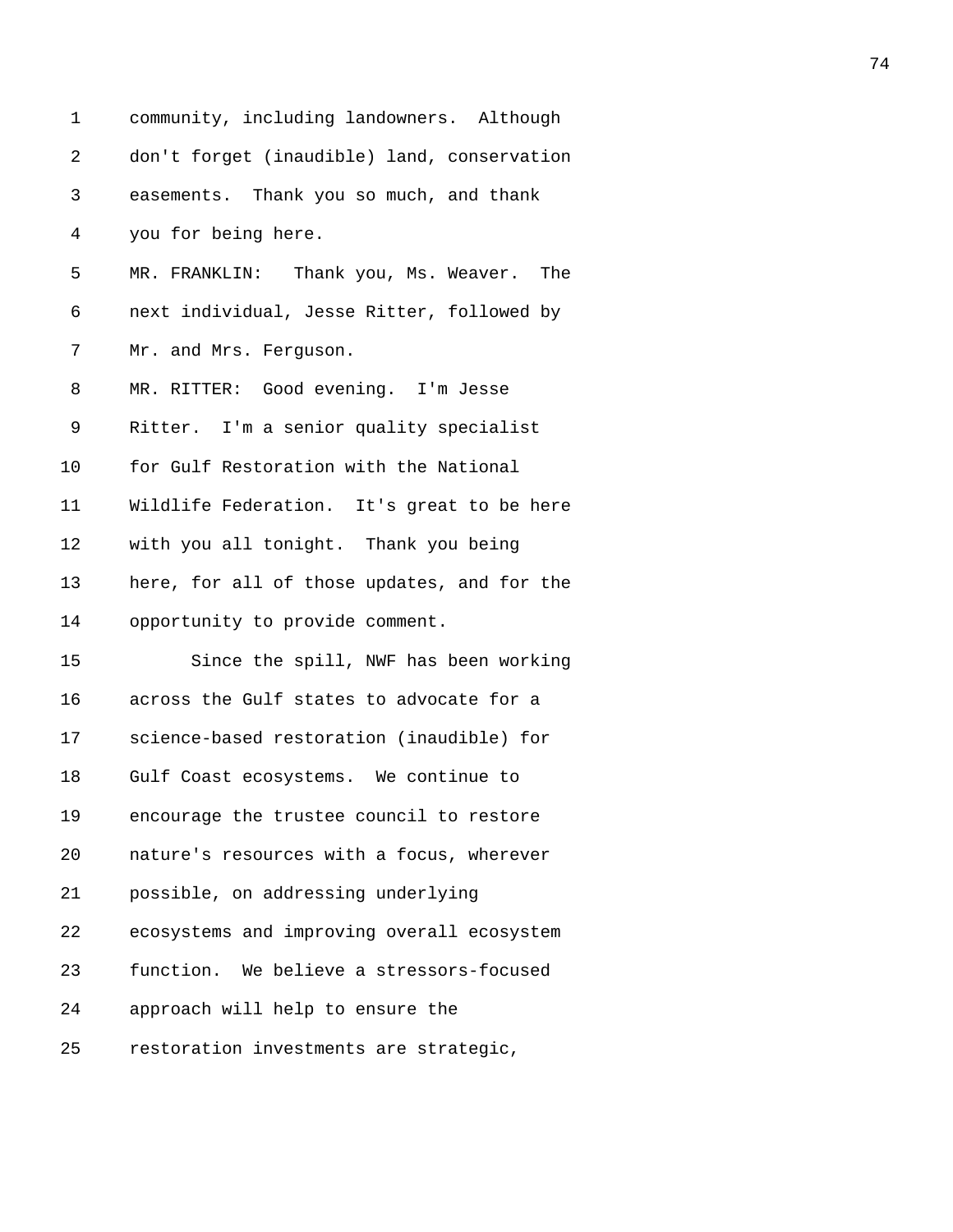community, including landowners. Although don't forget (inaudible) land, conservation easements. Thank you so much, and thank you for being here.

MR. FRANKLIN: Thank you, Ms. Weaver. The next individual, Jesse Ritter, followed by Mr. and Mrs. Ferguson.

MR. RITTER: Good evening. I'm Jesse Ritter. I'm a senior quality specialist for Gulf Restoration with the National Wildlife Federation. It's great to be here with you all tonight. Thank you being here, for all of those updates, and for the opportunity to provide comment.

Since the spill, NWF has been working across the Gulf states to advocate for a science-based restoration (inaudible) for Gulf Coast ecosystems. We continue to encourage the trustee council to restore nature's resources with a focus, wherever possible, on addressing underlying ecosystems and improving overall ecosystem function. We believe a stressors-focused approach will help to ensure the restoration investments are strategic,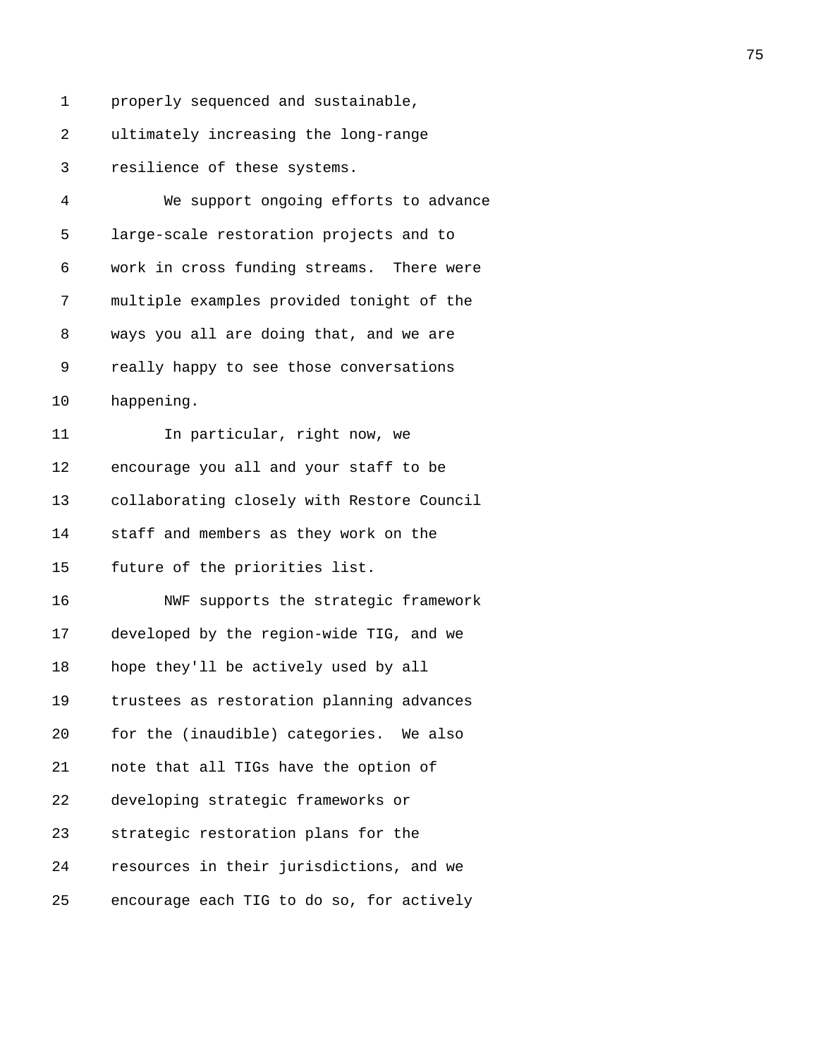properly sequenced and sustainable, ultimately increasing the long-range resilience of these systems.

We support ongoing efforts to advance large-scale restoration projects and to work in cross funding streams. There were multiple examples provided tonight of the ways you all are doing that, and we are really happy to see those conversations happening.

In particular, right now, we encourage you all and your staff to be collaborating closely with Restore Council staff and members as they work on the future of the priorities list.

NWF supports the strategic framework developed by the region-wide TIG, and we hope they'll be actively used by all trustees as restoration planning advances for the (inaudible) categories. We also note that all TIGs have the option of developing strategic frameworks or strategic restoration plans for the resources in their jurisdictions, and we encourage each TIG to do so, for actively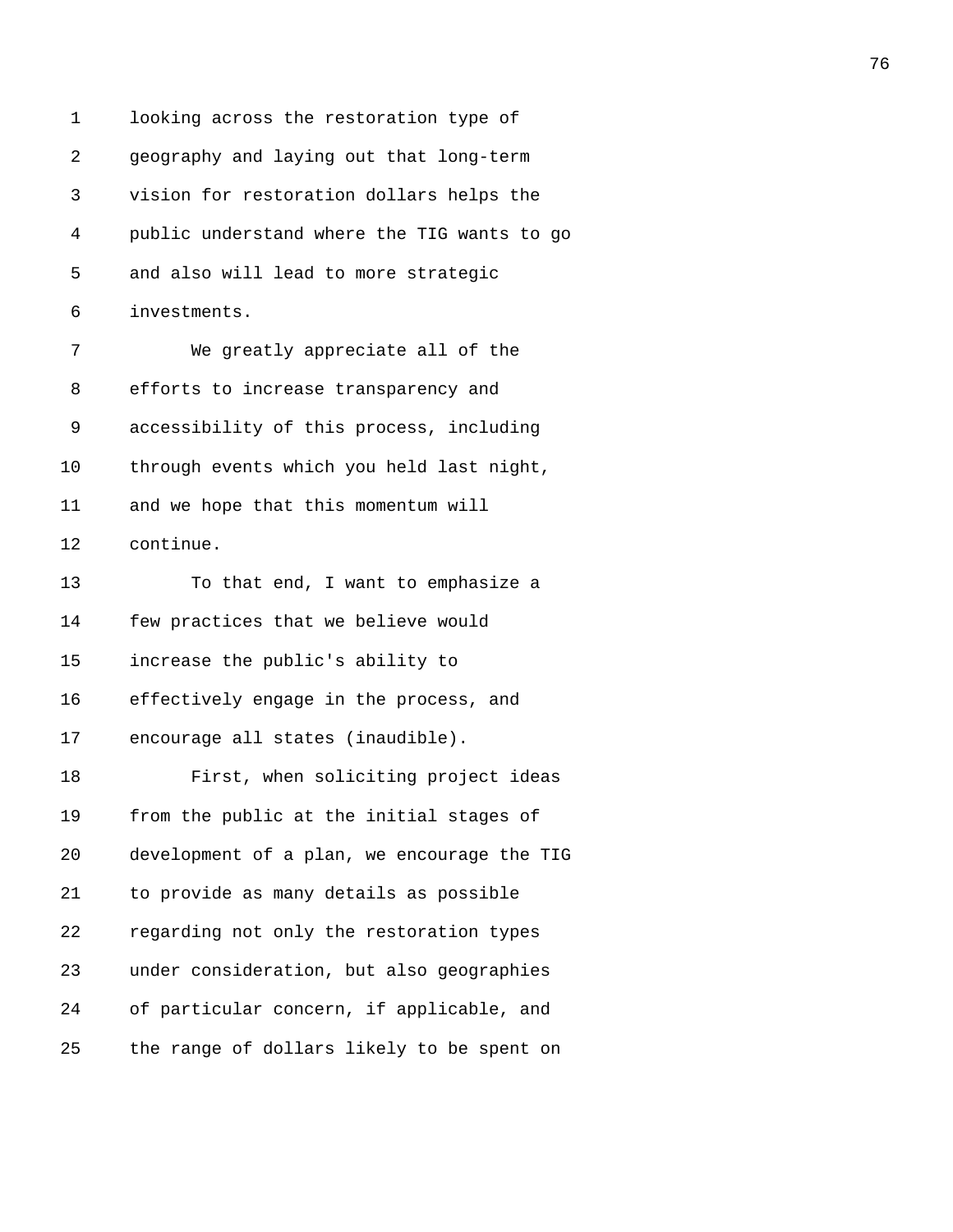looking across the restoration type of geography and laying out that long-term vision for restoration dollars helps the public understand where the TIG wants to go and also will lead to more strategic investments.

We greatly appreciate all of the efforts to increase transparency and accessibility of this process, including through events which you held last night, and we hope that this momentum will continue.

To that end, I want to emphasize a few practices that we believe would increase the public's ability to effectively engage in the process, and encourage all states (inaudible).

First, when soliciting project ideas from the public at the initial stages of development of a plan, we encourage the TIG to provide as many details as possible regarding not only the restoration types under consideration, but also geographies of particular concern, if applicable, and the range of dollars likely to be spent on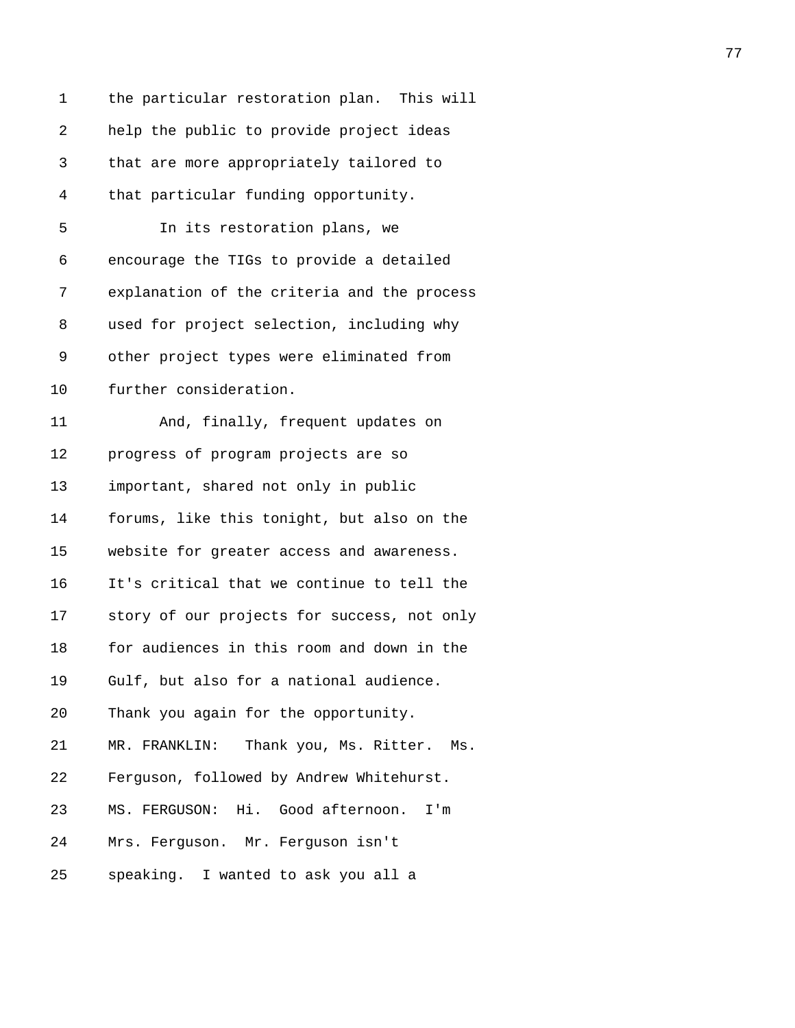the particular restoration plan. This will help the public to provide project ideas that are more appropriately tailored to that particular funding opportunity.

In its restoration plans, we encourage the TIGs to provide a detailed explanation of the criteria and the process used for project selection, including why other project types were eliminated from further consideration.

And, finally, frequent updates on progress of program projects are so important, shared not only in public forums, like this tonight, but also on the website for greater access and awareness. It's critical that we continue to tell the story of our projects for success, not only for audiences in this room and down in the Gulf, but also for a national audience. Thank you again for the opportunity.

MR. FRANKLIN: Thank you, Ms. Ritter. Ms. Ferguson, followed by Andrew Whitehurst.

MS. FERGUSON: Hi. Good afternoon. I'm Mrs. Ferguson. Mr. Ferguson isn't speaking. I wanted to ask you all a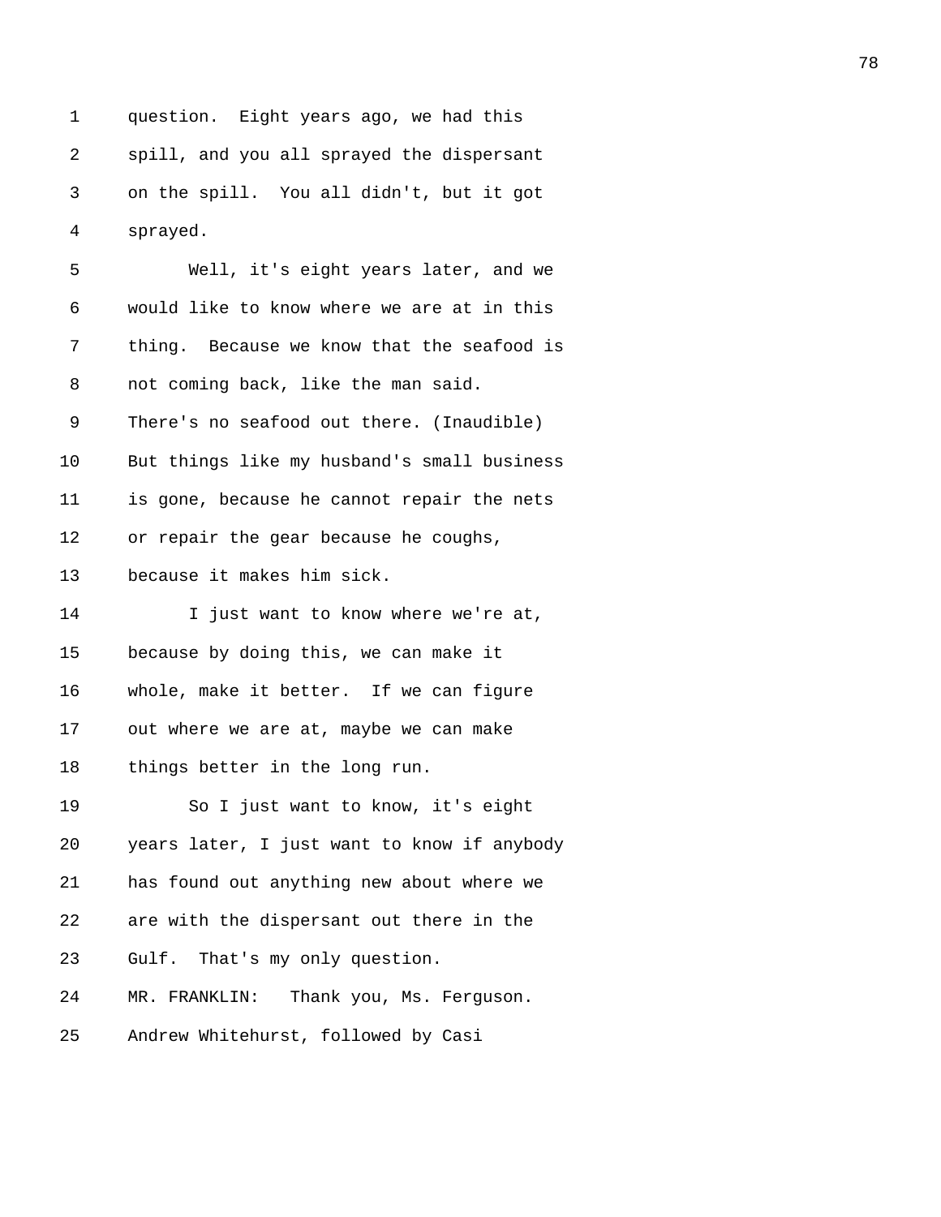question. Eight years ago, we had this spill, and you all sprayed the dispersant on the spill. You all didn't, but it got sprayed.

Well, it's eight years later, and we would like to know where we are at in this thing. Because we know that the seafood is not coming back, like the man said. There's no seafood out there. (Inaudible) But things like my husband's small business is gone, because he cannot repair the nets or repair the gear because he coughs, because it makes him sick.

I just want to know where we're at, because by doing this, we can make it whole, make it better. If we can figure out where we are at, maybe we can make things better in the long run.

So I just want to know, it's eight years later, I just want to know if anybody has found out anything new about where we are with the dispersant out there in the Gulf. That's my only question.

MR. FRANKLIN: Thank you, Ms. Ferguson. Andrew Whitehurst, followed by Casi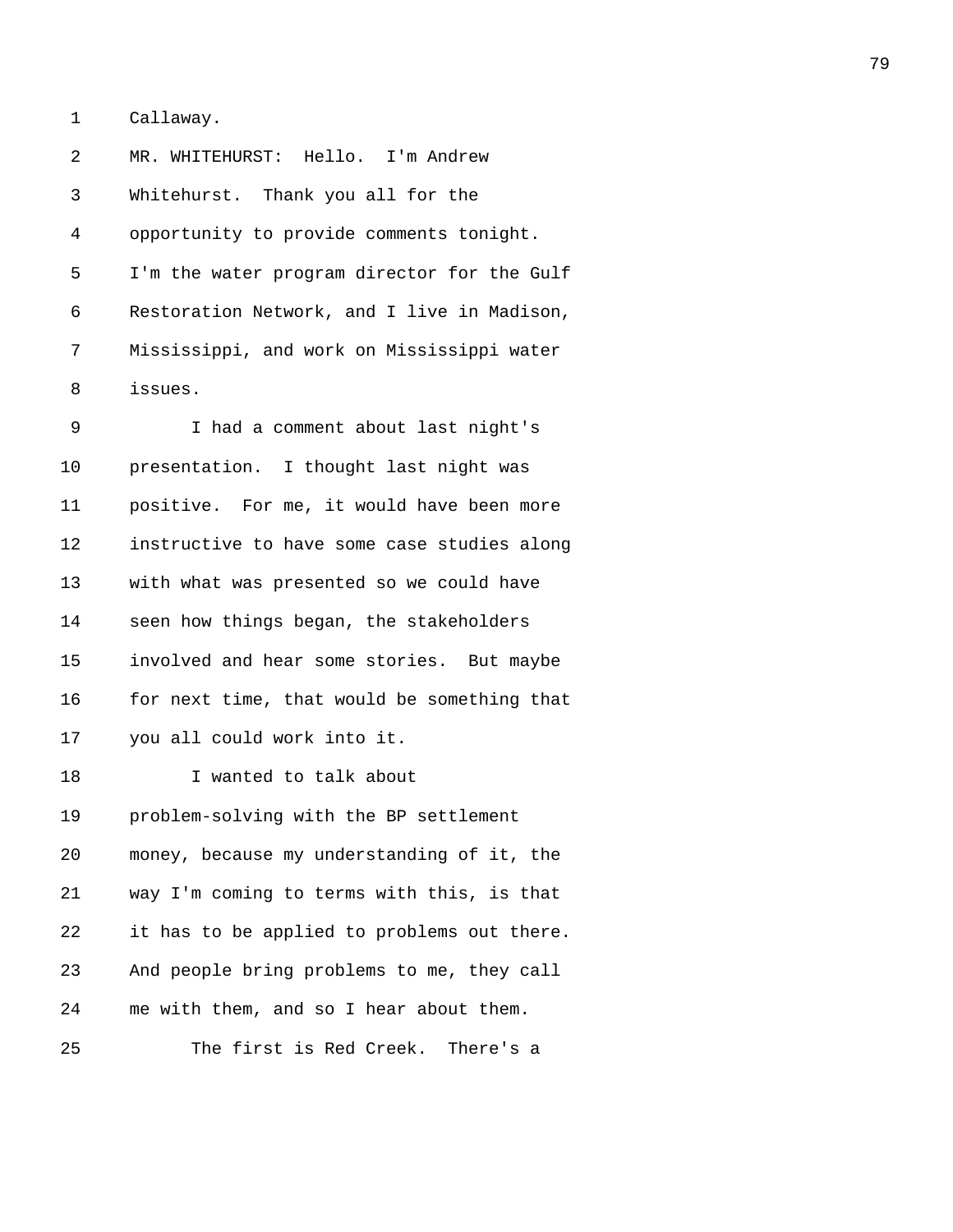Callaway.

MR. WHITEHURST: Hello. I'm Andrew Whitehurst. Thank you all for the opportunity to provide comments tonight. I'm the water program director for the Gulf Restoration Network, and I live in Madison, Mississippi, and work on Mississippi water issues.

I had a comment about last night's presentation. I thought last night was positive. For me, it would have been more instructive to have some case studies along with what was presented so we could have seen how things began, the stakeholders involved and hear some stories. But maybe for next time, that would be something that you all could work into it.

I wanted to talk about problem-solving with the BP settlement money, because my understanding of it, the way I'm coming to terms with this, is that it has to be applied to problems out there. And people bring problems to me, they call me with them, and so I hear about them.

The first is Red Creek. There's a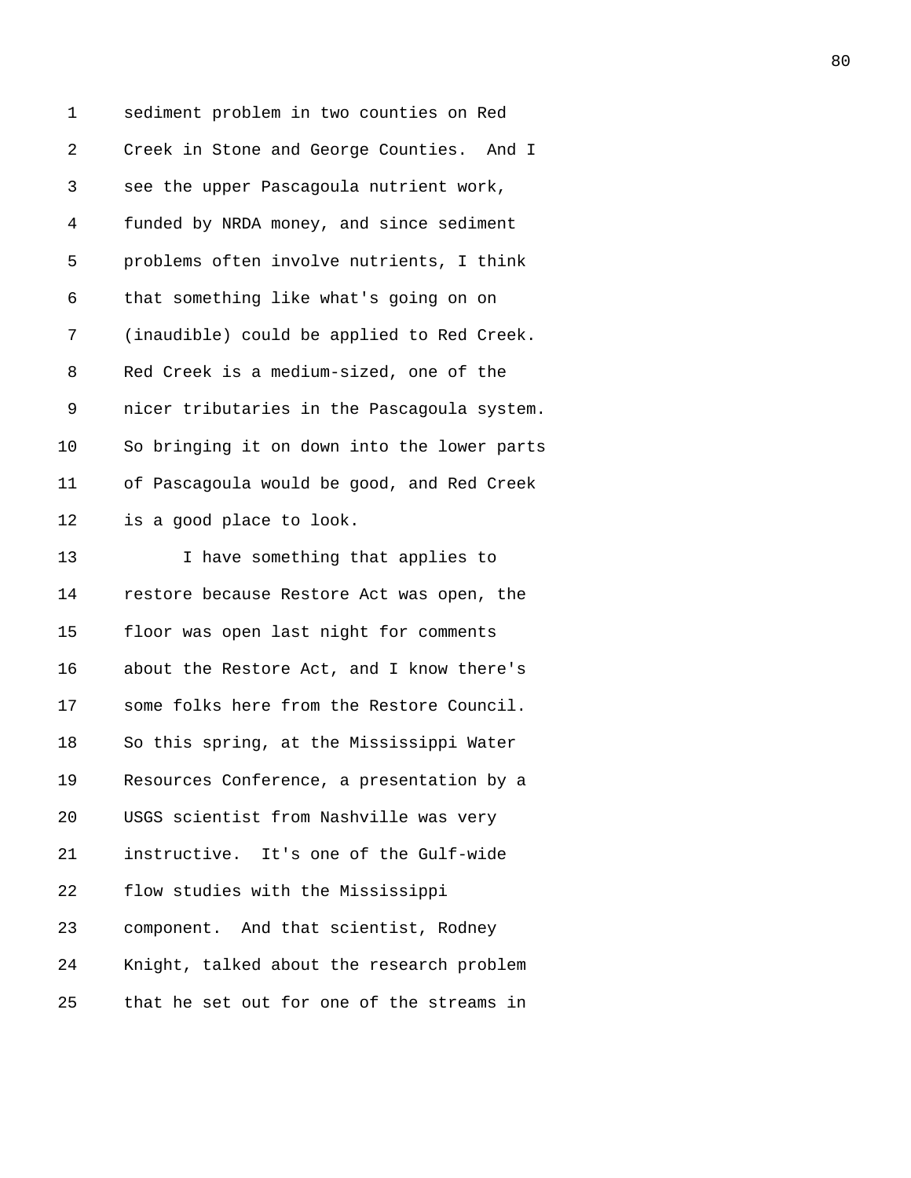sediment problem in two counties on Red Creek in Stone and George Counties. And I see the upper Pascagoula nutrient work, funded by NRDA money, and since sediment problems often involve nutrients, I think that something like what's going on on (inaudible) could be applied to Red Creek. Red Creek is a medium-sized, one of the nicer tributaries in the Pascagoula system. So bringing it on down into the lower parts of Pascagoula would be good, and Red Creek is a good place to look.

I have something that applies to restore because Restore Act was open, the floor was open last night for comments about the Restore Act, and I know there's some folks here from the Restore Council. So this spring, at the Mississippi Water Resources Conference, a presentation by a USGS scientist from Nashville was very instructive. It's one of the Gulf-wide flow studies with the Mississippi component. And that scientist, Rodney Knight, talked about the research problem that he set out for one of the streams in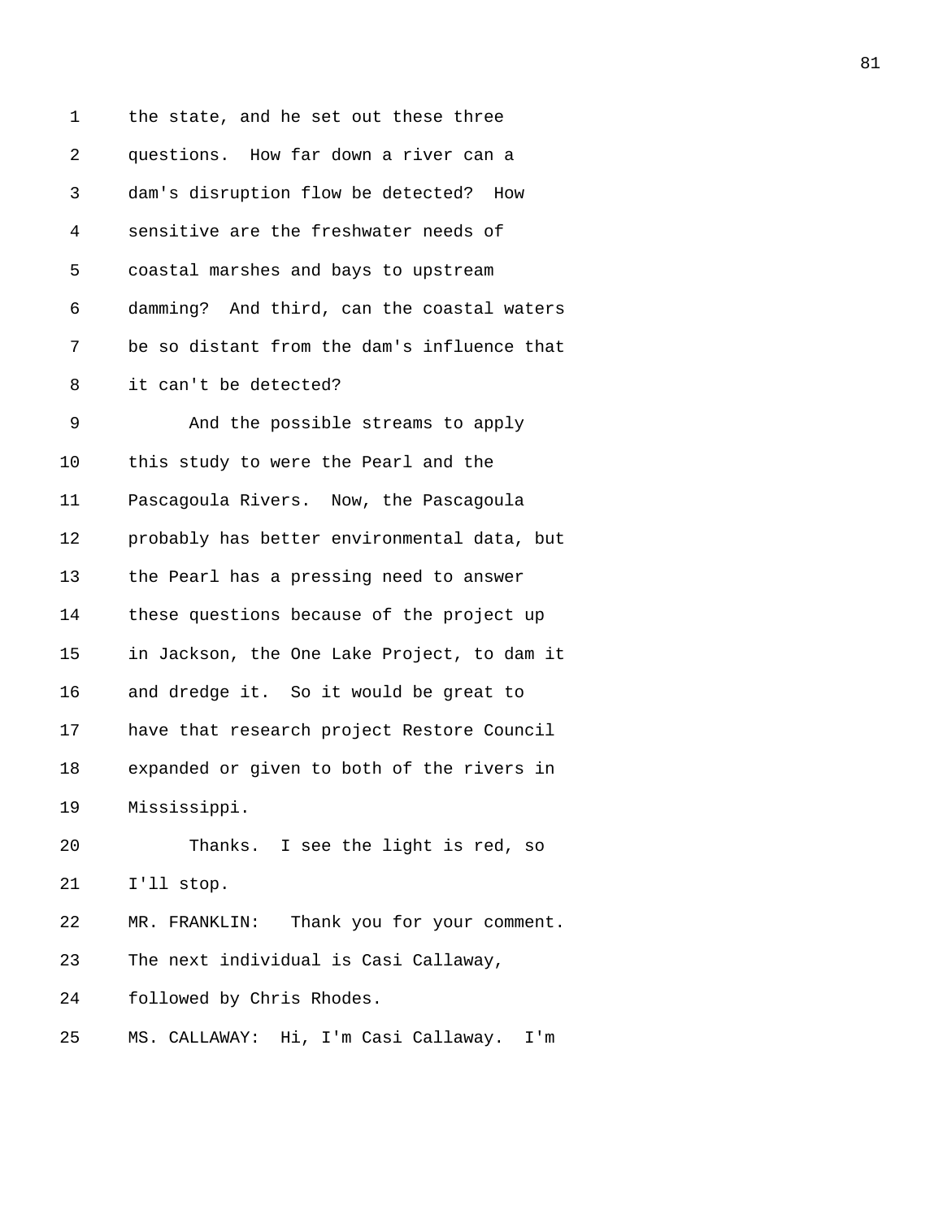the state, and he set out these three questions. How far down a river can a dam's disruption flow be detected? How sensitive are the freshwater needs of coastal marshes and bays to upstream damming? And third, can the coastal waters be so distant from the dam's influence that it can't be detected?

And the possible streams to apply this study to were the Pearl and the Pascagoula Rivers. Now, the Pascagoula probably has better environmental data, but the Pearl has a pressing need to answer these questions because of the project up in Jackson, the One Lake Project, to dam it and dredge it. So it would be great to have that research project Restore Council expanded or given to both of the rivers in Mississippi.

Thanks. I see the light is red, so I'll stop.

MR. FRANKLIN: Thank you for your comment. The next individual is Casi Callaway, followed by Chris Rhodes.

MS. CALLAWAY: Hi, I'm Casi Callaway. I'm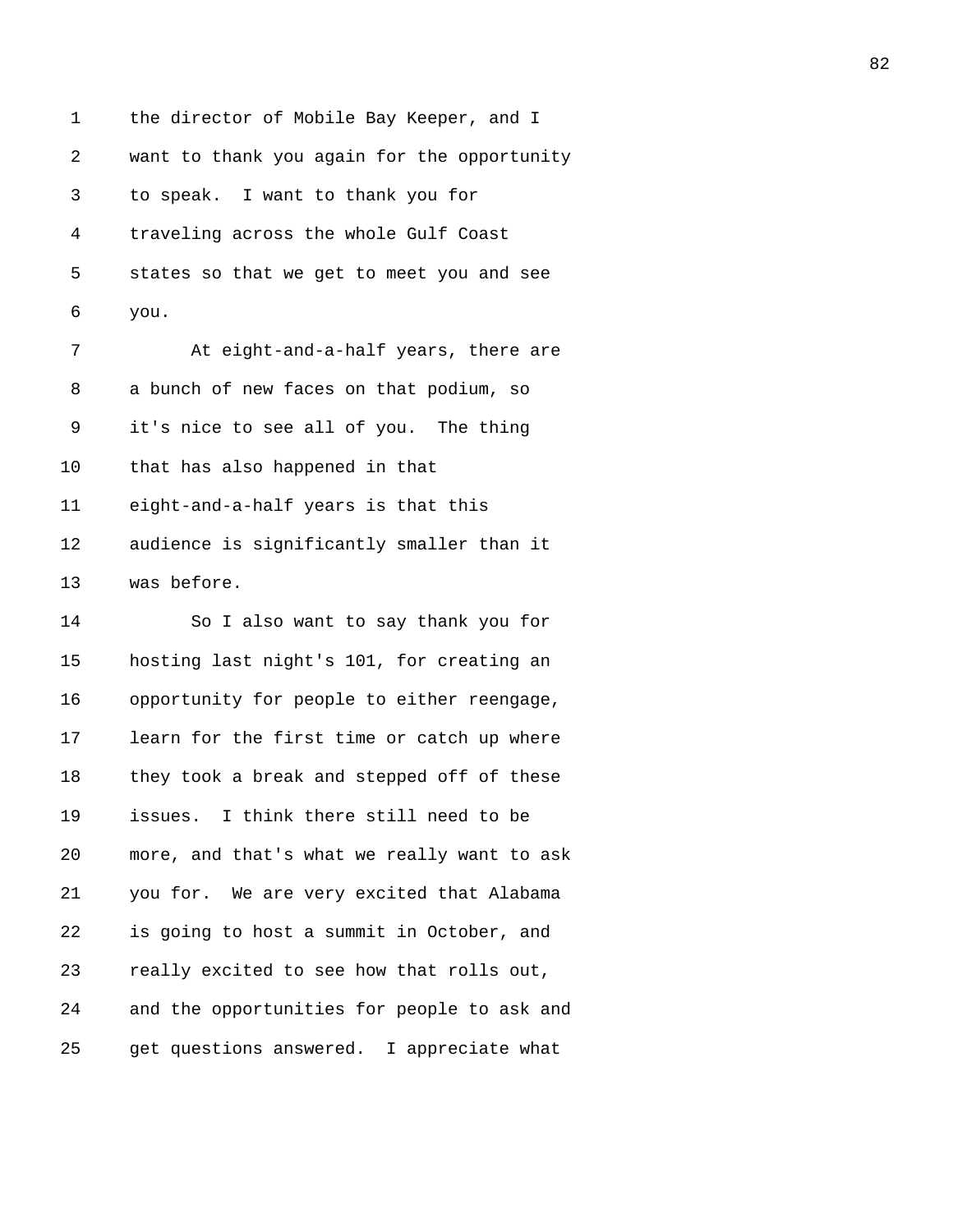the director of Mobile Bay Keeper, and I want to thank you again for the opportunity to speak. I want to thank you for traveling across the whole Gulf Coast states so that we get to meet you and see you.

At eight-and-a-half years, there are a bunch of new faces on that podium, so it's nice to see all of you. The thing that has also happened in that eight-and-a-half years is that this audience is significantly smaller than it was before.

So I also want to say thank you for hosting last night's 101, for creating an opportunity for people to either reengage, learn for the first time or catch up where they took a break and stepped off of these issues. I think there still need to be more, and that's what we really want to ask you for. We are very excited that Alabama is going to host a summit in October, and really excited to see how that rolls out, and the opportunities for people to ask and get questions answered. I appreciate what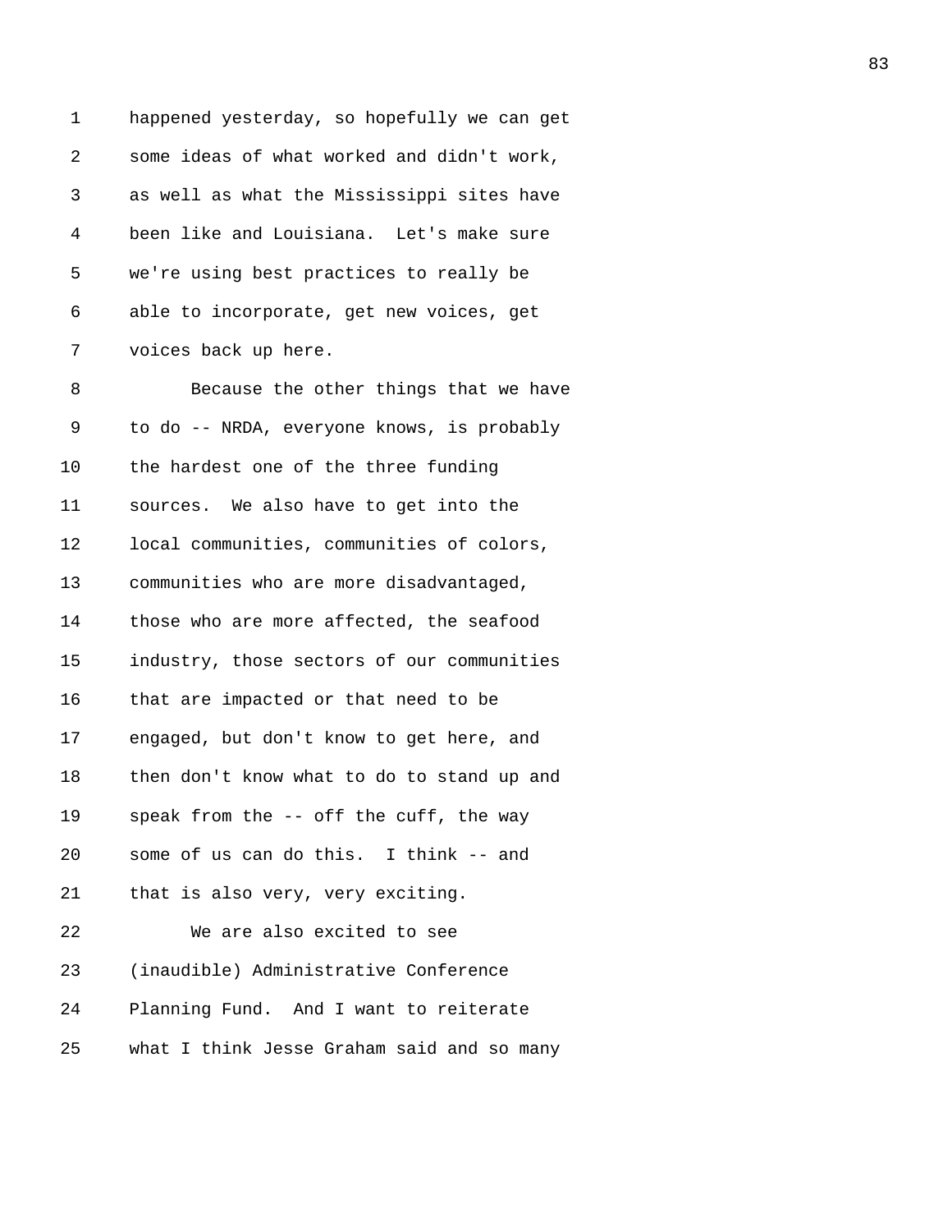happened yesterday, so hopefully we can get some ideas of what worked and didn't work, as well as what the Mississippi sites have been like and Louisiana. Let's make sure we're using best practices to really be able to incorporate, get new voices, get voices back up here.

Because the other things that we have to do -- NRDA, everyone knows, is probably the hardest one of the three funding sources. We also have to get into the local communities, communities of colors, communities who are more disadvantaged, those who are more affected, the seafood industry, those sectors of our communities that are impacted or that need to be engaged, but don't know to get here, and then don't know what to do to stand up and speak from the -- off the cuff, the way some of us can do this. I think -- and that is also very, very exciting.

We are also excited to see (inaudible) Administrative Conference Planning Fund. And I want to reiterate what I think Jesse Graham said and so many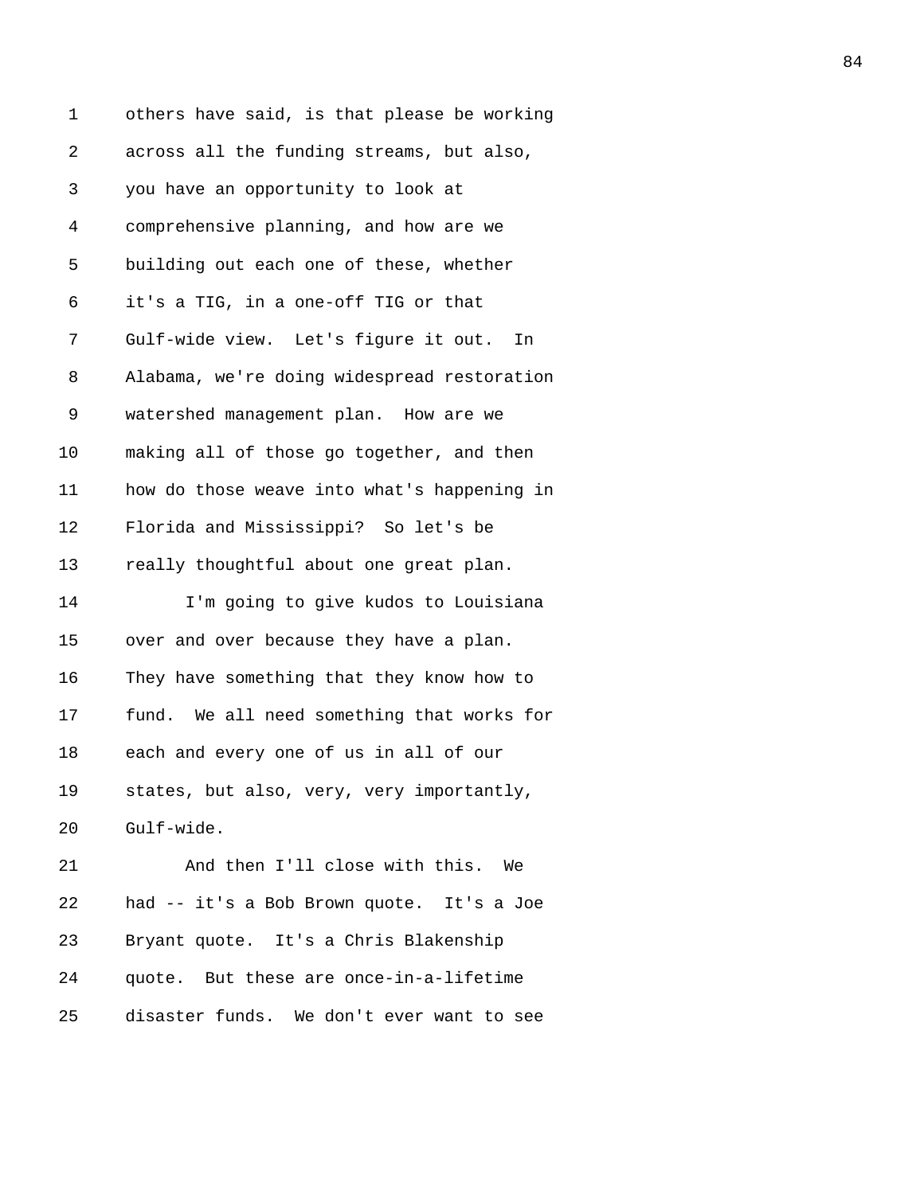others have said, is that please be working across all the funding streams, but also, you have an opportunity to look at comprehensive planning, and how are we building out each one of these, whether it's a TIG, in a one-off TIG or that Gulf-wide view. Let's figure it out. In Alabama, we're doing widespread restoration watershed management plan. How are we making all of those go together, and then how do those weave into what's happening in Florida and Mississippi? So let's be really thoughtful about one great plan.

I'm going to give kudos to Louisiana over and over because they have a plan. They have something that they know how to fund. We all need something that works for each and every one of us in all of our states, but also, very, very importantly, Gulf-wide.

And then I'll close with this. We had -- it's a Bob Brown quote. It's a Joe Bryant quote. It's a Chris Blakenship quote. But these are once-in-a-lifetime disaster funds. We don't ever want to see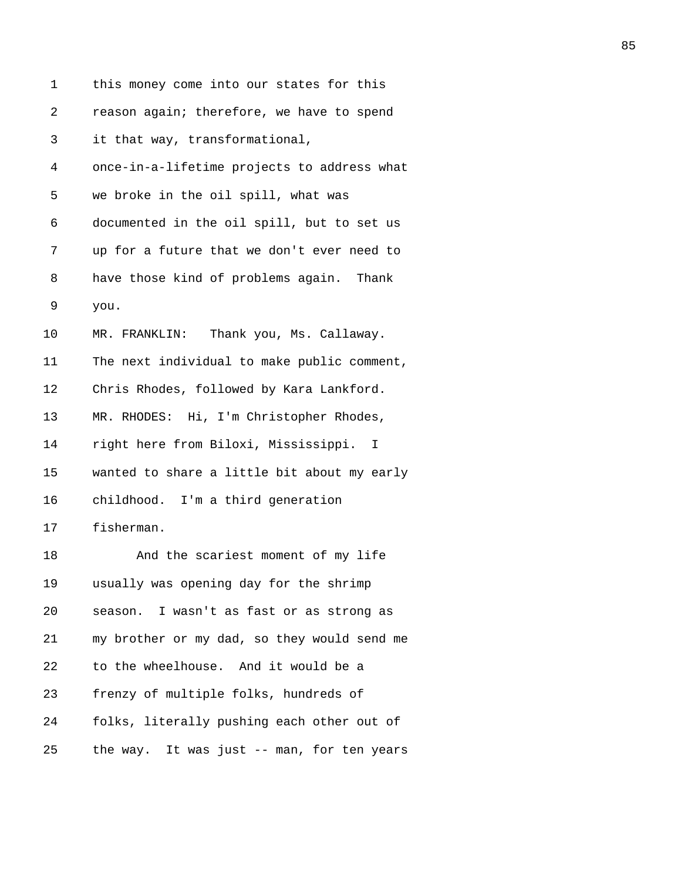this money come into our states for this reason again; therefore, we have to spend it that way, transformational, once-in-a-lifetime projects to address what we broke in the oil spill, what was documented in the oil spill, but to set us up for a future that we don't ever need to have those kind of problems again. Thank you.

MR. FRANKLIN: Thank you, Ms. Callaway. The next individual to make public comment, Chris Rhodes, followed by Kara Lankford.

MR. RHODES: Hi, I'm Christopher Rhodes, right here from Biloxi, Mississippi. I wanted to share a little bit about my early childhood. I'm a third generation fisherman.

And the scariest moment of my life usually was opening day for the shrimp season. I wasn't as fast or as strong as my brother or my dad, so they would send me to the wheelhouse. And it would be a frenzy of multiple folks, hundreds of folks, literally pushing each other out of the way. It was just -- man, for ten years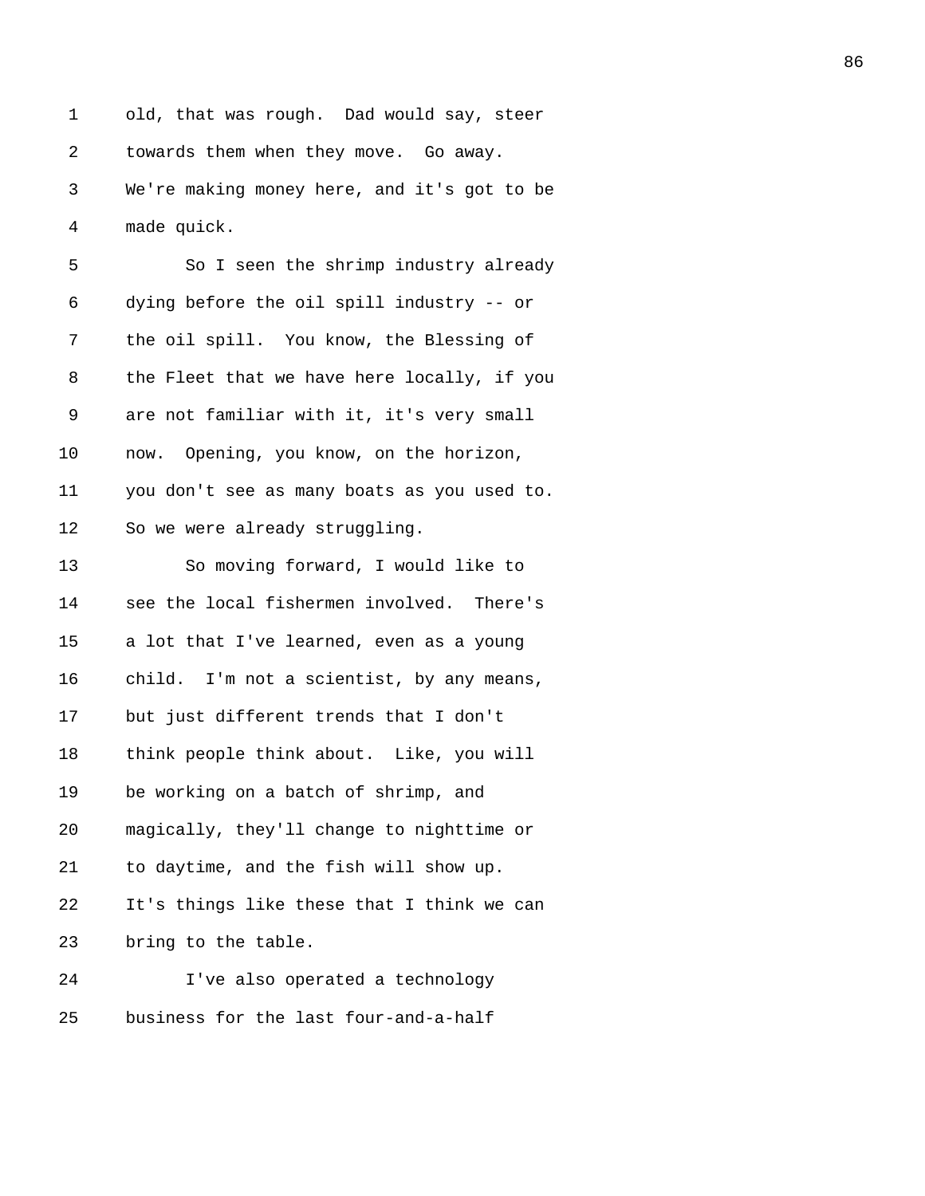old, that was rough. Dad would say, steer towards them when they move. Go away. We're making money here, and it's got to be made quick.

So I seen the shrimp industry already dying before the oil spill industry -- or the oil spill. You know, the Blessing of the Fleet that we have here locally, if you are not familiar with it, it's very small now. Opening, you know, on the horizon, you don't see as many boats as you used to. So we were already struggling.

So moving forward, I would like to see the local fishermen involved. There's a lot that I've learned, even as a young child. I'm not a scientist, by any means, but just different trends that I don't think people think about. Like, you will be working on a batch of shrimp, and magically, they'll change to nighttime or to daytime, and the fish will show up. It's things like these that I think we can bring to the table.

I've also operated a technology business for the last four-and-a-half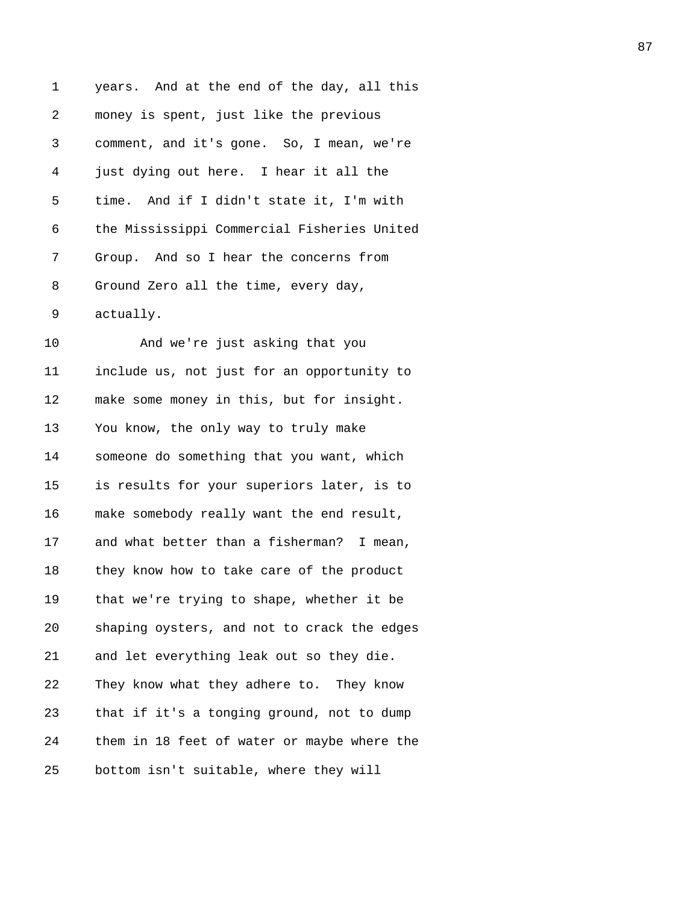years. And at the end of the day, all this money is spent, just like the previous comment, and it's gone. So, I mean, we're just dying out here. I hear it all the time. And if I didn't state it, I'm with the Mississippi Commercial Fisheries United Group. And so I hear the concerns from Ground Zero all the time, every day, actually.

And we're just asking that you include us, not just for an opportunity to make some money in this, but for insight. You know, the only way to truly make someone do something that you want, which is results for your superiors later, is to make somebody really want the end result, and what better than a fisherman? I mean, they know how to take care of the product that we're trying to shape, whether it be shaping oysters, and not to crack the edges and let everything leak out so they die. They know what they adhere to. They know that if it's a tonging ground, not to dump them in 18 feet of water or maybe where the bottom isn't suitable, where they will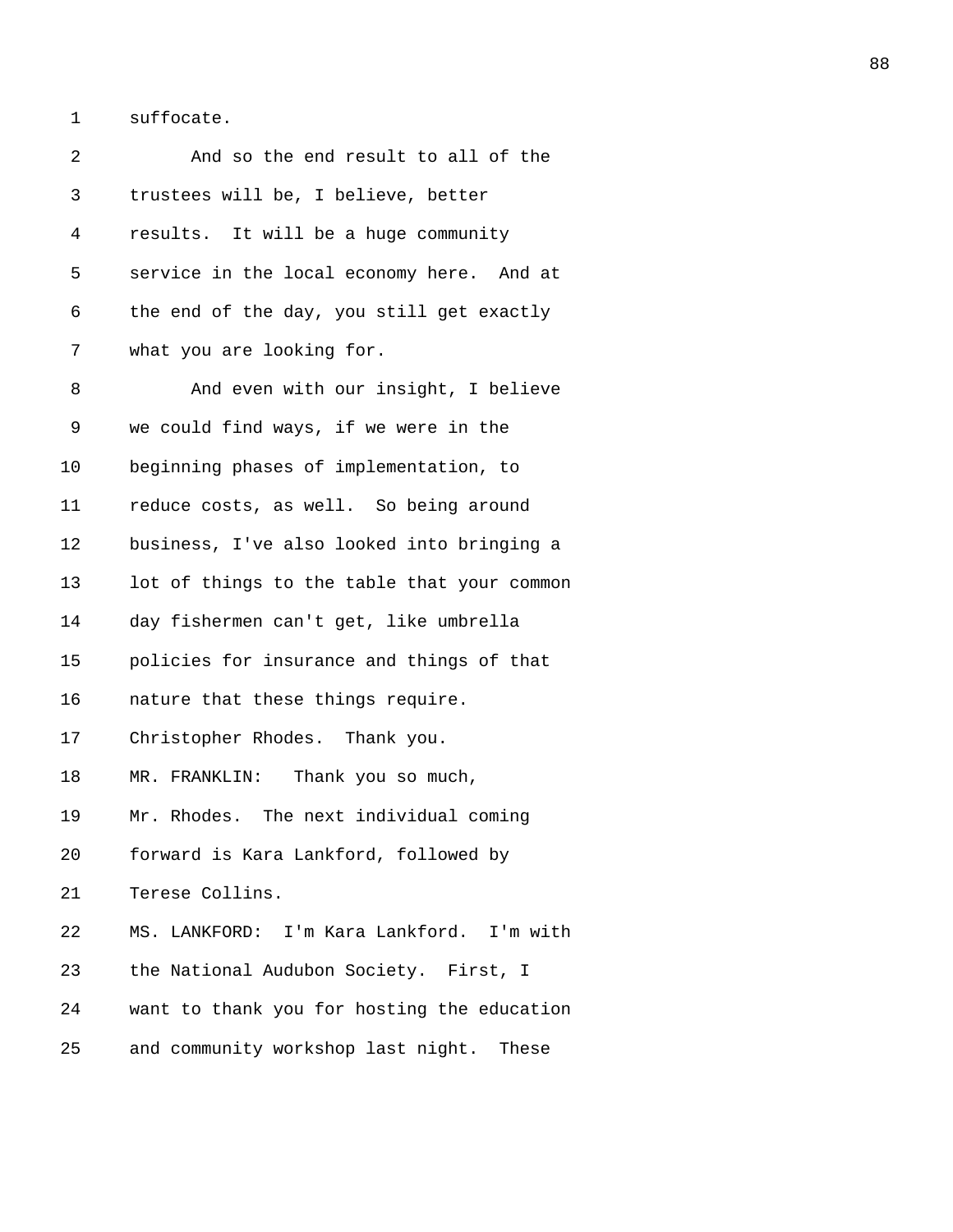suffocate.

And so the end result to all of the trustees will be, I believe, better results. It will be a huge community service in the local economy here. And at the end of the day, you still get exactly what you are looking for.

And even with our insight, I believe we could find ways, if we were in the beginning phases of implementation, to reduce costs, as well. So being around business, I've also looked into bringing a lot of things to the table that your common day fishermen can't get, like umbrella policies for insurance and things of that nature that these things require.

Christopher Rhodes. Thank you.

MR. FRANKLIN: Thank you so much, Mr. Rhodes. The next individual coming forward is Kara Lankford, followed by Terese Collins.

MS. LANKFORD: I'm Kara Lankford. I'm with the National Audubon Society. First, I want to thank you for hosting the education and community workshop last night. These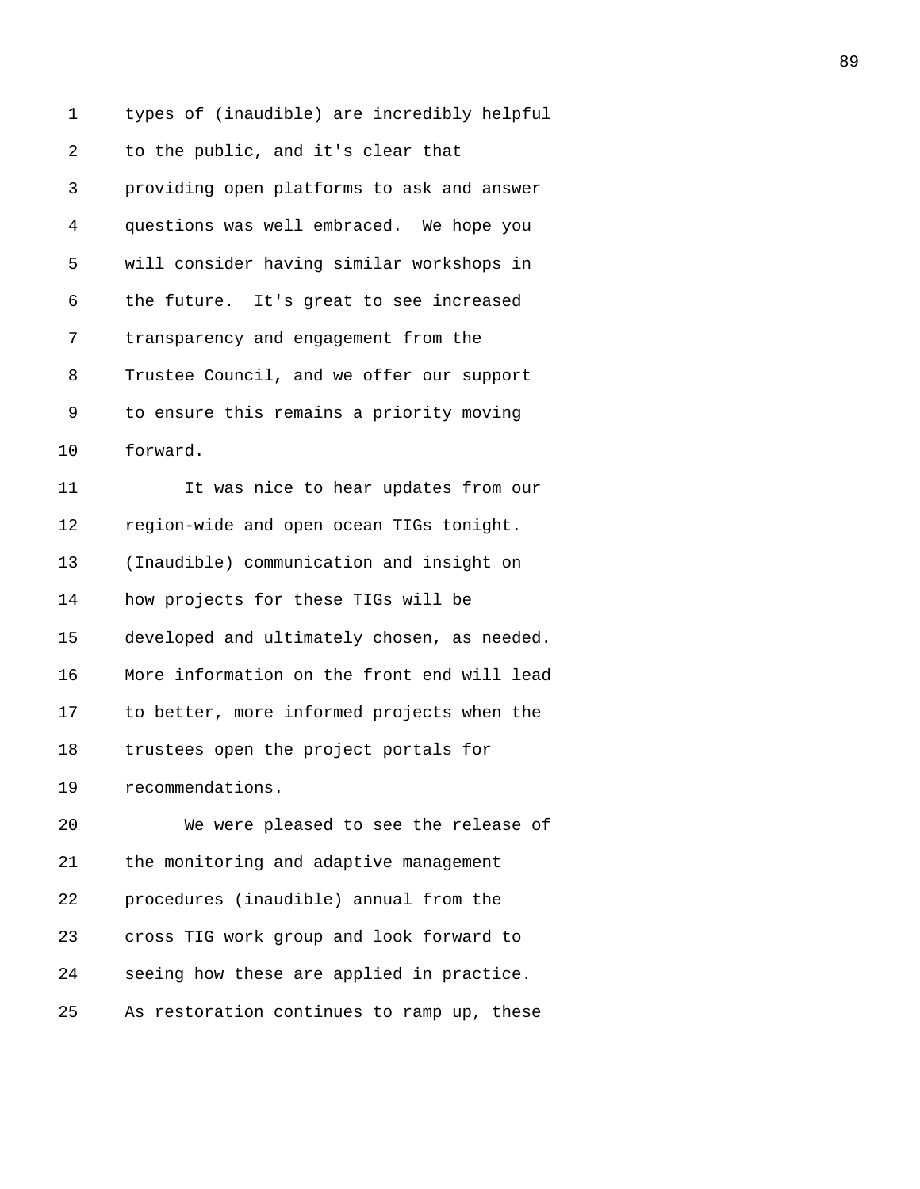types of (inaudible) are incredibly helpful to the public, and it's clear that providing open platforms to ask and answer questions was well embraced. We hope you will consider having similar workshops in the future. It's great to see increased transparency and engagement from the Trustee Council, and we offer our support to ensure this remains a priority moving forward.

It was nice to hear updates from our region-wide and open ocean TIGs tonight. (Inaudible) communication and insight on how projects for these TIGs will be developed and ultimately chosen, as needed. More information on the front end will lead to better, more informed projects when the trustees open the project portals for recommendations.

We were pleased to see the release of the monitoring and adaptive management procedures (inaudible) annual from the cross TIG work group and look forward to seeing how these are applied in practice. As restoration continues to ramp up, these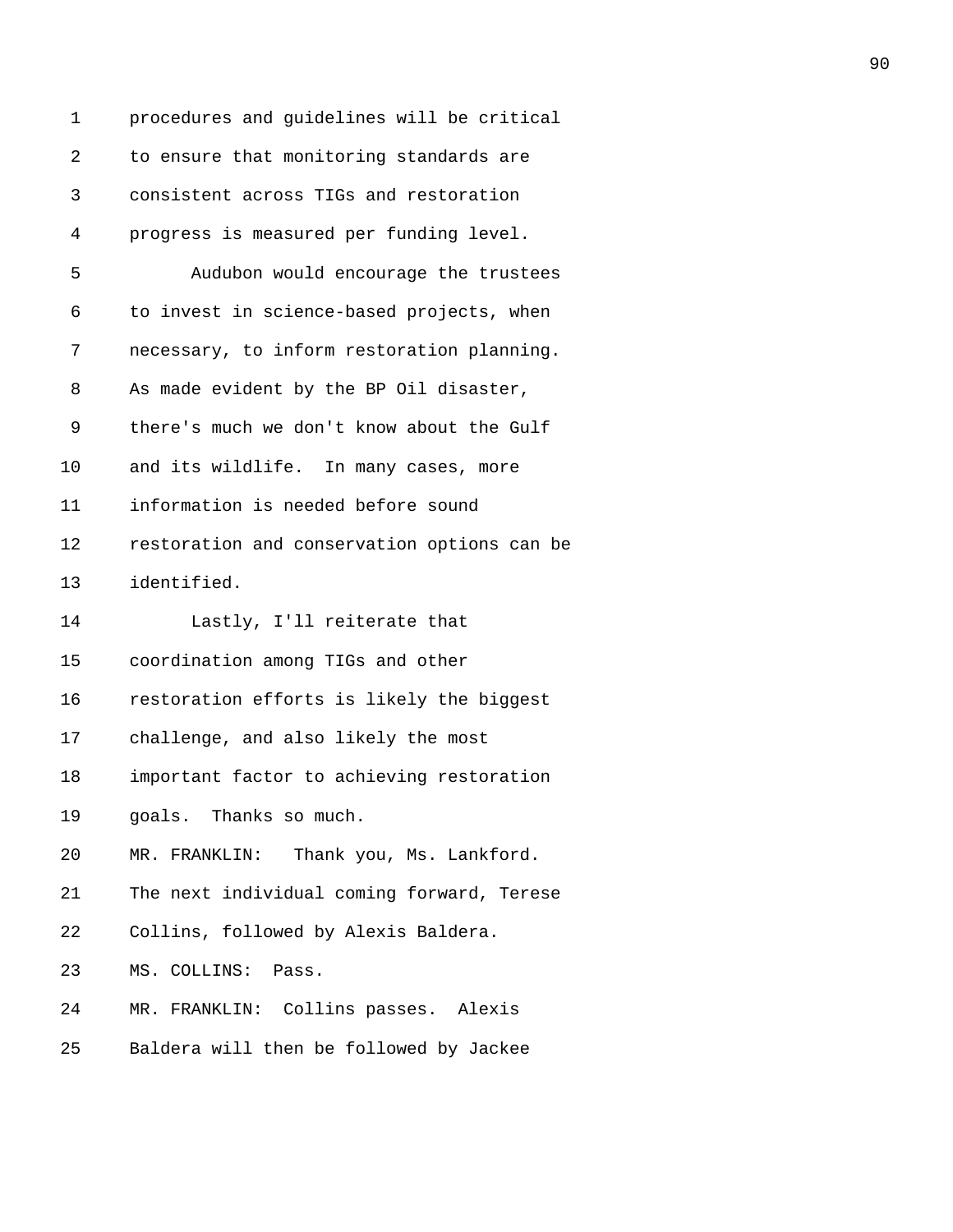procedures and guidelines will be critical to ensure that monitoring standards are consistent across TIGs and restoration progress is measured per funding level.

Audubon would encourage the trustees to invest in science-based projects, when necessary, to inform restoration planning. As made evident by the BP Oil disaster, there's much we don't know about the Gulf and its wildlife. In many cases, more information is needed before sound restoration and conservation options can be identified.

Lastly, I'll reiterate that coordination among TIGs and other restoration efforts is likely the biggest challenge, and also likely the most important factor to achieving restoration goals. Thanks so much.

MR. FRANKLIN: Thank you, Ms. Lankford. The next individual coming forward, Terese Collins, followed by Alexis Baldera.

MS. COLLINS: Pass.

MR. FRANKLIN: Collins passes. Alexis Baldera will then be followed by Jackee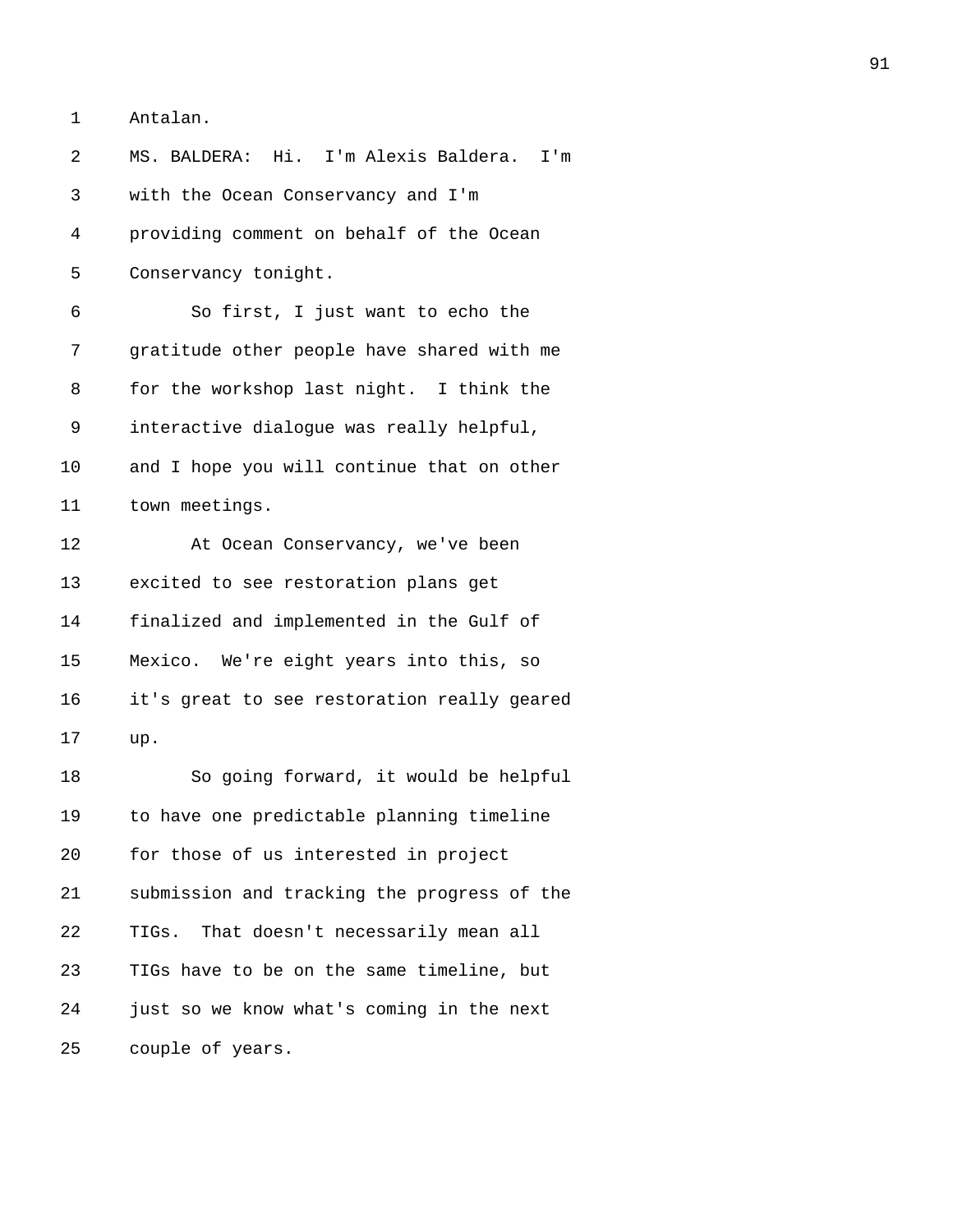Antalan.

MS. BALDERA: Hi. I'm Alexis Baldera. I'm with the Ocean Conservancy and I'm providing comment on behalf of the Ocean Conservancy tonight.

So first, I just want to echo the gratitude other people have shared with me for the workshop last night. I think the interactive dialogue was really helpful, and I hope you will continue that on other town meetings.

At Ocean Conservancy, we've been excited to see restoration plans get finalized and implemented in the Gulf of Mexico. We're eight years into this, so it's great to see restoration really geared up.

So going forward, it would be helpful to have one predictable planning timeline for those of us interested in project submission and tracking the progress of the TIGs. That doesn't necessarily mean all TIGs have to be on the same timeline, but just so we know what's coming in the next couple of years.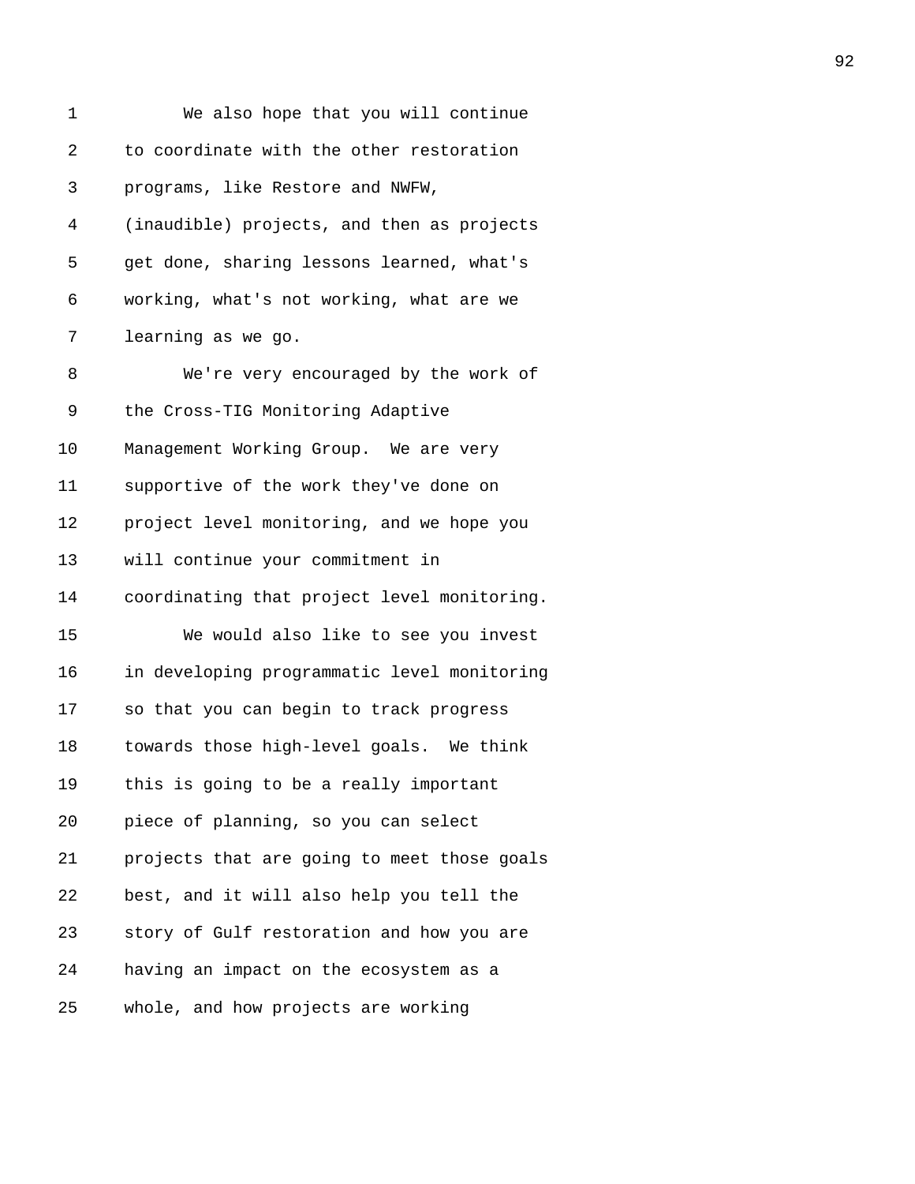We also hope that you will continue to coordinate with the other restoration programs, like Restore and NWFW, (inaudible) projects, and then as projects get done, sharing lessons learned, what's working, what's not working, what are we learning as we go.

We're very encouraged by the work of the Cross-TIG Monitoring Adaptive Management Working Group. We are very supportive of the work they've done on project level monitoring, and we hope you will continue your commitment in coordinating that project level monitoring.

We would also like to see you invest in developing programmatic level monitoring so that you can begin to track progress towards those high-level goals. We think this is going to be a really important piece of planning, so you can select projects that are going to meet those goals best, and it will also help you tell the story of Gulf restoration and how you are having an impact on the ecosystem as a whole, and how projects are working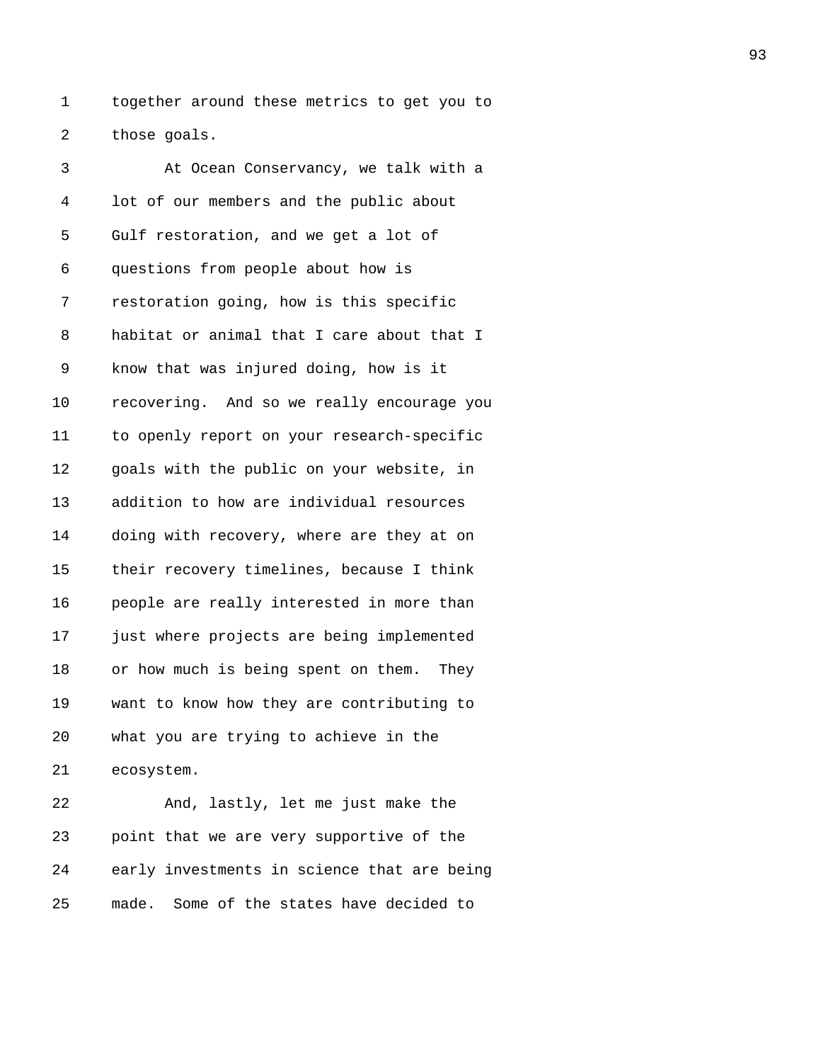together around these metrics to get you to those goals.

At Ocean Conservancy, we talk with a lot of our members and the public about Gulf restoration, and we get a lot of questions from people about how is restoration going, how is this specific habitat or animal that I care about that I know that was injured doing, how is it recovering. And so we really encourage you to openly report on your research-specific goals with the public on your website, in addition to how are individual resources doing with recovery, where are they at on their recovery timelines, because I think people are really interested in more than just where projects are being implemented or how much is being spent on them. They want to know how they are contributing to what you are trying to achieve in the ecosystem.

And, lastly, let me just make the point that we are very supportive of the early investments in science that are being made. Some of the states have decided to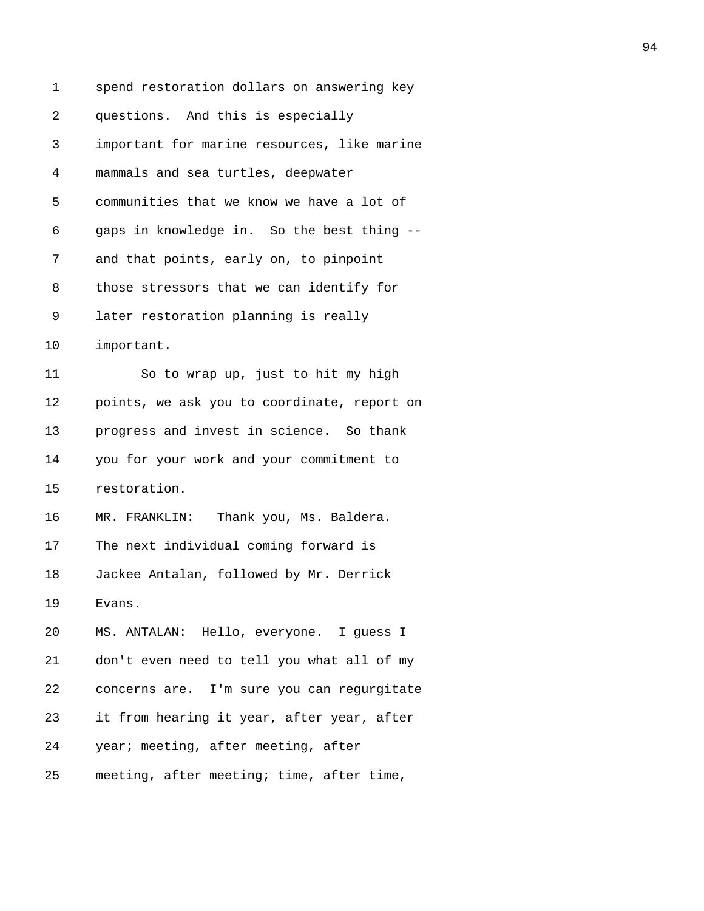spend restoration dollars on answering key questions. And this is especially important for marine resources, like marine mammals and sea turtles, deepwater communities that we know we have a lot of gaps in knowledge in. So the best thing -- and that points, early on, to pinpoint those stressors that we can identify for later restoration planning is really important.

So to wrap up, just to hit my high points, we ask you to coordinate, report on progress and invest in science. So thank you for your work and your commitment to restoration.

MR. FRANKLIN: Thank you, Ms. Baldera. The next individual coming forward is Jackee Antalan, followed by Mr. Derrick Evans.

MS. ANTALAN: Hello, everyone. I guess I don't even need to tell you what all of my concerns are. I'm sure you can regurgitate it from hearing it year, after year, after year; meeting, after meeting, after meeting, after meeting; time, after time,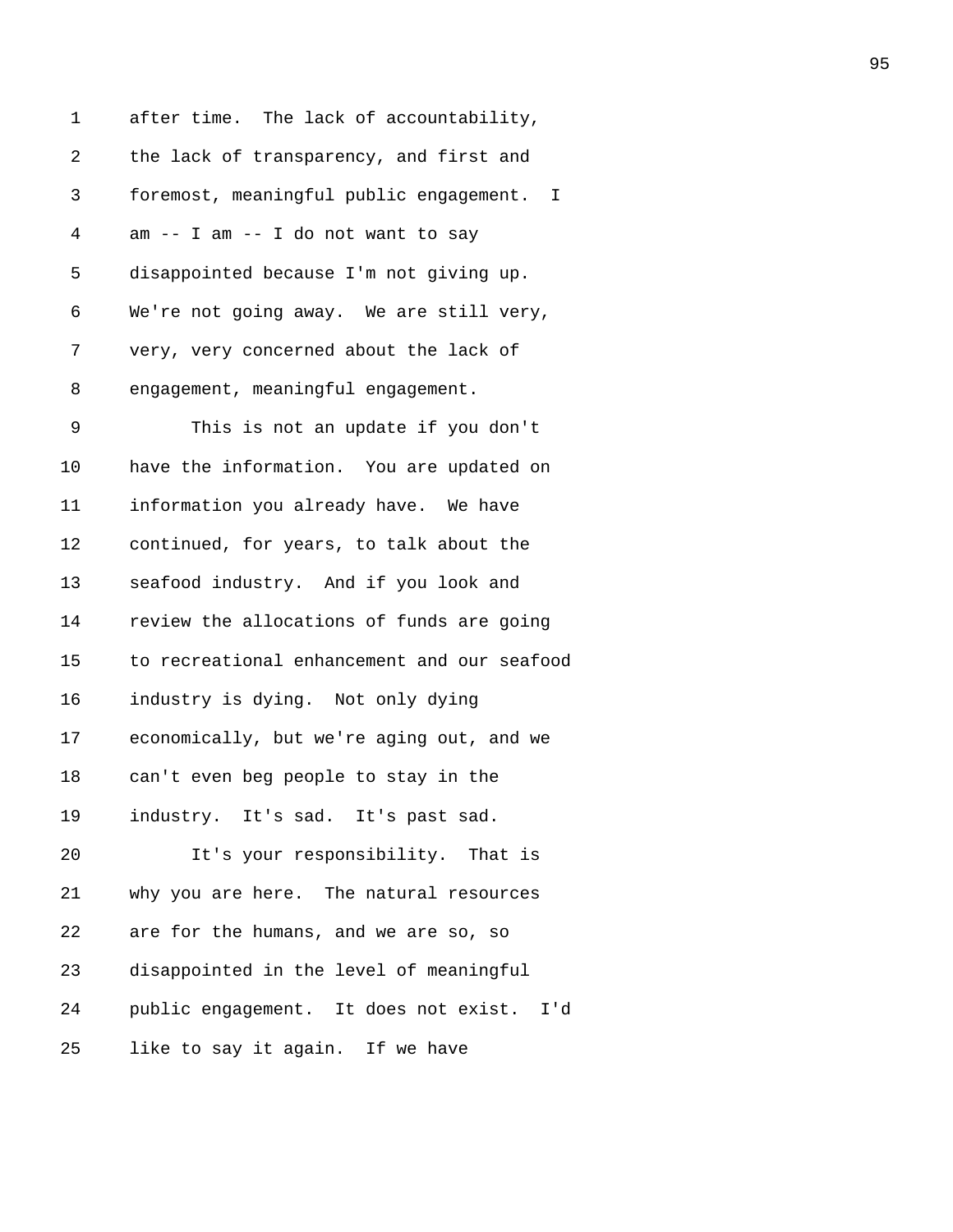after time. The lack of accountability, the lack of transparency, and first and foremost, meaningful public engagement. I am -- I am -- I do not want to say disappointed because I'm not giving up. We're not going away. We are still very, very, very concerned about the lack of engagement, meaningful engagement.

This is not an update if you don't have the information. You are updated on information you already have. We have continued, for years, to talk about the seafood industry. And if you look and review the allocations of funds are going to recreational enhancement and our seafood industry is dying. Not only dying economically, but we're aging out, and we can't even beg people to stay in the industry. It's sad. It's past sad.

It's your responsibility. That is why you are here. The natural resources are for the humans, and we are so, so disappointed in the level of meaningful public engagement. It does not exist. I'd like to say it again. If we have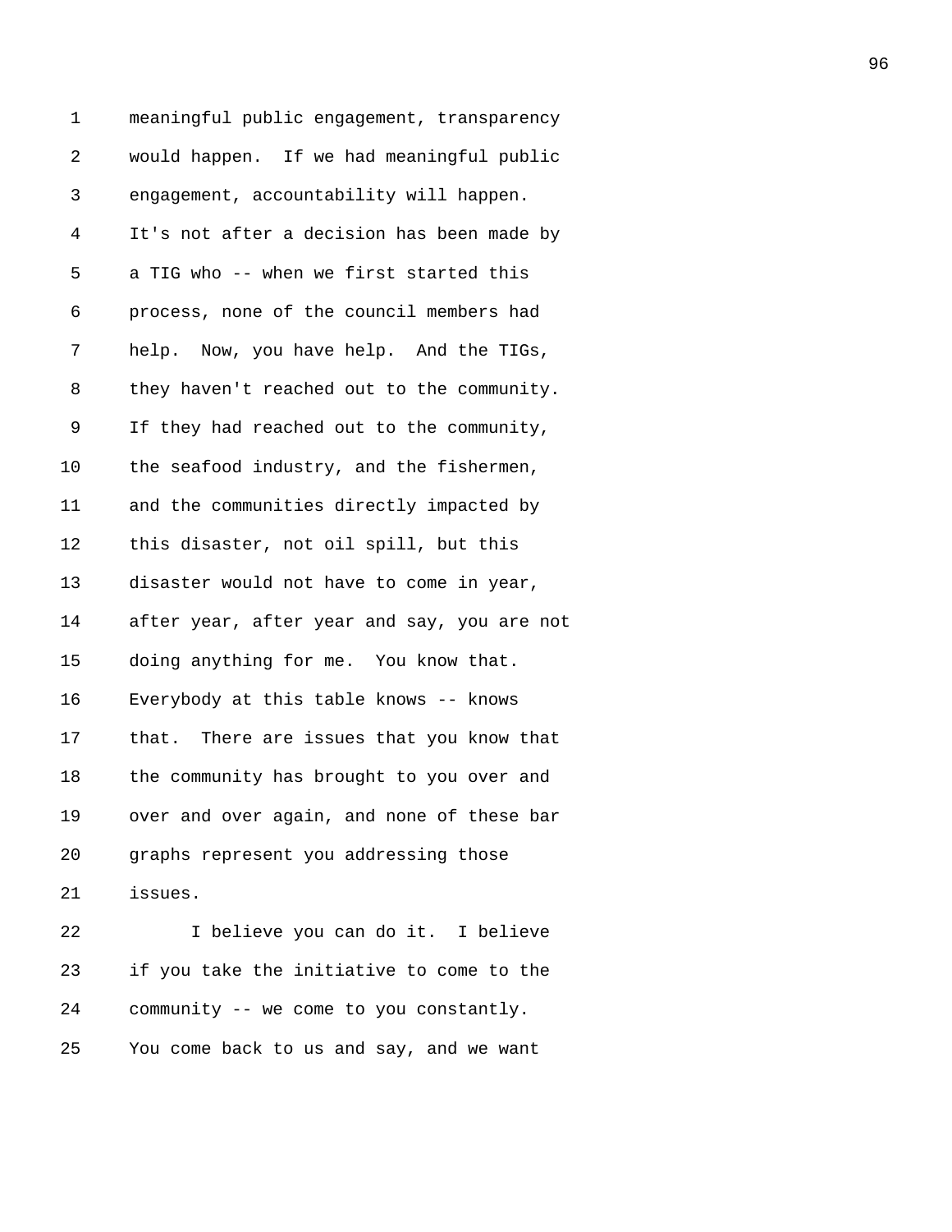meaningful public engagement, transparency would happen. If we had meaningful public engagement, accountability will happen. It's not after a decision has been made by a TIG who -- when we first started this process, none of the council members had help. Now, you have help. And the TIGs, they haven't reached out to the community. If they had reached out to the community, the seafood industry, and the fishermen, and the communities directly impacted by this disaster, not oil spill, but this disaster would not have to come in year, after year, after year and say, you are not doing anything for me. You know that. Everybody at this table knows -- knows that. There are issues that you know that the community has brought to you over and over and over again, and none of these bar graphs represent you addressing those issues.

I believe you can do it. I believe if you take the initiative to come to the community -- we come to you constantly. You come back to us and say, and we want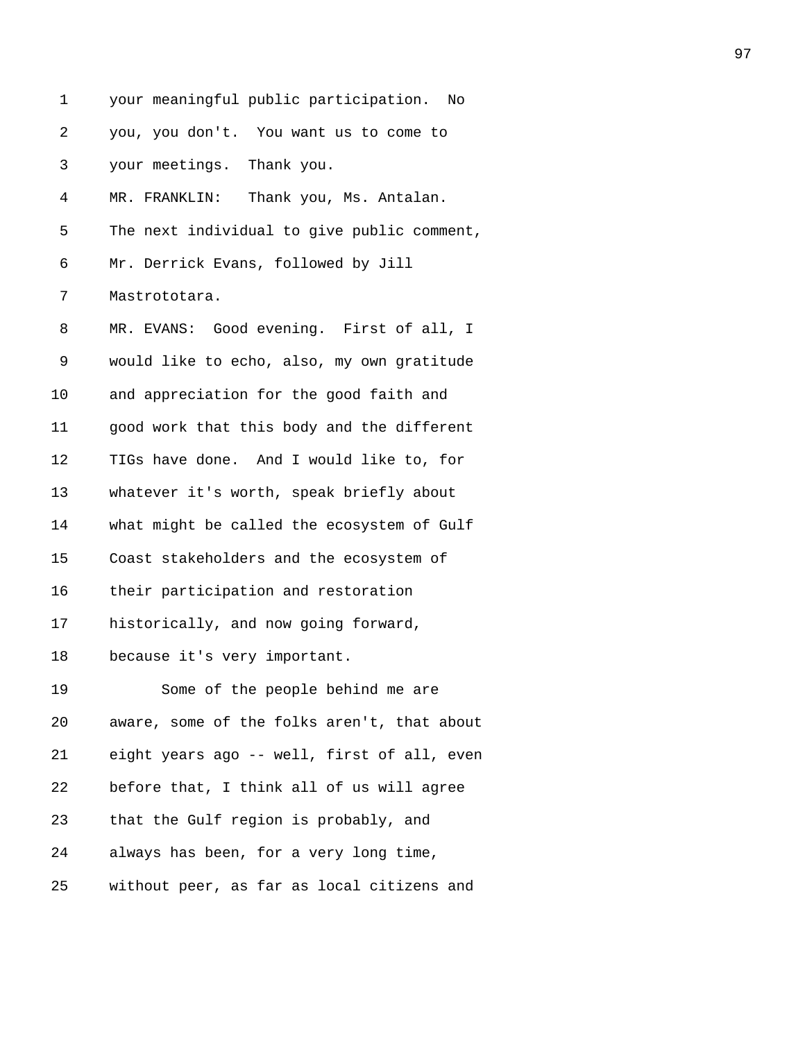your meaningful public participation. No you, you don't. You want us to come to your meetings. Thank you.

MR. FRANKLIN: Thank you, Ms. Antalan. The next individual to give public comment, Mr. Derrick Evans, followed by Jill Mastrototara.

MR. EVANS: Good evening. First of all, I would like to echo, also, my own gratitude and appreciation for the good faith and good work that this body and the different TIGs have done. And I would like to, for whatever it's worth, speak briefly about what might be called the ecosystem of Gulf Coast stakeholders and the ecosystem of their participation and restoration historically, and now going forward, because it's very important.

Some of the people behind me are aware, some of the folks aren't, that about eight years ago -- well, first of all, even before that, I think all of us will agree that the Gulf region is probably, and always has been, for a very long time, without peer, as far as local citizens and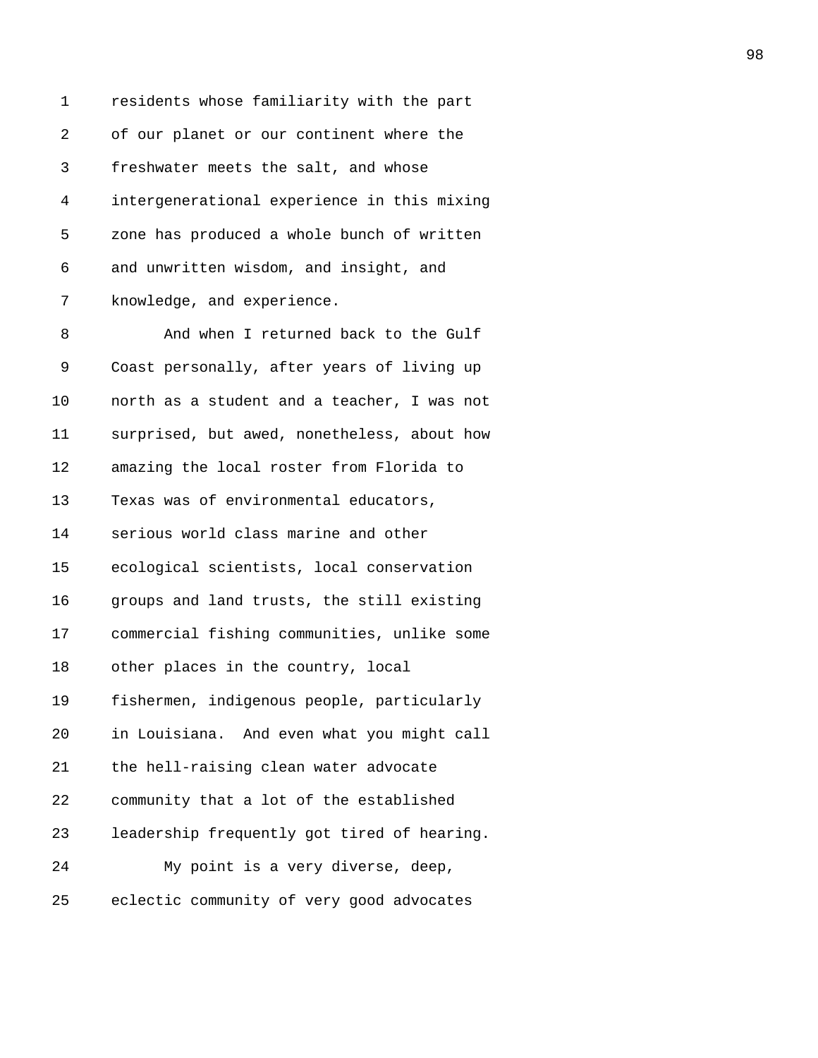residents whose familiarity with the part of our planet or our continent where the freshwater meets the salt, and whose intergenerational experience in this mixing zone has produced a whole bunch of written and unwritten wisdom, and insight, and knowledge, and experience.

And when I returned back to the Gulf Coast personally, after years of living up north as a student and a teacher, I was not surprised, but awed, nonetheless, about how amazing the local roster from Florida to Texas was of environmental educators, serious world class marine and other ecological scientists, local conservation groups and land trusts, the still existing commercial fishing communities, unlike some other places in the country, local fishermen, indigenous people, particularly in Louisiana. And even what you might call the hell-raising clean water advocate community that a lot of the established leadership frequently got tired of hearing.

My point is a very diverse, deep, eclectic community of very good advocates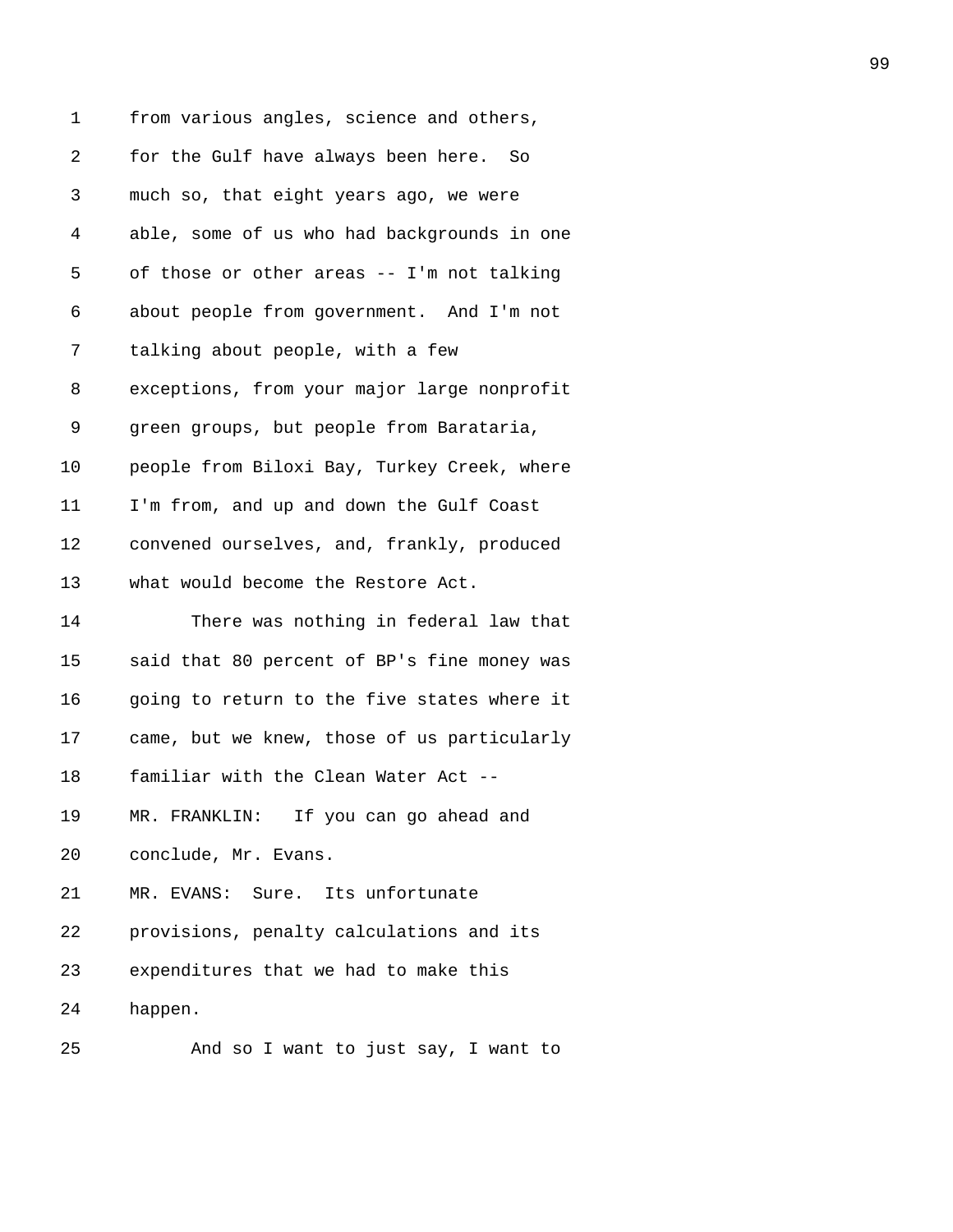from various angles, science and others, for the Gulf have always been here. So much so, that eight years ago, we were able, some of us who had backgrounds in one of those or other areas -- I'm not talking about people from government. And I'm not talking about people, with a few exceptions, from your major large nonprofit green groups, but people from Barataria, people from Biloxi Bay, Turkey Creek, where I'm from, and up and down the Gulf Coast convened ourselves, and, frankly, produced what would become the Restore Act.

There was nothing in federal law that said that 80 percent of BP's fine money was going to return to the five states where it came, but we knew, those of us particularly familiar with the Clean Water Act --

MR. FRANKLIN: If you can go ahead and conclude, Mr. Evans.

MR. EVANS: Sure. Its unfortunate provisions, penalty calculations and its expenditures that we had to make this happen.

And so I want to just say, I want to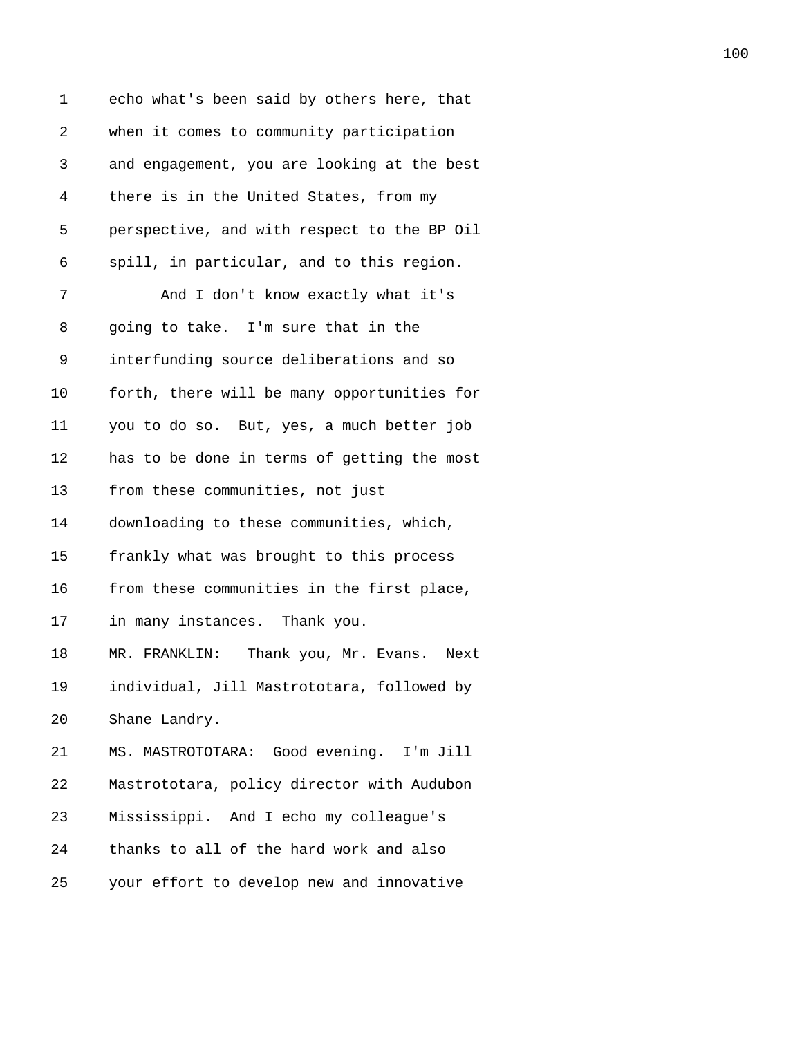echo what's been said by others here, that when it comes to community participation and engagement, you are looking at the best there is in the United States, from my perspective, and with respect to the BP Oil spill, in particular, and to this region.

And I don't know exactly what it's going to take. I'm sure that in the interfunding source deliberations and so forth, there will be many opportunities for you to do so. But, yes, a much better job has to be done in terms of getting the most from these communities, not just downloading to these communities, which, frankly what was brought to this process from these communities in the first place, in many instances. Thank you.

MR. FRANKLIN: Thank you, Mr. Evans. Next individual, Jill Mastrototara, followed by Shane Landry.

MS. MASTROTOTARA: Good evening. I'm Jill Mastrototara, policy director with Audubon Mississippi. And I echo my colleague's thanks to all of the hard work and also your effort to develop new and innovative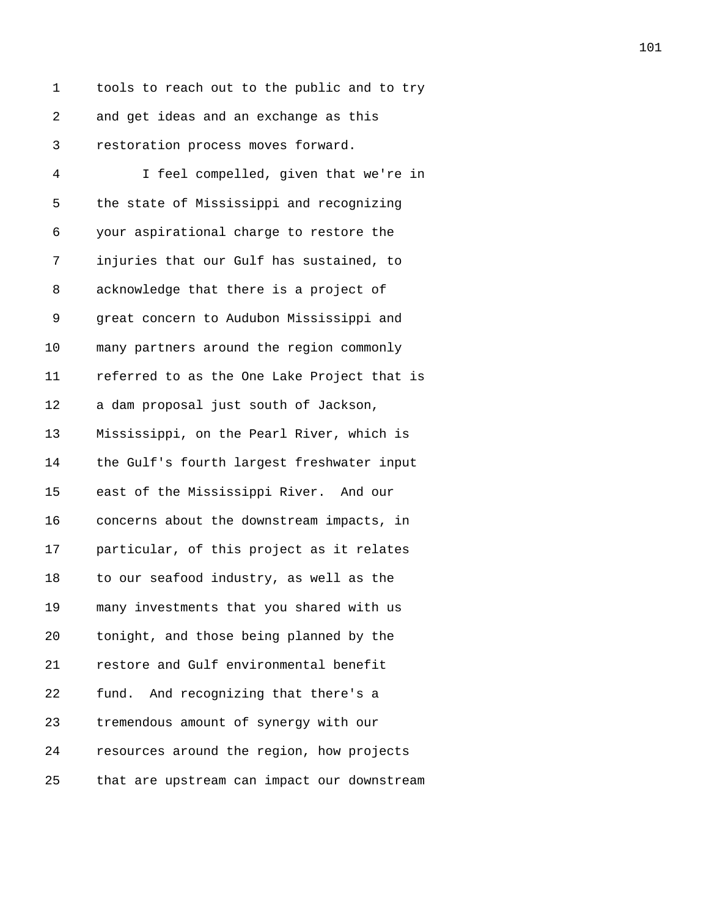tools to reach out to the public and to try and get ideas and an exchange as this restoration process moves forward.

I feel compelled, given that we're in the state of Mississippi and recognizing your aspirational charge to restore the injuries that our Gulf has sustained, to acknowledge that there is a project of great concern to Audubon Mississippi and many partners around the region commonly referred to as the One Lake Project that is a dam proposal just south of Jackson, Mississippi, on the Pearl River, which is the Gulf's fourth largest freshwater input east of the Mississippi River. And our concerns about the downstream impacts, in particular, of this project as it relates to our seafood industry, as well as the many investments that you shared with us tonight, and those being planned by the restore and Gulf environmental benefit fund. And recognizing that there's a tremendous amount of synergy with our resources around the region, how projects that are upstream can impact our downstream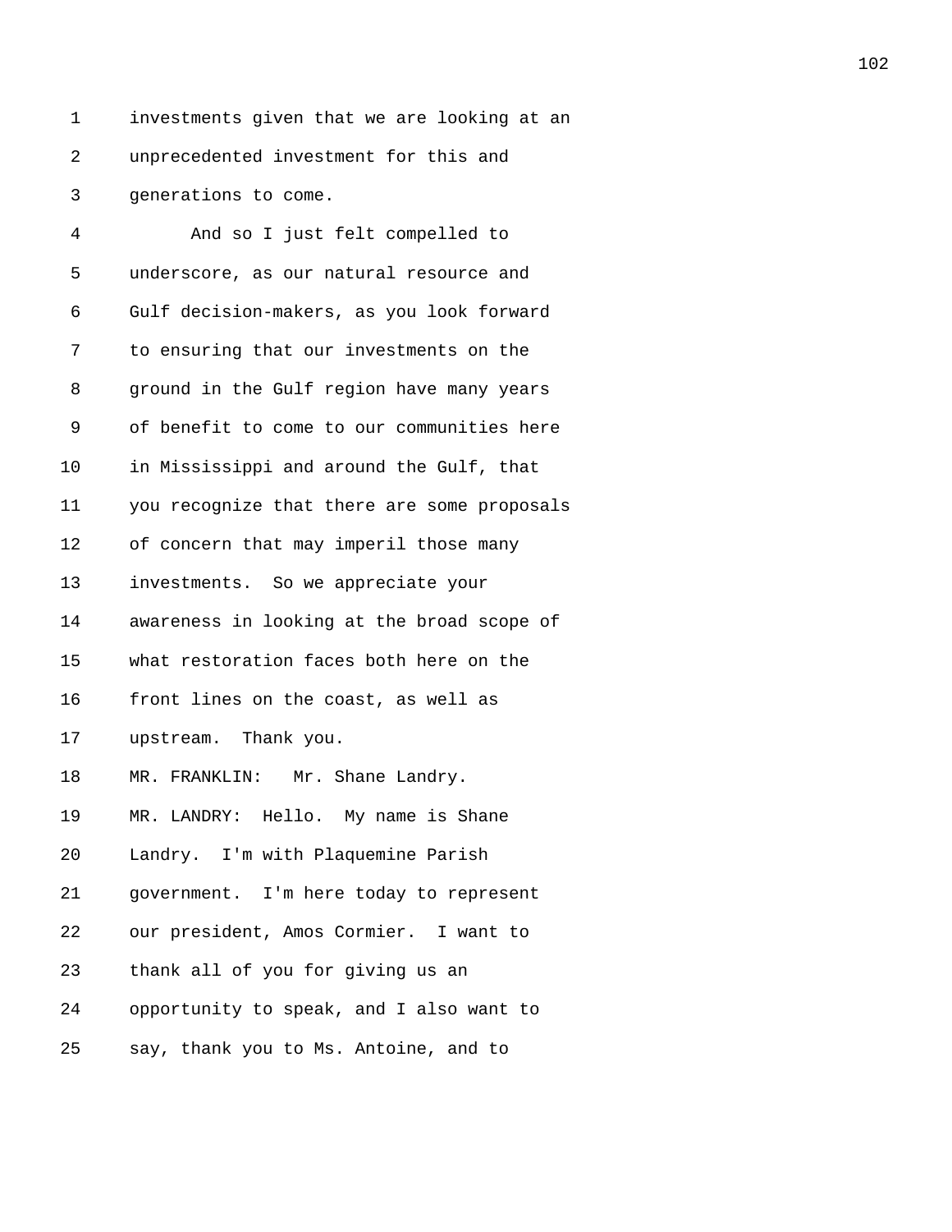investments given that we are looking at an unprecedented investment for this and generations to come.

And so I just felt compelled to underscore, as our natural resource and Gulf decision-makers, as you look forward to ensuring that our investments on the ground in the Gulf region have many years of benefit to come to our communities here in Mississippi and around the Gulf, that you recognize that there are some proposals of concern that may imperil those many investments. So we appreciate your awareness in looking at the broad scope of what restoration faces both here on the front lines on the coast, as well as upstream. Thank you.

MR. FRANKLIN: Mr. Shane Landry.

MR. LANDRY: Hello. My name is Shane Landry. I'm with Plaquemine Parish government. I'm here today to represent our president, Amos Cormier. I want to thank all of you for giving us an opportunity to speak, and I also want to say, thank you to Ms. Antoine, and to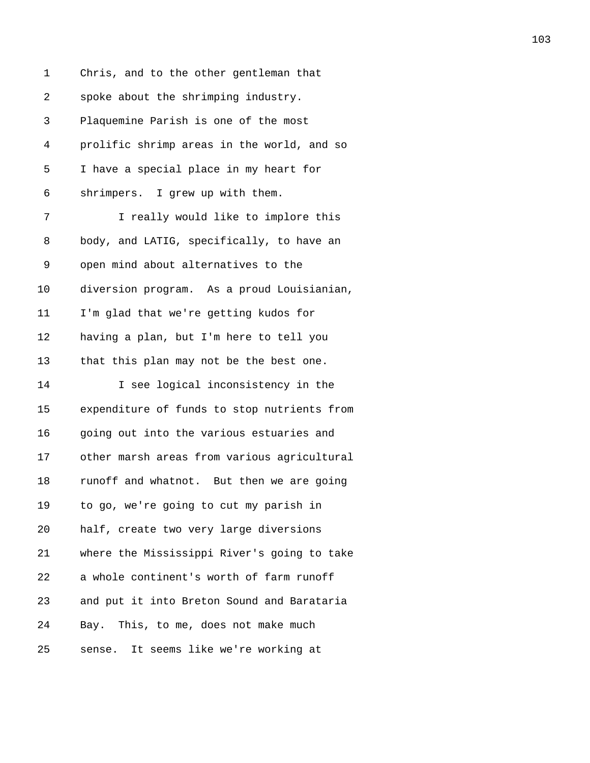Chris, and to the other gentleman that spoke about the shrimping industry. Plaquemine Parish is one of the most prolific shrimp areas in the world, and so I have a special place in my heart for shrimpers. I grew up with them.

I really would like to implore this body, and LATIG, specifically, to have an open mind about alternatives to the diversion program. As a proud Louisianian, I'm glad that we're getting kudos for having a plan, but I'm here to tell you that this plan may not be the best one.

I see logical inconsistency in the expenditure of funds to stop nutrients from going out into the various estuaries and other marsh areas from various agricultural runoff and whatnot. But then we are going to go, we're going to cut my parish in half, create two very large diversions where the Mississippi River's going to take a whole continent's worth of farm runoff and put it into Breton Sound and Barataria Bay. This, to me, does not make much sense. It seems like we're working at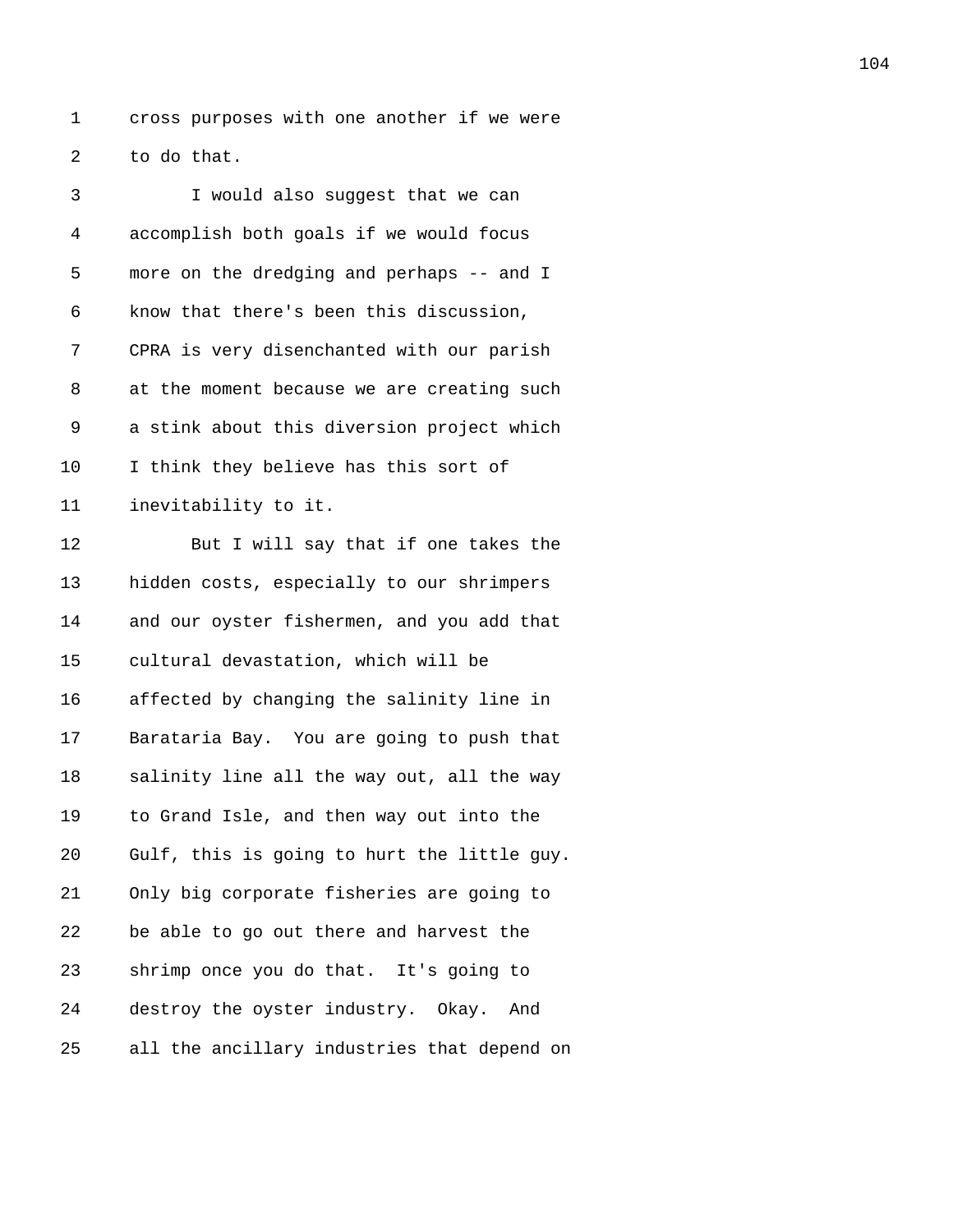cross purposes with one another if we were to do that.

I would also suggest that we can accomplish both goals if we would focus more on the dredging and perhaps -- and I know that there's been this discussion, CPRA is very disenchanted with our parish at the moment because we are creating such a stink about this diversion project which I think they believe has this sort of inevitability to it.

But I will say that if one takes the hidden costs, especially to our shrimpers and our oyster fishermen, and you add that cultural devastation, which will be affected by changing the salinity line in Barataria Bay. You are going to push that salinity line all the way out, all the way to Grand Isle, and then way out into the Gulf, this is going to hurt the little guy. Only big corporate fisheries are going to be able to go out there and harvest the shrimp once you do that. It's going to destroy the oyster industry. Okay. And all the ancillary industries that depend on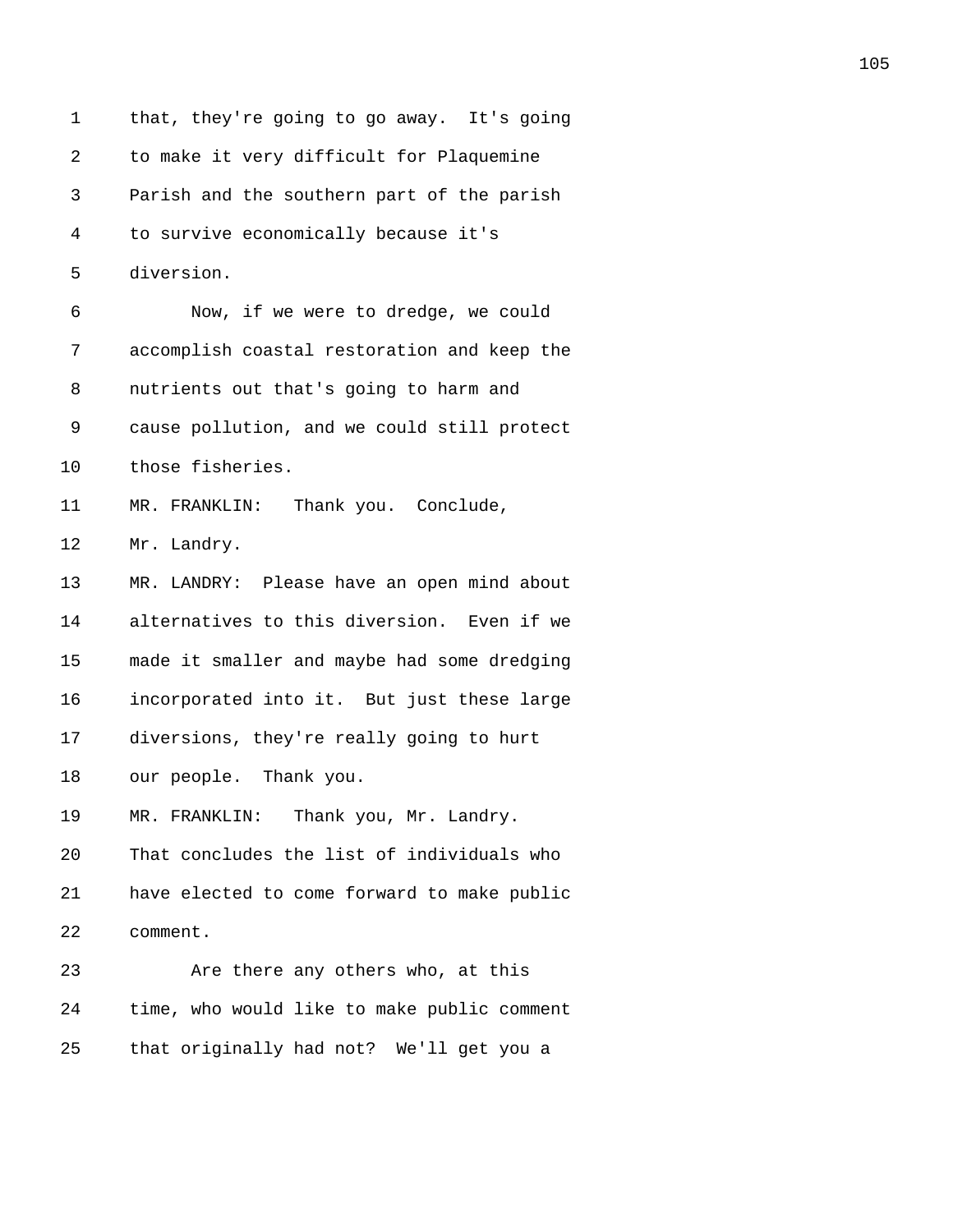that, they're going to go away. It's going to make it very difficult for Plaquemine Parish and the southern part of the parish to survive economically because it's diversion.

Now, if we were to dredge, we could accomplish coastal restoration and keep the nutrients out that's going to harm and cause pollution, and we could still protect those fisheries.

MR. FRANKLIN: Thank you. Conclude, Mr. Landry.

MR. LANDRY: Please have an open mind about alternatives to this diversion. Even if we made it smaller and maybe had some dredging incorporated into it. But just these large diversions, they're really going to hurt our people. Thank you.

MR. FRANKLIN: Thank you, Mr. Landry. That concludes the list of individuals who have elected to come forward to make public comment.

Are there any others who, at this time, who would like to make public comment that originally had not? We'll get you a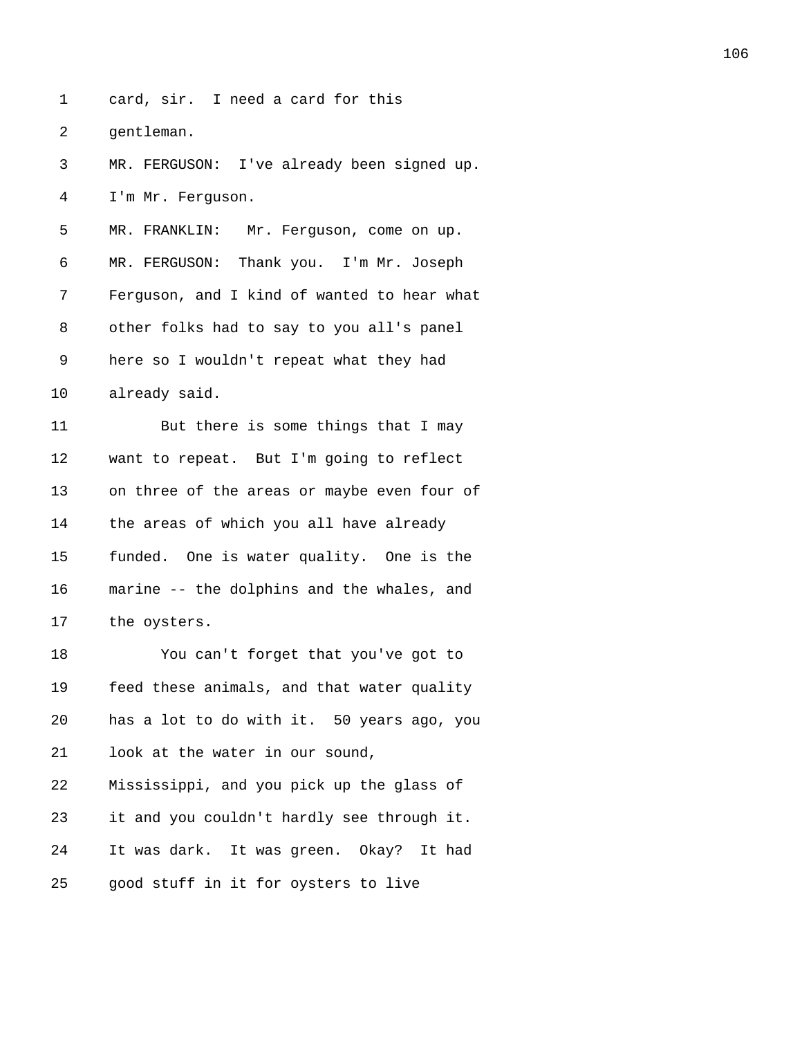card, sir. I need a card for this gentleman.

MR. FERGUSON: I've already been signed up. I'm Mr. Ferguson.

MR. FRANKLIN: Mr. Ferguson, come on up.

MR. FERGUSON: Thank you. I'm Mr. Joseph Ferguson, and I kind of wanted to hear what other folks had to say to you all's panel here so I wouldn't repeat what they had already said.

But there is some things that I may want to repeat. But I'm going to reflect on three of the areas or maybe even four of the areas of which you all have already funded. One is water quality. One is the marine -- the dolphins and the whales, and the oysters.

You can't forget that you've got to feed these animals, and that water quality has a lot to do with it. 50 years ago, you look at the water in our sound, Mississippi, and you pick up the glass of it and you couldn't hardly see through it. It was dark. It was green. Okay? It had good stuff in it for oysters to live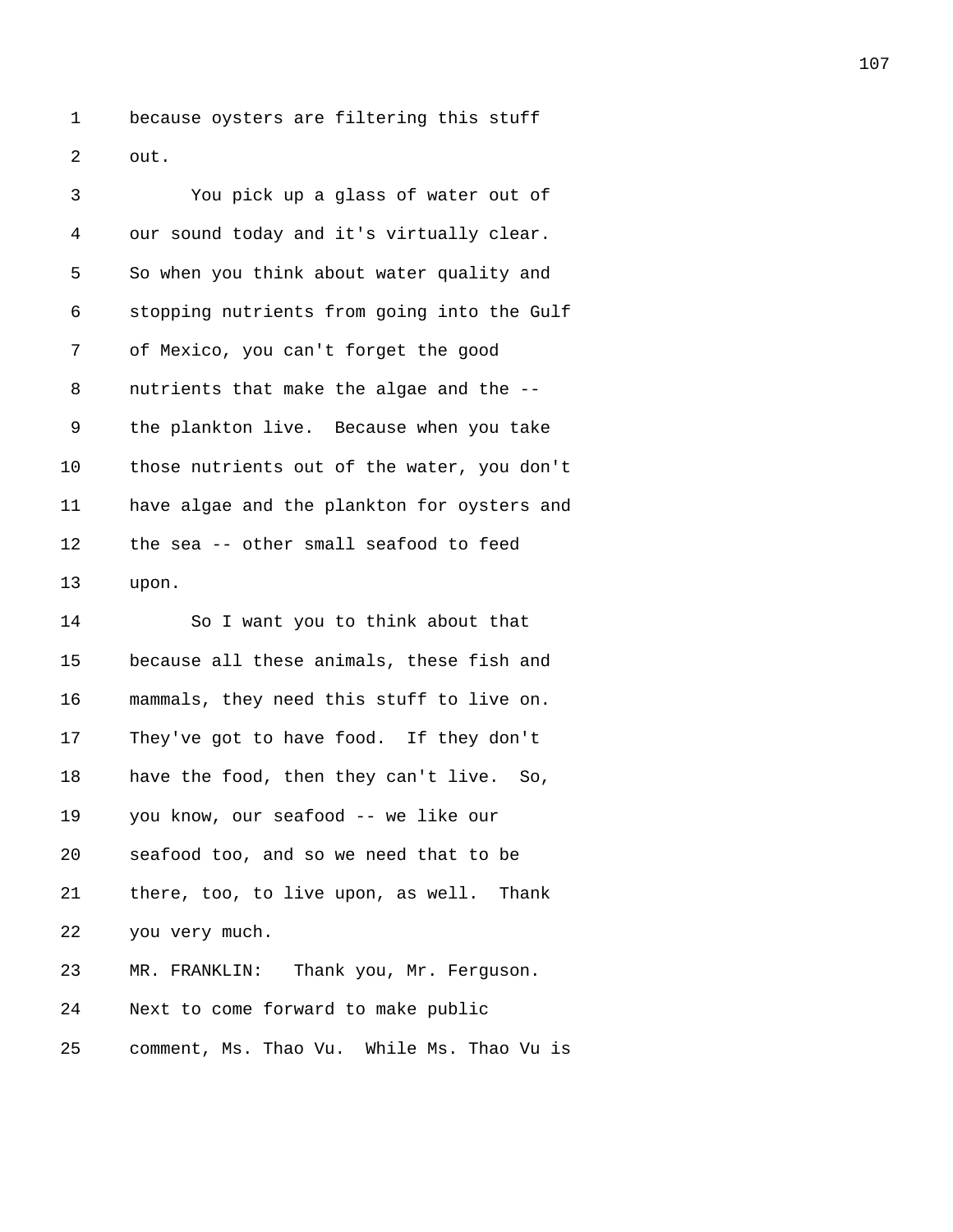because oysters are filtering this stuff out.

You pick up a glass of water out of our sound today and it's virtually clear. So when you think about water quality and stopping nutrients from going into the Gulf of Mexico, you can't forget the good nutrients that make the algae and the -- the plankton live. Because when you take those nutrients out of the water, you don't have algae and the plankton for oysters and the sea -- other small seafood to feed upon.

So I want you to think about that because all these animals, these fish and mammals, they need this stuff to live on. They've got to have food. If they don't have the food, then they can't live. So, you know, our seafood -- we like our seafood too, and so we need that to be there, too, to live upon, as well. Thank you very much.

MR. FRANKLIN: Thank you, Mr. Ferguson. Next to come forward to make public comment, Ms. Thao Vu. While Ms. Thao Vu is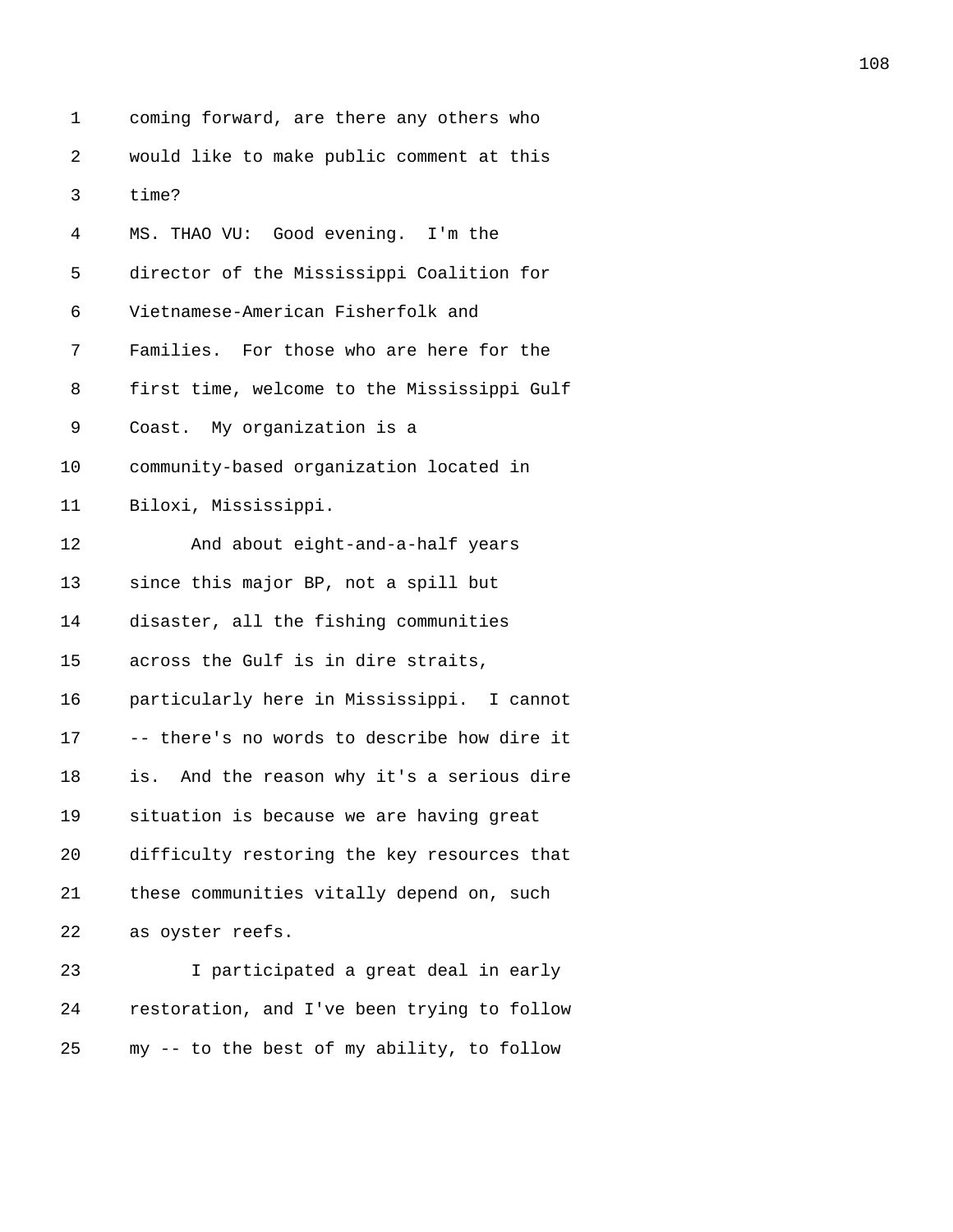coming forward, are there any others who would like to make public comment at this time?

MS. THAO VU: Good evening. I'm the director of the Mississippi Coalition for Vietnamese-American Fisherfolk and Families. For those who are here for the first time, welcome to the Mississippi Gulf Coast. My organization is a community-based organization located in Biloxi, Mississippi.

And about eight-and-a-half years since this major BP, not a spill but disaster, all the fishing communities across the Gulf is in dire straits, particularly here in Mississippi. I cannot -- there's no words to describe how dire it is. And the reason why it's a serious dire situation is because we are having great difficulty restoring the key resources that these communities vitally depend on, such as oyster reefs.

I participated a great deal in early restoration, and I've been trying to follow my -- to the best of my ability, to follow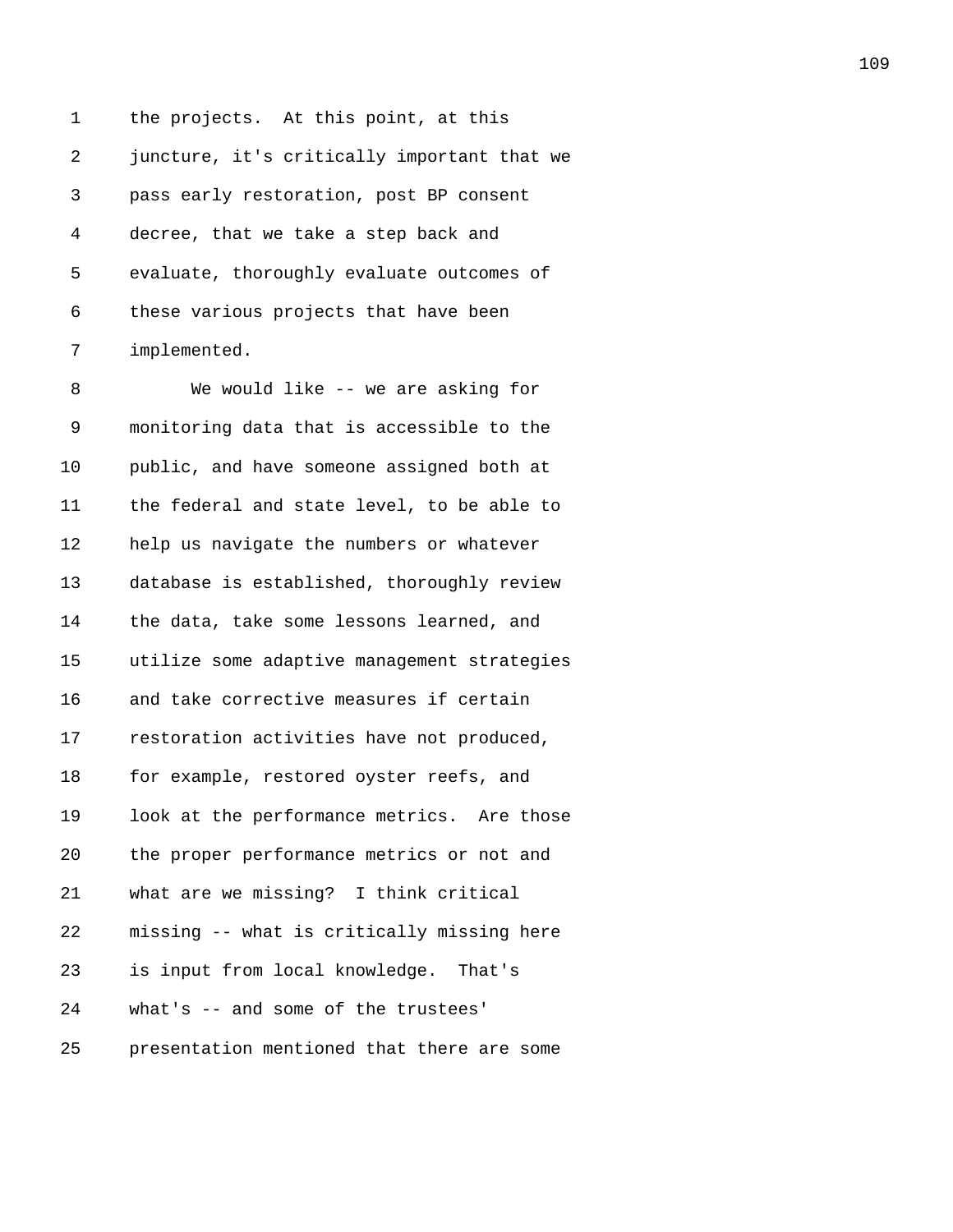the projects. At this point, at this juncture, it's critically important that we pass early restoration, post BP consent decree, that we take a step back and evaluate, thoroughly evaluate outcomes of these various projects that have been implemented.

We would like -- we are asking for monitoring data that is accessible to the public, and have someone assigned both at the federal and state level, to be able to help us navigate the numbers or whatever database is established, thoroughly review the data, take some lessons learned, and utilize some adaptive management strategies and take corrective measures if certain restoration activities have not produced, for example, restored oyster reefs, and look at the performance metrics. Are those the proper performance metrics or not and what are we missing? I think critical missing -- what is critically missing here is input from local knowledge. That's what's -- and some of the trustees' presentation mentioned that there are some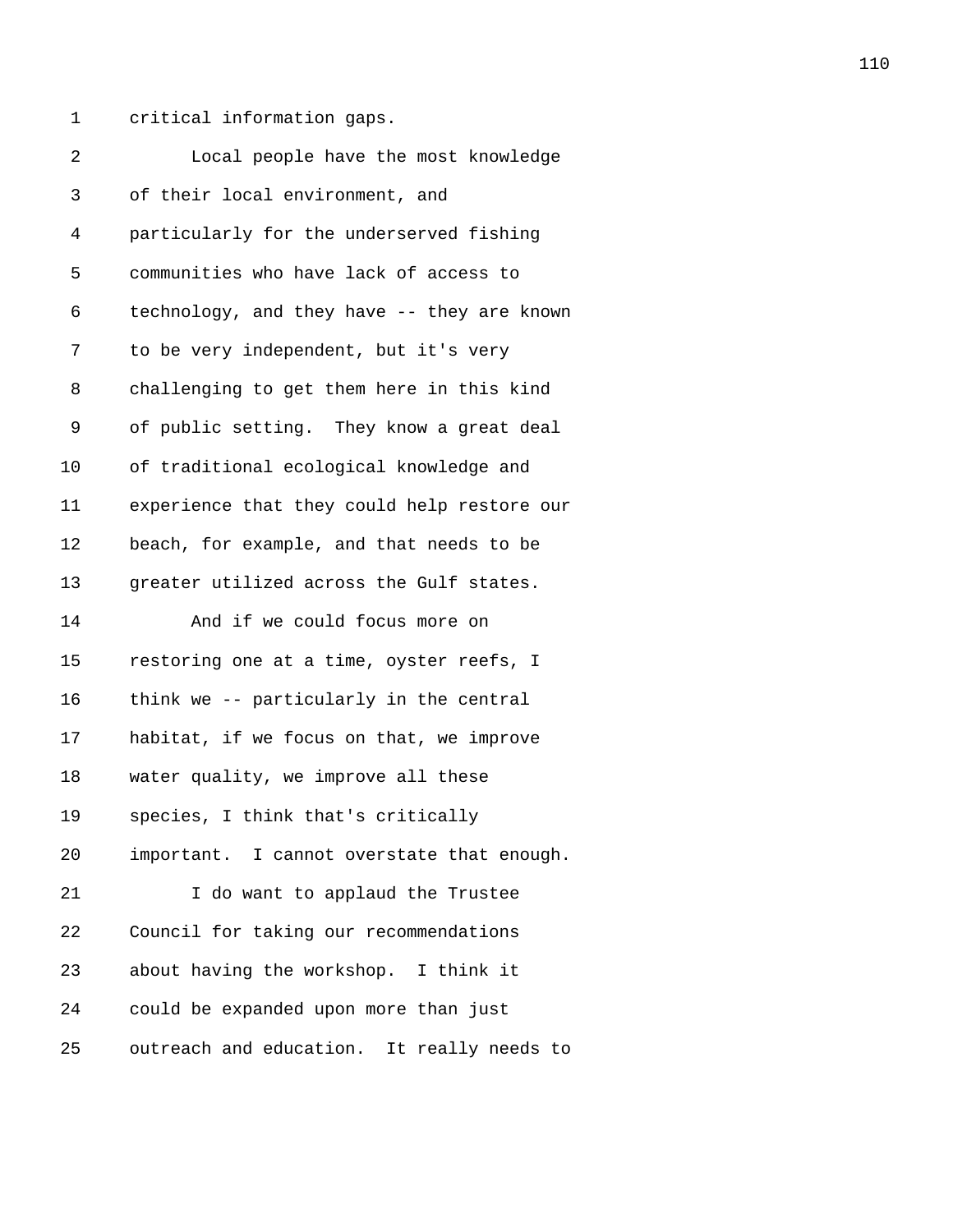critical information gaps.

Local people have the most knowledge of their local environment, and particularly for the underserved fishing communities who have lack of access to technology, and they have -- they are known to be very independent, but it's very challenging to get them here in this kind of public setting. They know a great deal of traditional ecological knowledge and experience that they could help restore our beach, for example, and that needs to be greater utilized across the Gulf states.

And if we could focus more on restoring one at a time, oyster reefs, I think we -- particularly in the central habitat, if we focus on that, we improve water quality, we improve all these species, I think that's critically important. I cannot overstate that enough.

I do want to applaud the Trustee Council for taking our recommendations about having the workshop. I think it could be expanded upon more than just outreach and education. It really needs to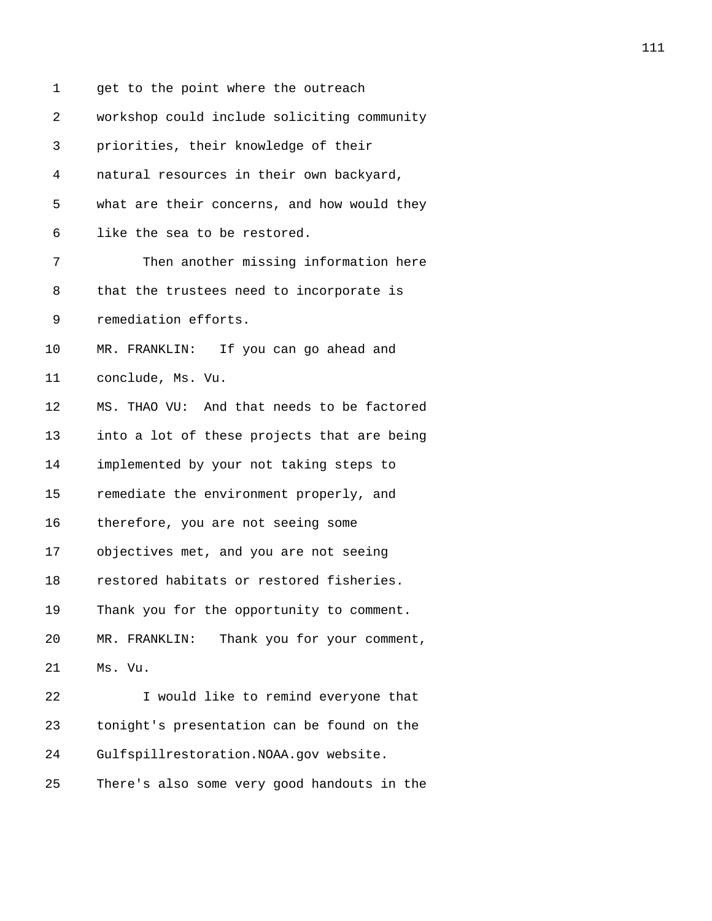get to the point where the outreach workshop could include soliciting community priorities, their knowledge of their natural resources in their own backyard, what are their concerns, and how would they like the sea to be restored.

Then another missing information here that the trustees need to incorporate is remediation efforts.

MR. FRANKLIN: If you can go ahead and conclude, Ms. Vu.

MS. THAO VU: And that needs to be factored into a lot of these projects that are being implemented by your not taking steps to remediate the environment properly, and therefore, you are not seeing some objectives met, and you are not seeing restored habitats or restored fisheries. Thank you for the opportunity to comment.

MR. FRANKLIN: Thank you for your comment, Ms. Vu.

I would like to remind everyone that tonight's presentation can be found on the Gulfspillrestoration.NOAA.gov website. There's also some very good handouts in the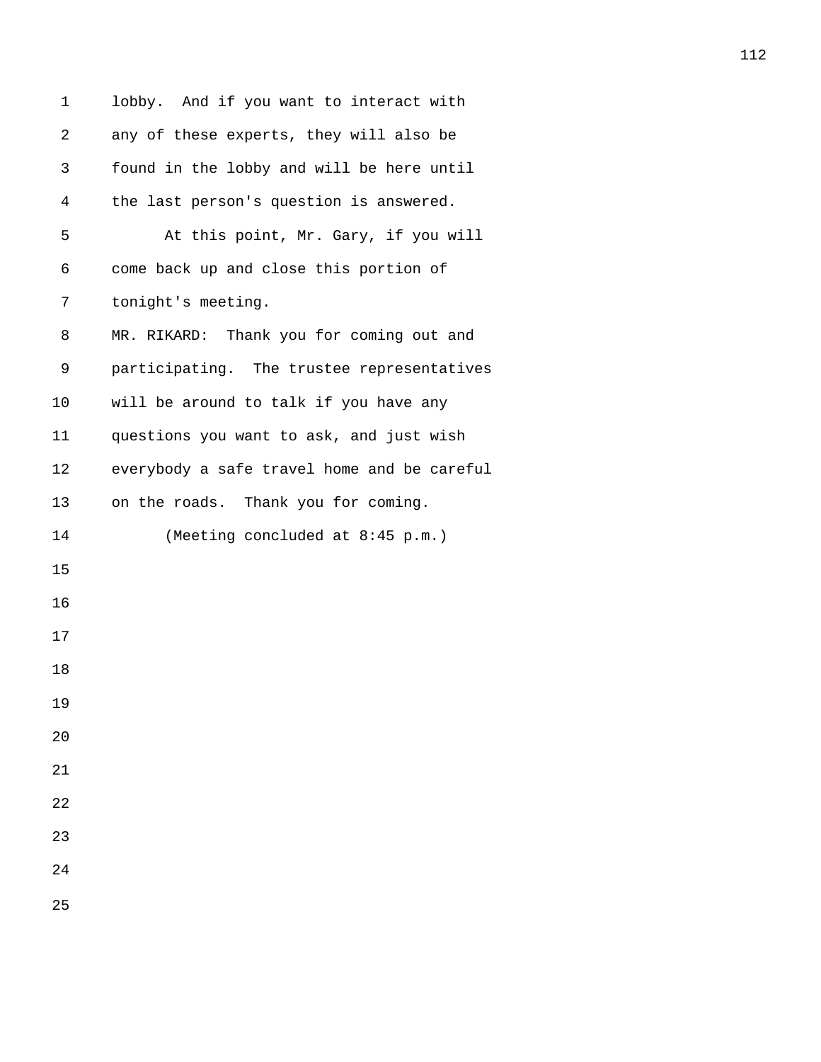lobby. And if you want to interact with any of these experts, they will also be found in the lobby and will be here until the last person's question is answered.

At this point, Mr. Gary, if you will come back up and close this portion of tonight's meeting.

MR. RIKARD: Thank you for coming out and participating. The trustee representatives will be around to talk if you have any questions you want to ask, and just wish everybody a safe travel home and be careful on the roads. Thank you for coming.

(Meeting concluded at 8:45 p.m.)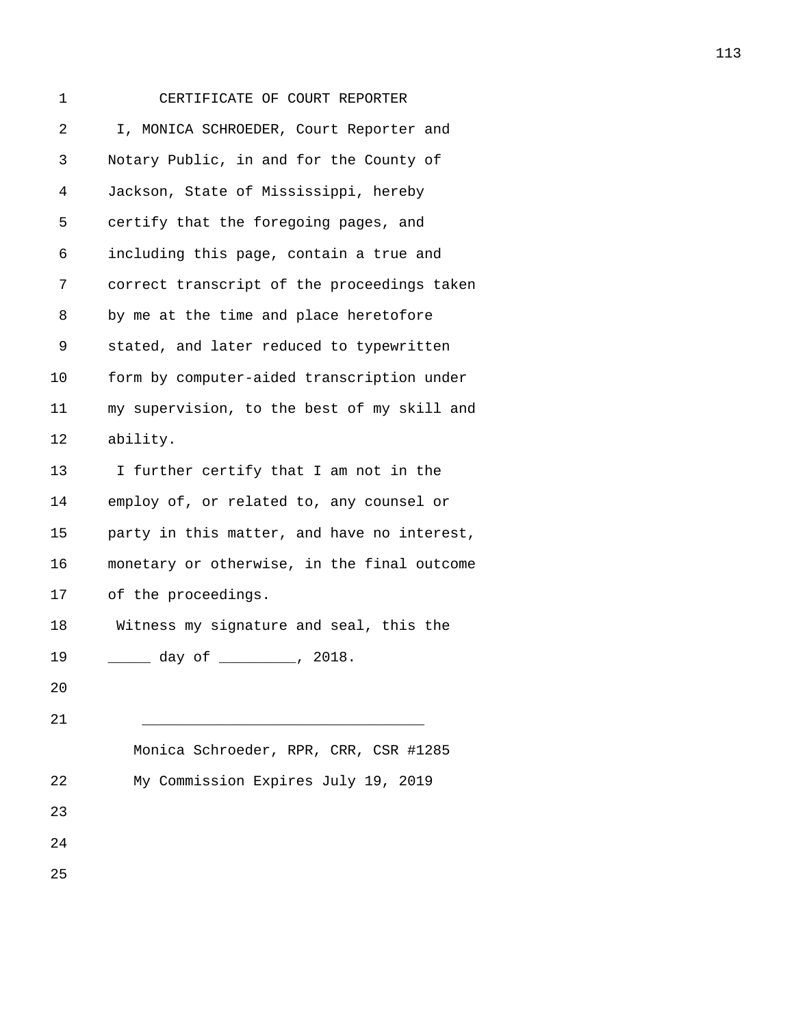CERTIFICATE OF COURT REPORTER

I, MONICA SCHROEDER, Court Reporter and Notary Public, in and for the County of Jackson, State of Mississippi, hereby certify that the foregoing pages, and including this page, contain a true and correct transcript of the proceedings taken by me at the time and place heretofore stated, and later reduced to typewritten form by computer-aided transcription under my supervision, to the best of my skill and ability.

I further certify that I am not in the employ of, or related to, any counsel or party in this matter, and have no interest, monetary or otherwise, in the final outcome of the proceedings.

Witness my signature and seal, this the _____ day of _________, 2018.

_________________________________

Monica Schroeder, RPR, CRR, CSR #1285

My Commission Expires July 19, 2019